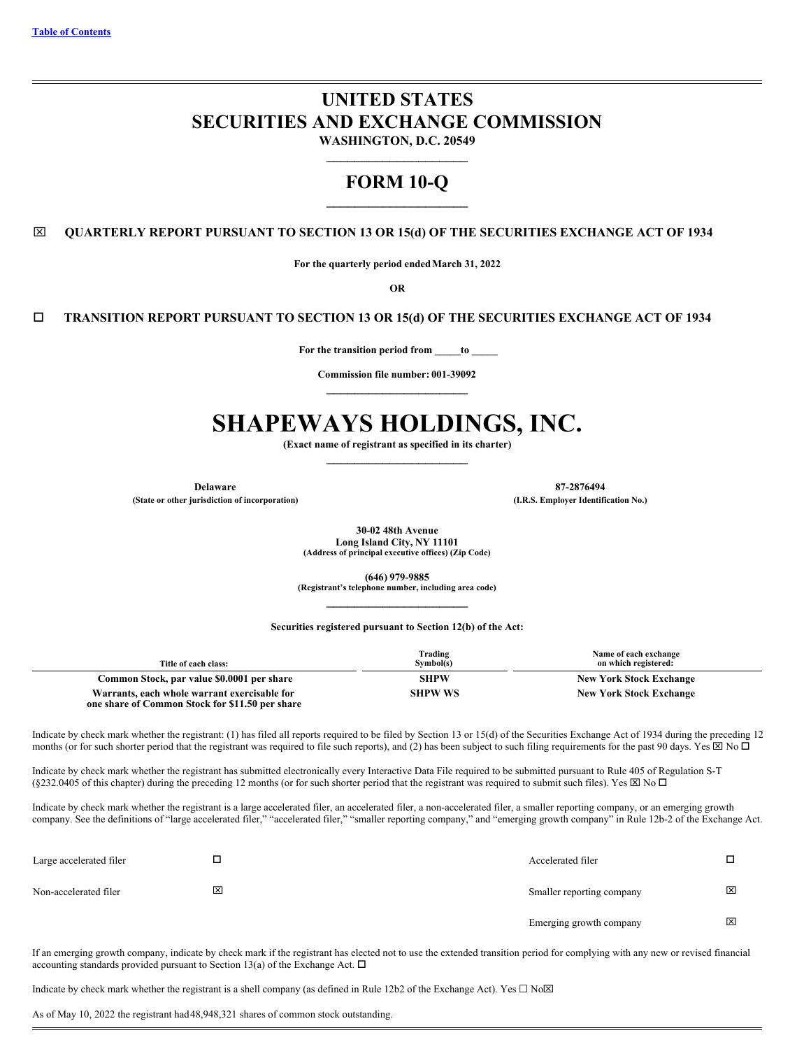[Table of Contents](#)

# UNITED STATES
# SECURITIES AND EXCHANGE COMMISSION

**WASHINGTON, D.C. 20549**

---

# FORM 10-Q

---

☒ **QUARTERLY REPORT PURSUANT TO SECTION 13 OR 15(d) OF THE SECURITIES EXCHANGE ACT OF 1934**

**For the quarterly period ended March 31, 2022**

**OR**

☐ **TRANSITION REPORT PURSUANT TO SECTION 13 OR 15(d) OF THE SECURITIES EXCHANGE ACT OF 1934**

**For the transition period from _____to _____**

**Commission file number: 001-39092**

---

# SHAPEWAYS HOLDINGS, INC.

**(Exact name of registrant as specified in its charter)**

---

| | |
|---|---|
| **Delaware** | **87-2876494** |
| **(State or other jurisdiction of incorporation)** | **(I.R.S. Employer Identification No.)** |

**30-02 48th Avenue**
**Long Island City, NY 11101**
**(Address of principal executive offices) (Zip Code)**

**(646) 979-9885**
**(Registrant's telephone number, including area code)**

---

**Securities registered pursuant to Section 12(b) of the Act:**

| Title of each class: | Trading Symbol(s) | Name of each exchange on which registered: |
|---|---|---|
| **Common Stock, par value $0.0001 per share** | **SHPW** | **New York Stock Exchange** |
| **Warrants, each whole warrant exercisable for one share of Common Stock for $11.50 per share** | **SHPW WS** | **New York Stock Exchange** |

Indicate by check mark whether the registrant: (1) has filed all reports required to be filed by Section 13 or 15(d) of the Securities Exchange Act of 1934 during the preceding 12 months (or for such shorter period that the registrant was required to file such reports), and (2) has been subject to such filing requirements for the past 90 days. Yes ☒ No ☐

Indicate by check mark whether the registrant has submitted electronically every Interactive Data File required to be submitted pursuant to Rule 405 of Regulation S-T (§232.0405 of this chapter) during the preceding 12 months (or for such shorter period that the registrant was required to submit such files). Yes ☒ No ☐

Indicate by check mark whether the registrant is a large accelerated filer, an accelerated filer, a non-accelerated filer, a smaller reporting company, or an emerging growth company. See the definitions of "large accelerated filer," "accelerated filer," "smaller reporting company," and "emerging growth company" in Rule 12b-2 of the Exchange Act.

| | | | |
|---|---|---|---|
| Large accelerated filer | ☐ | Accelerated filer | ☐ |
| Non-accelerated filer | ☒ | Smaller reporting company | ☒ |
| | | Emerging growth company | ☒ |

If an emerging growth company, indicate by check mark if the registrant has elected not to use the extended transition period for complying with any new or revised financial accounting standards provided pursuant to Section 13(a) of the Exchange Act. ☐

Indicate by check mark whether the registrant is a shell company (as defined in Rule 12b2 of the Exchange Act). Yes ☐ No☒

As of May 10, 2022 the registrant had 48,948,321 shares of common stock outstanding.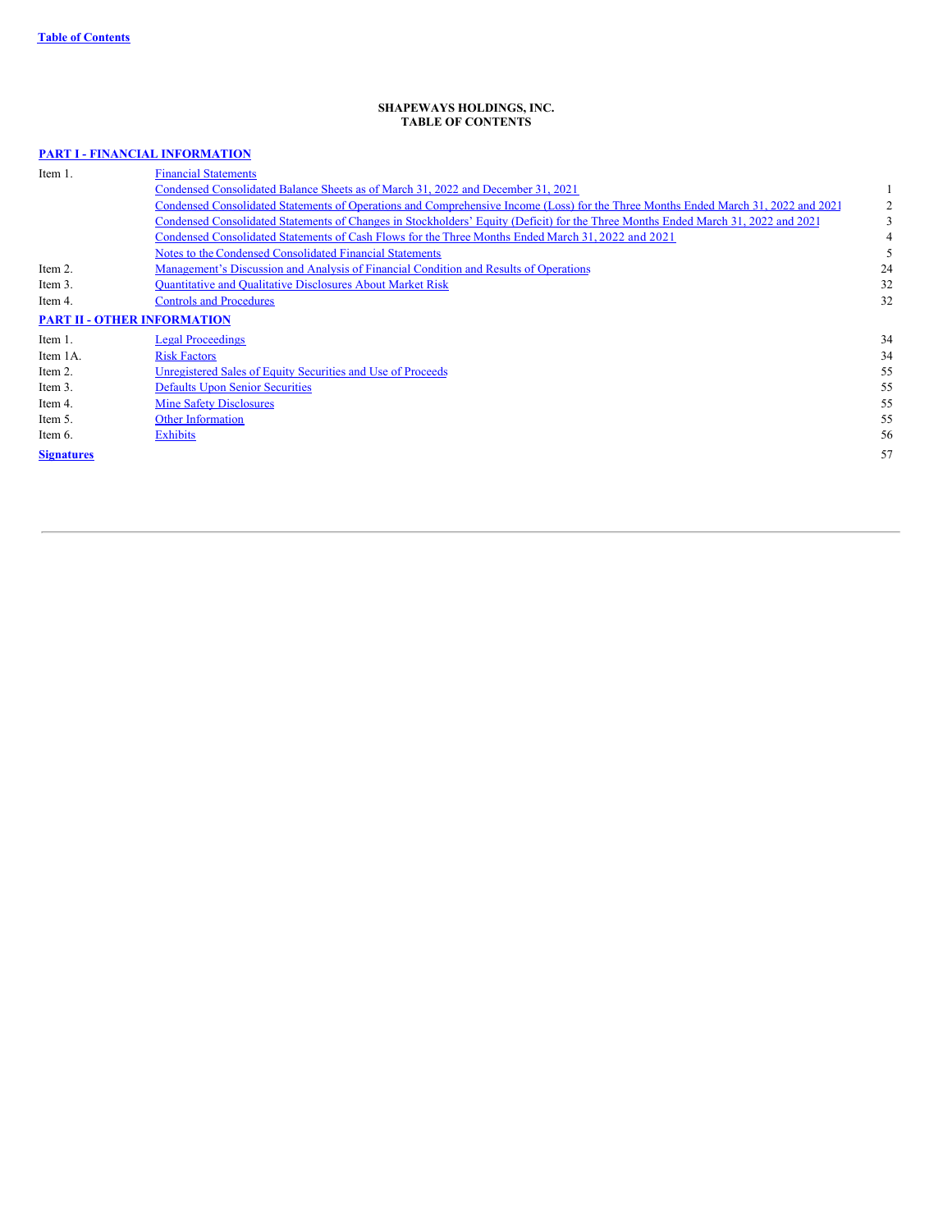**SHAPEWAYS HOLDINGS, INC.**
**TABLE OF CONTENTS**

**PART I - FINANCIAL INFORMATION**

| | | |
|---|---|---|
| Item 1. | Financial Statements | |
| | Condensed Consolidated Balance Sheets as of March 31, 2022 and December 31, 2021 | 1 |
| | Condensed Consolidated Statements of Operations and Comprehensive Income (Loss) for the Three Months Ended March 31, 2022 and 2021 | 2 |
| | Condensed Consolidated Statements of Changes in Stockholders' Equity (Deficit) for the Three Months Ended March 31, 2022 and 2021 | 3 |
| | Condensed Consolidated Statements of Cash Flows for the Three Months Ended March 31, 2022 and 2021 | 4 |
| | Notes to the Condensed Consolidated Financial Statements | 5 |
| Item 2. | Management's Discussion and Analysis of Financial Condition and Results of Operations | 24 |
| Item 3. | Quantitative and Qualitative Disclosures About Market Risk | 32 |
| Item 4. | Controls and Procedures | 32 |

**PART II - OTHER INFORMATION**

| | | |
|---|---|---|
| Item 1. | Legal Proceedings | 34 |
| Item 1A. | Risk Factors | 34 |
| Item 2. | Unregistered Sales of Equity Securities and Use of Proceeds | 55 |
| Item 3. | Defaults Upon Senior Securities | 55 |
| Item 4. | Mine Safety Disclosures | 55 |
| Item 5. | Other Information | 55 |
| Item 6. | Exhibits | 56 |

**Signatures** 57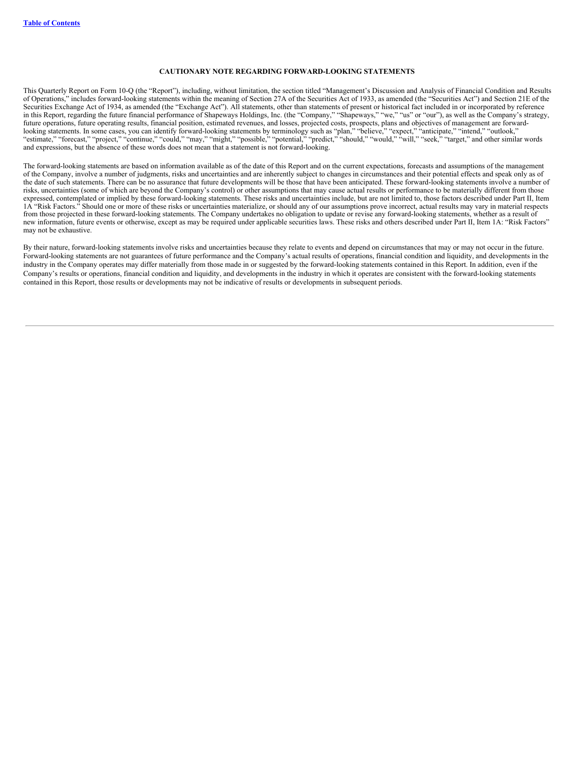## CAUTIONARY NOTE REGARDING FORWARD-LOOKING STATEMENTS

This Quarterly Report on Form 10-Q (the "Report"), including, without limitation, the section titled "Management's Discussion and Analysis of Financial Condition and Results of Operations," includes forward-looking statements within the meaning of Section 27A of the Securities Act of 1933, as amended (the "Securities Act") and Section 21E of the Securities Exchange Act of 1934, as amended (the "Exchange Act"). All statements, other than statements of present or historical fact included in or incorporated by reference in this Report, regarding the future financial performance of Shapeways Holdings, Inc. (the "Company," "Shapeways," "we," "us" or "our"), as well as the Company's strategy, future operations, future operating results, financial position, estimated revenues, and losses, projected costs, prospects, plans and objectives of management are forward-looking statements. In some cases, you can identify forward-looking statements by terminology such as "plan," "believe," "expect," "anticipate," "intend," "outlook," "estimate," "forecast," "project," "continue," "could," "may," "might," "possible," "potential," "predict," "should," "would," "will," "seek," "target," and other similar words and expressions, but the absence of these words does not mean that a statement is not forward-looking.

The forward-looking statements are based on information available as of the date of this Report and on the current expectations, forecasts and assumptions of the management of the Company, involve a number of judgments, risks and uncertainties and are inherently subject to changes in circumstances and their potential effects and speak only as of the date of such statements. There can be no assurance that future developments will be those that have been anticipated. These forward-looking statements involve a number of risks, uncertainties (some of which are beyond the Company's control) or other assumptions that may cause actual results or performance to be materially different from those expressed, contemplated or implied by these forward-looking statements. These risks and uncertainties include, but are not limited to, those factors described under Part II, Item 1A "Risk Factors." Should one or more of these risks or uncertainties materialize, or should any of our assumptions prove incorrect, actual results may vary in material respects from those projected in these forward-looking statements. The Company undertakes no obligation to update or revise any forward-looking statements, whether as a result of new information, future events or otherwise, except as may be required under applicable securities laws. These risks and others described under Part II, Item 1A: "Risk Factors" may not be exhaustive.

By their nature, forward-looking statements involve risks and uncertainties because they relate to events and depend on circumstances that may or may not occur in the future. Forward-looking statements are not guarantees of future performance and the Company's actual results of operations, financial condition and liquidity, and developments in the industry in the Company operates may differ materially from those made in or suggested by the forward-looking statements contained in this Report. In addition, even if the Company's results or operations, financial condition and liquidity, and developments in the industry in which it operates are consistent with the forward-looking statements contained in this Report, those results or developments may not be indicative of results or developments in subsequent periods.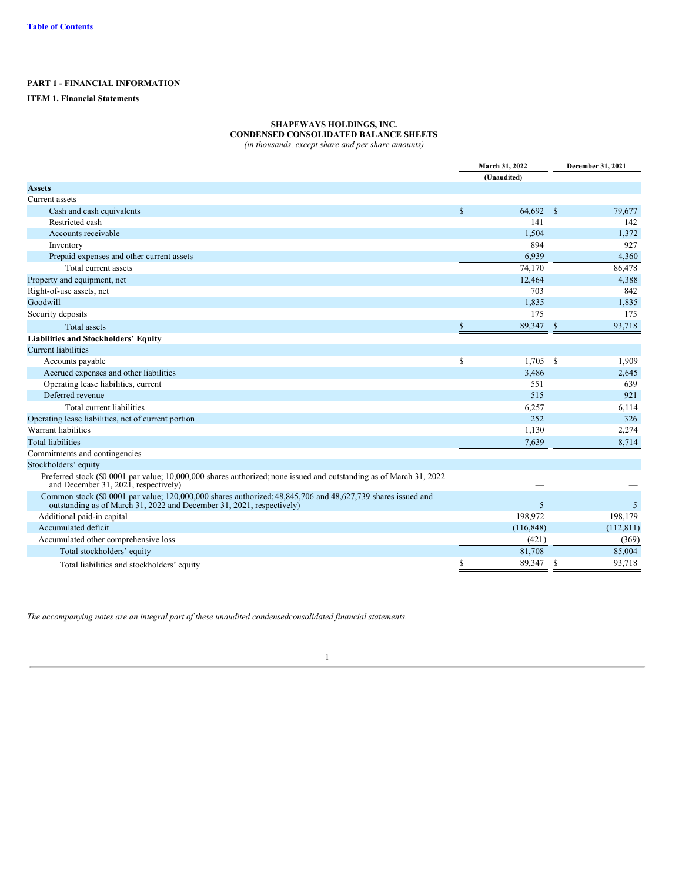[Table of Contents](#)

**PART 1 - FINANCIAL INFORMATION**

**ITEM 1. Financial Statements**

**SHAPEWAYS HOLDINGS, INC.**
**CONDENSED CONSOLIDATED BALANCE SHEETS**
*(in thousands, except share and per share amounts)*

| | March 31, 2022 | December 31, 2021 |
|---|---|---|
| | (Unaudited) | |
| **Assets** | | |
| Current assets | | |
| Cash and cash equivalents | $ 64,692 | $ 79,677 |
| Restricted cash | 141 | 142 |
| Accounts receivable | 1,504 | 1,372 |
| Inventory | 894 | 927 |
| Prepaid expenses and other current assets | 6,939 | 4,360 |
| Total current assets | 74,170 | 86,478 |
| Property and equipment, net | 12,464 | 4,388 |
| Right-of-use assets, net | 703 | 842 |
| Goodwill | 1,835 | 1,835 |
| Security deposits | 175 | 175 |
| Total assets | $ 89,347 | $ 93,718 |
| **Liabilities and Stockholders' Equity** | | |
| Current liabilities | | |
| Accounts payable | $ 1,705 | $ 1,909 |
| Accrued expenses and other liabilities | 3,486 | 2,645 |
| Operating lease liabilities, current | 551 | 639 |
| Deferred revenue | 515 | 921 |
| Total current liabilities | 6,257 | 6,114 |
| Operating lease liabilities, net of current portion | 252 | 326 |
| Warrant liabilities | 1,130 | 2,274 |
| Total liabilities | 7,639 | 8,714 |
| Commitments and contingencies | | |
| Stockholders' equity | | |
| Preferred stock ($0.0001 par value; 10,000,000 shares authorized; none issued and outstanding as of March 31, 2022 and December 31, 2021, respectively) | — | — |
| Common stock ($0.0001 par value; 120,000,000 shares authorized; 48,845,706 and 48,627,739 shares issued and outstanding as of March 31, 2022 and December 31, 2021, respectively) | 5 | 5 |
| Additional paid-in capital | 198,972 | 198,179 |
| Accumulated deficit | (116,848) | (112,811) |
| Accumulated other comprehensive loss | (421) | (369) |
| Total stockholders' equity | 81,708 | 85,004 |
| Total liabilities and stockholders' equity | $ 89,347 | $ 93,718 |

*The accompanying notes are an integral part of these unaudited condensedconsolidated financial statements.*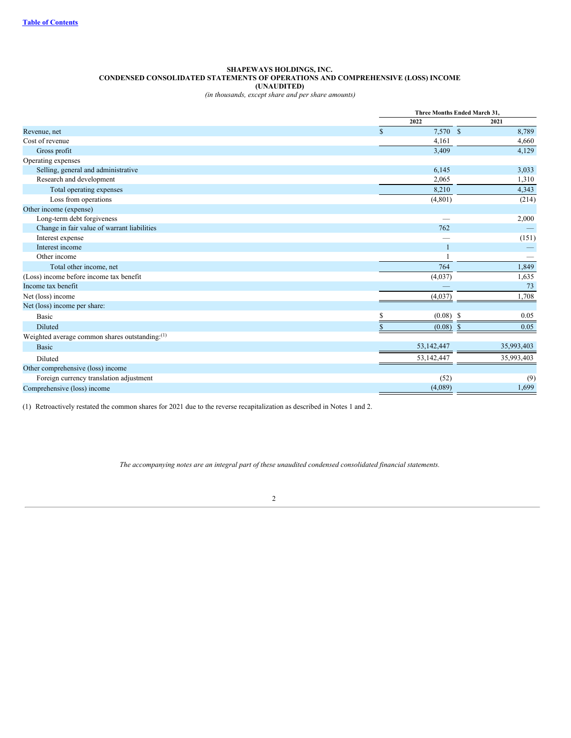**SHAPEWAYS HOLDINGS, INC.**
**CONDENSED CONSOLIDATED STATEMENTS OF OPERATIONS AND COMPREHENSIVE (LOSS) INCOME**
**(UNAUDITED)**
*(in thousands, except share and per share amounts)*

| | Three Months Ended March 31, | |
|---|---|---|
| | 2022 | 2021 |
| Revenue, net | $ 7,570 | $ 8,789 |
| Cost of revenue | 4,161 | 4,660 |
| Gross profit | 3,409 | 4,129 |
| Operating expenses | | |
| Selling, general and administrative | 6,145 | 3,033 |
| Research and development | 2,065 | 1,310 |
| Total operating expenses | 8,210 | 4,343 |
| Loss from operations | (4,801) | (214) |
| Other income (expense) | | |
| Long-term debt forgiveness | — | 2,000 |
| Change in fair value of warrant liabilities | 762 | — |
| Interest expense | — | (151) |
| Interest income | 1 | — |
| Other income | 1 | — |
| Total other income, net | 764 | 1,849 |
| (Loss) income before income tax benefit | (4,037) | 1,635 |
| Income tax benefit | — | 73 |
| Net (loss) income | (4,037) | 1,708 |
| Net (loss) income per share: | | |
| Basic | $ (0.08) | $ 0.05 |
| Diluted | $ (0.08) | $ 0.05 |
| Weighted average common shares outstanding:(1) | | |
| Basic | 53,142,447 | 35,993,403 |
| Diluted | 53,142,447 | 35,993,403 |
| Other comprehensive (loss) income | | |
| Foreign currency translation adjustment | (52) | (9) |
| Comprehensive (loss) income | (4,089) | 1,699 |

(1) Retroactively restated the common shares for 2021 due to the reverse recapitalization as described in Notes 1 and 2.

*The accompanying notes are an integral part of these unaudited condensed consolidated financial statements.*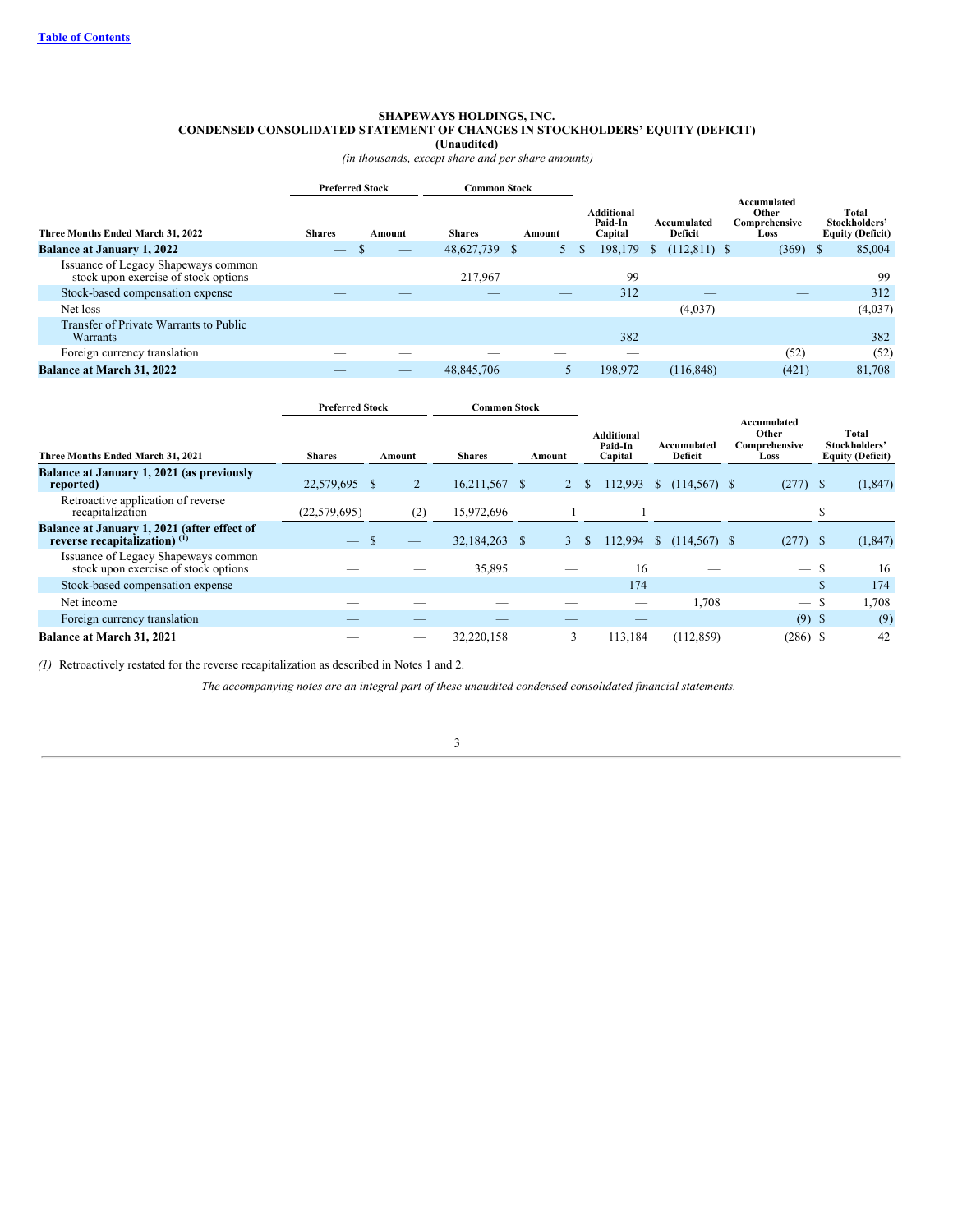**SHAPEWAYS HOLDINGS, INC.**
**CONDENSED CONSOLIDATED STATEMENT OF CHANGES IN STOCKHOLDERS' EQUITY (DEFICIT)**
**(Unaudited)**
*(in thousands, except share and per share amounts)*

| | Preferred Stock | | Common Stock | | | | | |
|---|---|---|---|---|---|---|---|---|
| **Three Months Ended March 31, 2022** | **Shares** | **Amount** | **Shares** | **Amount** | **Additional Paid-In Capital** | **Accumulated Deficit** | **Accumulated Other Comprehensive Loss** | **Total Stockholders' Equity (Deficit)** |
| **Balance at January 1, 2022** | — | $ — | 48,627,739 | $ 5 | $ 198,179 | $ (112,811) | $ (369) | $ 85,004 |
| Issuance of Legacy Shapeways common stock upon exercise of stock options | — | — | 217,967 | — | 99 | — | — | 99 |
| Stock-based compensation expense | — | — | — | — | 312 | — | — | 312 |
| Net loss | — | — | — | — | — | (4,037) | — | (4,037) |
| Transfer of Private Warrants to Public Warrants | — | — | — | — | 382 | — | — | 382 |
| Foreign currency translation | — | — | — | — | — | — | (52) | (52) |
| **Balance at March 31, 2022** | — | — | 48,845,706 | 5 | 198,972 | (116,848) | (421) | 81,708 |

| | Preferred Stock | | Common Stock | | | | | |
|---|---|---|---|---|---|---|---|---|
| **Three Months Ended March 31, 2021** | **Shares** | **Amount** | **Shares** | **Amount** | **Additional Paid-In Capital** | **Accumulated Deficit** | **Accumulated Other Comprehensive Loss** | **Total Stockholders' Equity (Deficit)** |
| **Balance at January 1, 2021 (as previously reported)** | 22,579,695 | $ 2 | 16,211,567 | $ 2 | $ 112,993 | $ (114,567) | $ (277) | $ (1,847) |
| Retroactive application of reverse recapitalization | (22,579,695) | (2) | 15,972,696 | 1 | 1 | — | — | $ — |
| **Balance at January 1, 2021 (after effect of reverse recapitalization) [(1)]** | — | $ — | 32,184,263 | $ 3 | $ 112,994 | $ (114,567) | $ (277) | $ (1,847) |
| Issuance of Legacy Shapeways common stock upon exercise of stock options | — | — | 35,895 | — | 16 | — | — | $ 16 |
| Stock-based compensation expense | — | — | — | — | 174 | — | — | $ 174 |
| Net income | — | — | — | — | — | 1,708 | — | $ 1,708 |
| Foreign currency translation | — | — | — | — | — | — | (9) | $ (9) |
| **Balance at March 31, 2021** | — | — | 32,220,158 | 3 | 113,184 | (112,859) | (286) | $ 42 |

*(1)* Retroactively restated for the reverse recapitalization as described in Notes 1 and 2.

*The accompanying notes are an integral part of these unaudited condensed consolidated financial statements.*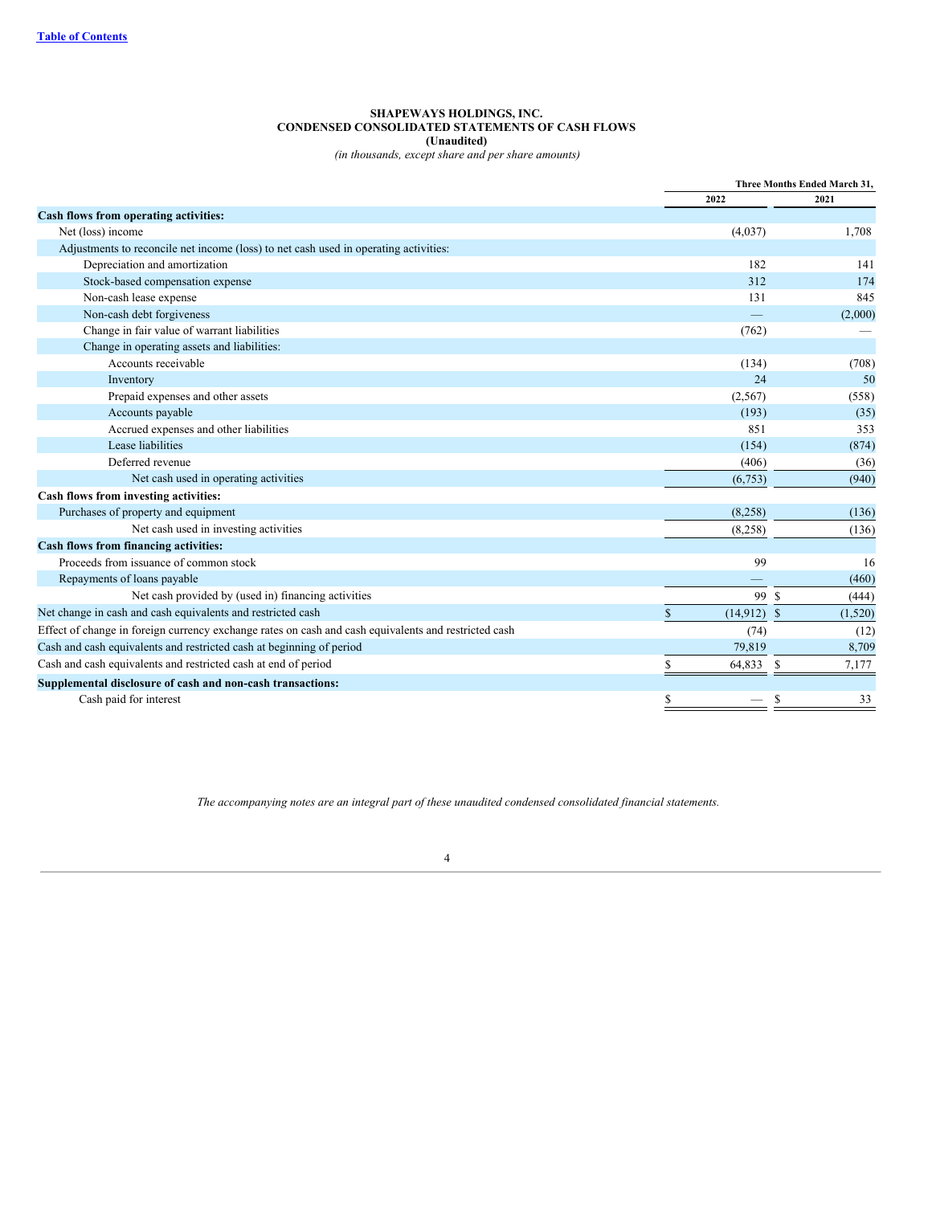**SHAPEWAYS HOLDINGS, INC.**
**CONDENSED CONSOLIDATED STATEMENTS OF CASH FLOWS**
**(Unaudited)**
*(in thousands, except share and per share amounts)*

| | Three Months Ended March 31, | |
|---|---|---|
| | 2022 | 2021 |
| **Cash flows from operating activities:** | | |
| Net (loss) income | (4,037) | 1,708 |
| Adjustments to reconcile net income (loss) to net cash used in operating activities: | | |
| Depreciation and amortization | 182 | 141 |
| Stock-based compensation expense | 312 | 174 |
| Non-cash lease expense | 131 | 845 |
| Non-cash debt forgiveness | — | (2,000) |
| Change in fair value of warrant liabilities | (762) | — |
| Change in operating assets and liabilities: | | |
| Accounts receivable | (134) | (708) |
| Inventory | 24 | 50 |
| Prepaid expenses and other assets | (2,567) | (558) |
| Accounts payable | (193) | (35) |
| Accrued expenses and other liabilities | 851 | 353 |
| Lease liabilities | (154) | (874) |
| Deferred revenue | (406) | (36) |
| Net cash used in operating activities | (6,753) | (940) |
| **Cash flows from investing activities:** | | |
| Purchases of property and equipment | (8,258) | (136) |
| Net cash used in investing activities | (8,258) | (136) |
| **Cash flows from financing activities:** | | |
| Proceeds from issuance of common stock | 99 | 16 |
| Repayments of loans payable | — | (460) |
| Net cash provided by (used in) financing activities | 99 | $ (444) |
| Net change in cash and cash equivalents and restricted cash | $ (14,912) | $ (1,520) |
| Effect of change in foreign currency exchange rates on cash and cash equivalents and restricted cash | (74) | (12) |
| Cash and cash equivalents and restricted cash at beginning of period | 79,819 | 8,709 |
| Cash and cash equivalents and restricted cash at end of period | $ 64,833 | $ 7,177 |
| **Supplemental disclosure of cash and non-cash transactions:** | | |
| Cash paid for interest | $ — | $ 33 |

*The accompanying notes are an integral part of these unaudited condensed consolidated financial statements.*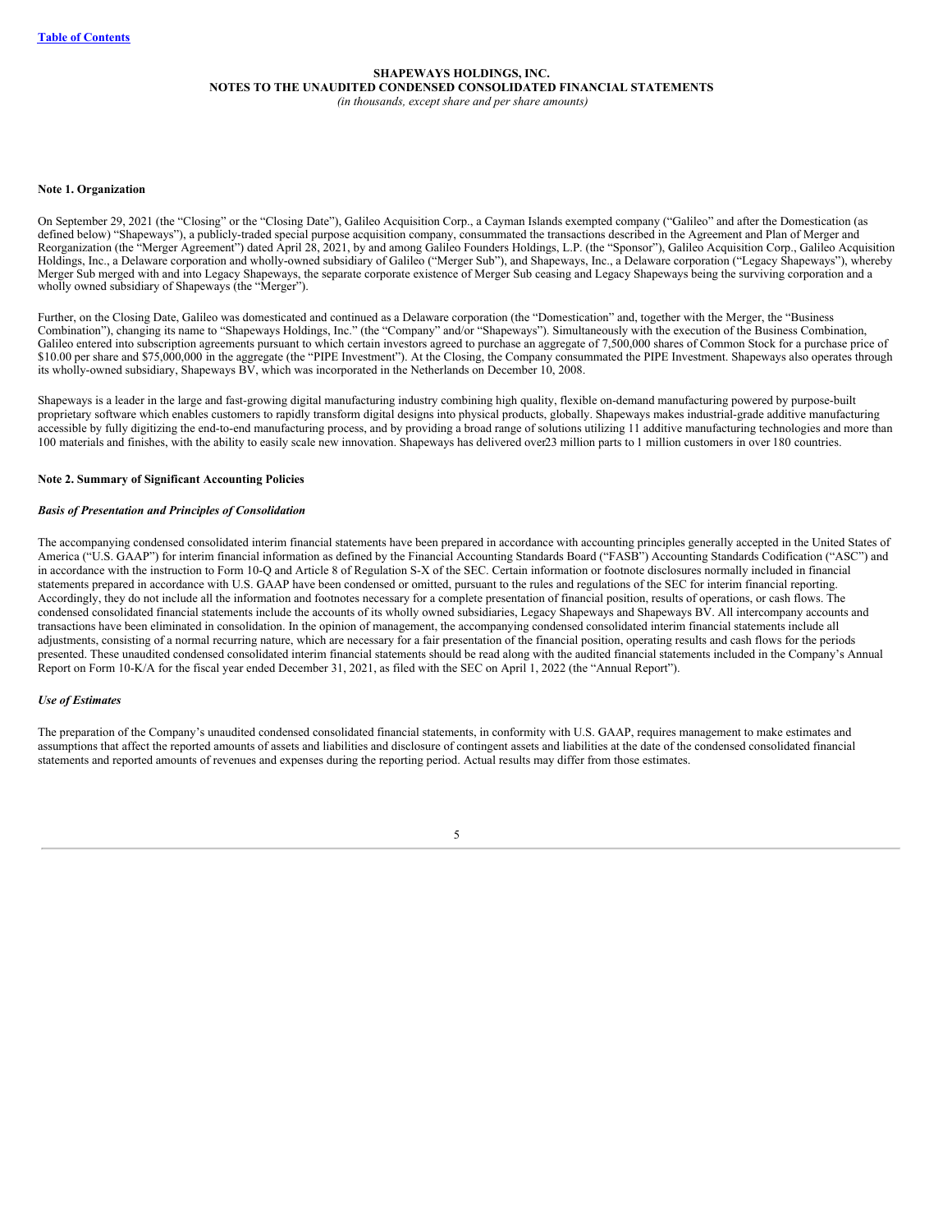**SHAPEWAYS HOLDINGS, INC.**
**NOTES TO THE UNAUDITED CONDENSED CONSOLIDATED FINANCIAL STATEMENTS**
*(in thousands, except share and per share amounts)*

**Note 1. Organization**

On September 29, 2021 (the "Closing" or the "Closing Date"), Galileo Acquisition Corp., a Cayman Islands exempted company ("Galileo" and after the Domestication (as defined below) "Shapeways"), a publicly-traded special purpose acquisition company, consummated the transactions described in the Agreement and Plan of Merger and Reorganization (the "Merger Agreement") dated April 28, 2021, by and among Galileo Founders Holdings, L.P. (the "Sponsor"), Galileo Acquisition Corp., Galileo Acquisition Holdings, Inc., a Delaware corporation and wholly-owned subsidiary of Galileo ("Merger Sub"), and Shapeways, Inc., a Delaware corporation ("Legacy Shapeways"), whereby Merger Sub merged with and into Legacy Shapeways, the separate corporate existence of Merger Sub ceasing and Legacy Shapeways being the surviving corporation and a wholly owned subsidiary of Shapeways (the "Merger").

Further, on the Closing Date, Galileo was domesticated and continued as a Delaware corporation (the "Domestication" and, together with the Merger, the "Business Combination"), changing its name to "Shapeways Holdings, Inc." (the "Company" and/or "Shapeways"). Simultaneously with the execution of the Business Combination, Galileo entered into subscription agreements pursuant to which certain investors agreed to purchase an aggregate of 7,500,000 shares of Common Stock for a purchase price of $10.00 per share and $75,000,000 in the aggregate (the "PIPE Investment"). At the Closing, the Company consummated the PIPE Investment. Shapeways also operates through its wholly-owned subsidiary, Shapeways BV, which was incorporated in the Netherlands on December 10, 2008.

Shapeways is a leader in the large and fast-growing digital manufacturing industry combining high quality, flexible on-demand manufacturing powered by purpose-built proprietary software which enables customers to rapidly transform digital designs into physical products, globally. Shapeways makes industrial-grade additive manufacturing accessible by fully digitizing the end-to-end manufacturing process, and by providing a broad range of solutions utilizing 11 additive manufacturing technologies and more than 100 materials and finishes, with the ability to easily scale new innovation. Shapeways has delivered over23 million parts to 1 million customers in over 180 countries.

**Note 2. Summary of Significant Accounting Policies**

***Basis of Presentation and Principles of Consolidation***

The accompanying condensed consolidated interim financial statements have been prepared in accordance with accounting principles generally accepted in the United States of America ("U.S. GAAP") for interim financial information as defined by the Financial Accounting Standards Board ("FASB") Accounting Standards Codification ("ASC") and in accordance with the instruction to Form 10-Q and Article 8 of Regulation S-X of the SEC. Certain information or footnote disclosures normally included in financial statements prepared in accordance with U.S. GAAP have been condensed or omitted, pursuant to the rules and regulations of the SEC for interim financial reporting. Accordingly, they do not include all the information and footnotes necessary for a complete presentation of financial position, results of operations, or cash flows. The condensed consolidated financial statements include the accounts of its wholly owned subsidiaries, Legacy Shapeways and Shapeways BV. All intercompany accounts and transactions have been eliminated in consolidation. In the opinion of management, the accompanying condensed consolidated interim financial statements include all adjustments, consisting of a normal recurring nature, which are necessary for a fair presentation of the financial position, operating results and cash flows for the periods presented. These unaudited condensed consolidated interim financial statements should be read along with the audited financial statements included in the Company's Annual Report on Form 10-K/A for the fiscal year ended December 31, 2021, as filed with the SEC on April 1, 2022 (the "Annual Report").

***Use of Estimates***

The preparation of the Company's unaudited condensed consolidated financial statements, in conformity with U.S. GAAP, requires management to make estimates and assumptions that affect the reported amounts of assets and liabilities and disclosure of contingent assets and liabilities at the date of the condensed consolidated financial statements and reported amounts of revenues and expenses during the reporting period. Actual results may differ from those estimates.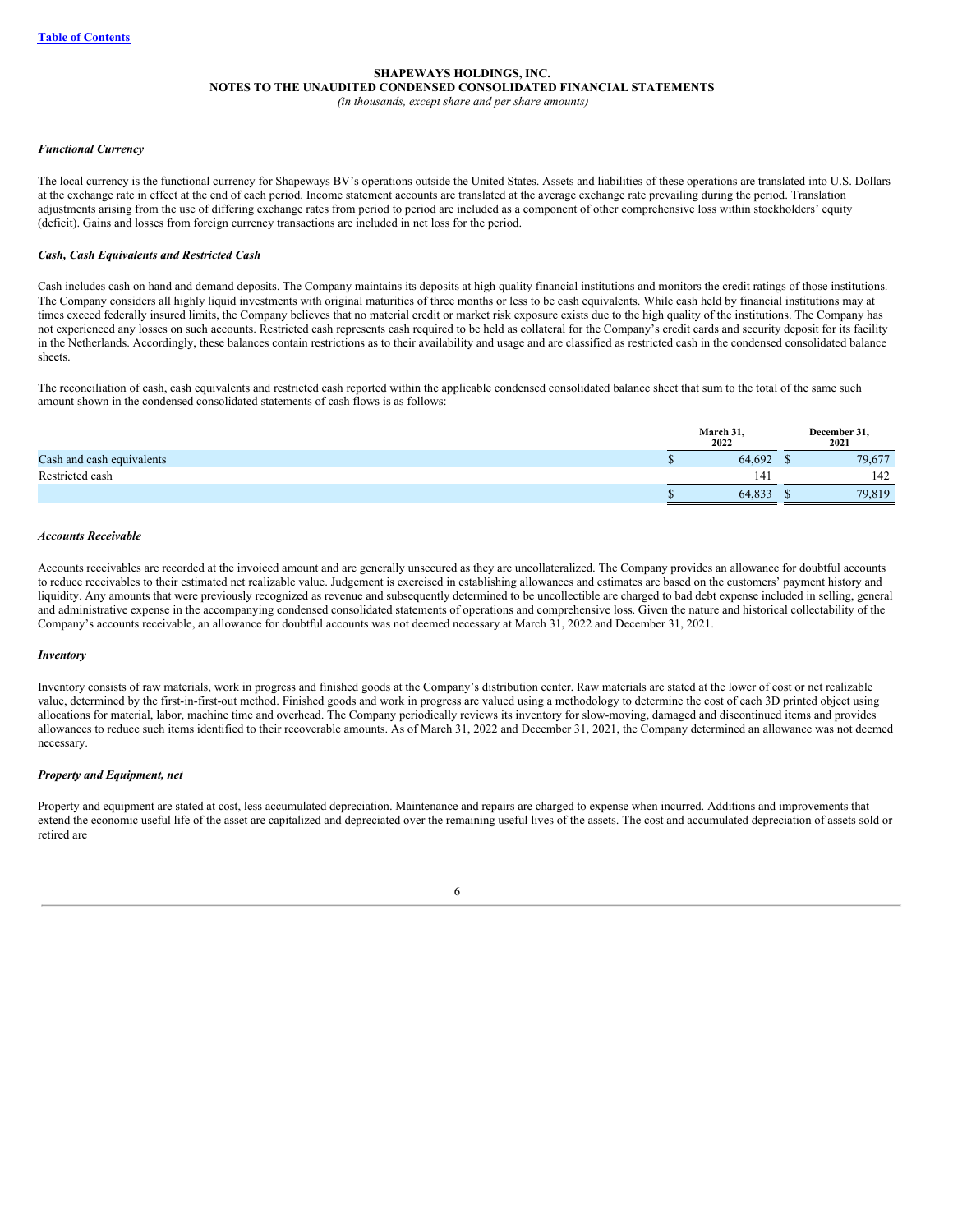**SHAPEWAYS HOLDINGS, INC.**
**NOTES TO THE UNAUDITED CONDENSED CONSOLIDATED FINANCIAL STATEMENTS**
*(in thousands, except share and per share amounts)*

***Functional Currency***

The local currency is the functional currency for Shapeways BV's operations outside the United States. Assets and liabilities of these operations are translated into U.S. Dollars at the exchange rate in effect at the end of each period. Income statement accounts are translated at the average exchange rate prevailing during the period. Translation adjustments arising from the use of differing exchange rates from period to period are included as a component of other comprehensive loss within stockholders' equity (deficit). Gains and losses from foreign currency transactions are included in net loss for the period.

***Cash, Cash Equivalents and Restricted Cash***

Cash includes cash on hand and demand deposits. The Company maintains its deposits at high quality financial institutions and monitors the credit ratings of those institutions. The Company considers all highly liquid investments with original maturities of three months or less to be cash equivalents. While cash held by financial institutions may at times exceed federally insured limits, the Company believes that no material credit or market risk exposure exists due to the high quality of the institutions. The Company has not experienced any losses on such accounts. Restricted cash represents cash required to be held as collateral for the Company's credit cards and security deposit for its facility in the Netherlands. Accordingly, these balances contain restrictions as to their availability and usage and are classified as restricted cash in the condensed consolidated balance sheets.

The reconciliation of cash, cash equivalents and restricted cash reported within the applicable condensed consolidated balance sheet that sum to the total of the same such amount shown in the condensed consolidated statements of cash flows is as follows:

| | March 31, 2022 | December 31, 2021 |
|---|---|---|
| Cash and cash equivalents | $ 64,692 | $ 79,677 |
| Restricted cash | 141 | 142 |
| | $ 64,833 | $ 79,819 |

***Accounts Receivable***

Accounts receivables are recorded at the invoiced amount and are generally unsecured as they are uncollateralized. The Company provides an allowance for doubtful accounts to reduce receivables to their estimated net realizable value. Judgement is exercised in establishing allowances and estimates are based on the customers' payment history and liquidity. Any amounts that were previously recognized as revenue and subsequently determined to be uncollectible are charged to bad debt expense included in selling, general and administrative expense in the accompanying condensed consolidated statements of operations and comprehensive loss. Given the nature and historical collectability of the Company's accounts receivable, an allowance for doubtful accounts was not deemed necessary at March 31, 2022 and December 31, 2021.

***Inventory***

Inventory consists of raw materials, work in progress and finished goods at the Company's distribution center. Raw materials are stated at the lower of cost or net realizable value, determined by the first-in-first-out method. Finished goods and work in progress are valued using a methodology to determine the cost of each 3D printed object using allocations for material, labor, machine time and overhead. The Company periodically reviews its inventory for slow-moving, damaged and discontinued items and provides allowances to reduce such items identified to their recoverable amounts. As of March 31, 2022 and December 31, 2021, the Company determined an allowance was not deemed necessary.

***Property and Equipment, net***

Property and equipment are stated at cost, less accumulated depreciation. Maintenance and repairs are charged to expense when incurred. Additions and improvements that extend the economic useful life of the asset are capitalized and depreciated over the remaining useful lives of the assets. The cost and accumulated depreciation of assets sold or retired are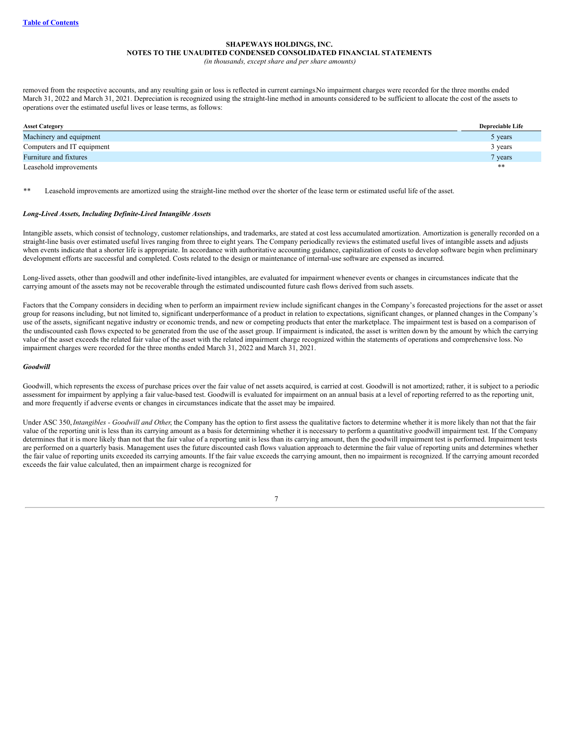removed from the respective accounts, and any resulting gain or loss is reflected in current earnings.No impairment charges were recorded for the three months ended March 31, 2022 and March 31, 2021. Depreciation is recognized using the straight-line method in amounts considered to be sufficient to allocate the cost of the assets to operations over the estimated useful lives or lease terms, as follows:

| Asset Category | Depreciable Life |
| --- | --- |
| Machinery and equipment | 5 years |
| Computers and IT equipment | 3 years |
| Furniture and fixtures | 7 years |
| Leasehold improvements | ** |

** Leasehold improvements are amortized using the straight-line method over the shorter of the lease term or estimated useful life of the asset.

***Long-Lived Assets, Including Definite-Lived Intangible Assets***

Intangible assets, which consist of technology, customer relationships, and trademarks, are stated at cost less accumulated amortization. Amortization is generally recorded on a straight-line basis over estimated useful lives ranging from three to eight years. The Company periodically reviews the estimated useful lives of intangible assets and adjusts when events indicate that a shorter life is appropriate. In accordance with authoritative accounting guidance, capitalization of costs to develop software begin when preliminary development efforts are successful and completed. Costs related to the design or maintenance of internal-use software are expensed as incurred.

Long-lived assets, other than goodwill and other indefinite-lived intangibles, are evaluated for impairment whenever events or changes in circumstances indicate that the carrying amount of the assets may not be recoverable through the estimated undiscounted future cash flows derived from such assets.

Factors that the Company considers in deciding when to perform an impairment review include significant changes in the Company's forecasted projections for the asset or asset group for reasons including, but not limited to, significant underperformance of a product in relation to expectations, significant changes, or planned changes in the Company's use of the assets, significant negative industry or economic trends, and new or competing products that enter the marketplace. The impairment test is based on a comparison of the undiscounted cash flows expected to be generated from the use of the asset group. If impairment is indicated, the asset is written down by the amount by which the carrying value of the asset exceeds the related fair value of the asset with the related impairment charge recognized within the statements of operations and comprehensive loss. No impairment charges were recorded for the three months ended March 31, 2022 and March 31, 2021.

***Goodwill***

Goodwill, which represents the excess of purchase prices over the fair value of net assets acquired, is carried at cost. Goodwill is not amortized; rather, it is subject to a periodic assessment for impairment by applying a fair value-based test. Goodwill is evaluated for impairment on an annual basis at a level of reporting referred to as the reporting unit, and more frequently if adverse events or changes in circumstances indicate that the asset may be impaired.

Under ASC 350, *Intangibles - Goodwill and Other*, the Company has the option to first assess the qualitative factors to determine whether it is more likely than not that the fair value of the reporting unit is less than its carrying amount as a basis for determining whether it is necessary to perform a quantitative goodwill impairment test. If the Company determines that it is more likely than not that the fair value of a reporting unit is less than its carrying amount, then the goodwill impairment test is performed. Impairment tests are performed on a quarterly basis. Management uses the future discounted cash flows valuation approach to determine the fair value of reporting units and determines whether the fair value of reporting units exceeded its carrying amounts. If the fair value exceeds the carrying amount, then no impairment is recognized. If the carrying amount recorded exceeds the fair value calculated, then an impairment charge is recognized for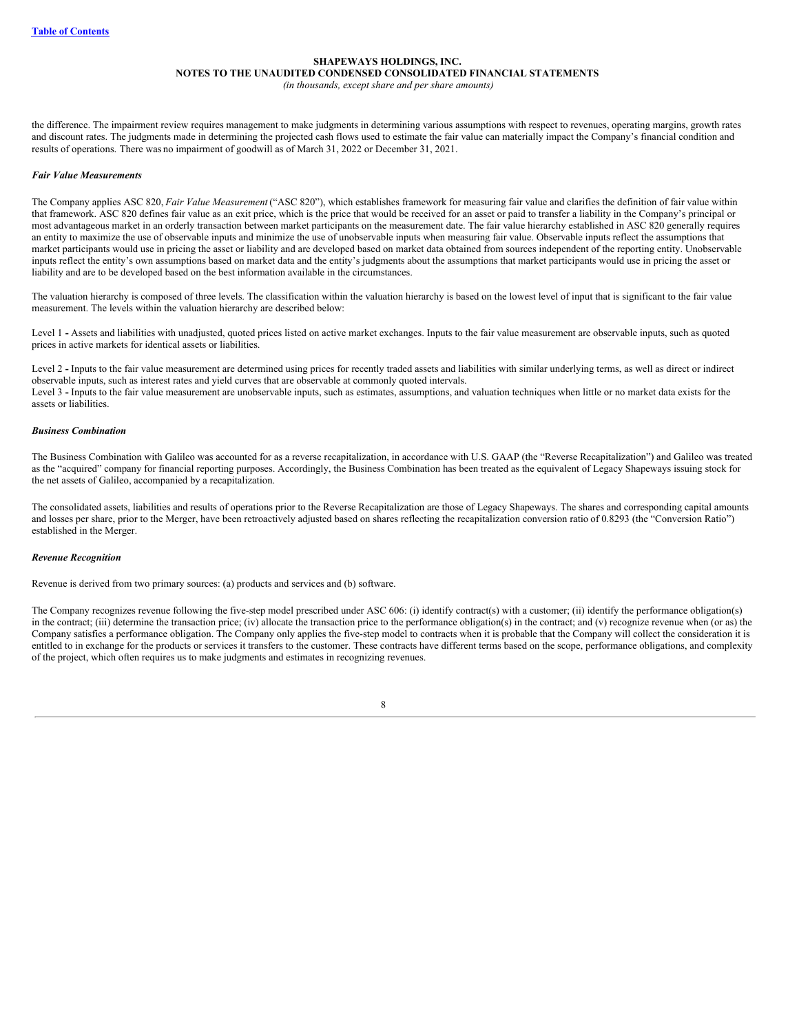the difference. The impairment review requires management to make judgments in determining various assumptions with respect to revenues, operating margins, growth rates and discount rates. The judgments made in determining the projected cash flows used to estimate the fair value can materially impact the Company's financial condition and results of operations. There was no impairment of goodwill as of March 31, 2022 or December 31, 2021.

***Fair Value Measurements***

The Company applies ASC 820, *Fair Value Measurement* ("ASC 820"), which establishes framework for measuring fair value and clarifies the definition of fair value within that framework. ASC 820 defines fair value as an exit price, which is the price that would be received for an asset or paid to transfer a liability in the Company's principal or most advantageous market in an orderly transaction between market participants on the measurement date. The fair value hierarchy established in ASC 820 generally requires an entity to maximize the use of observable inputs and minimize the use of unobservable inputs when measuring fair value. Observable inputs reflect the assumptions that market participants would use in pricing the asset or liability and are developed based on market data obtained from sources independent of the reporting entity. Unobservable inputs reflect the entity's own assumptions based on market data and the entity's judgments about the assumptions that market participants would use in pricing the asset or liability and are to be developed based on the best information available in the circumstances.

The valuation hierarchy is composed of three levels. The classification within the valuation hierarchy is based on the lowest level of input that is significant to the fair value measurement. The levels within the valuation hierarchy are described below:

Level 1 **-** Assets and liabilities with unadjusted, quoted prices listed on active market exchanges. Inputs to the fair value measurement are observable inputs, such as quoted prices in active markets for identical assets or liabilities.

Level 2 **-** Inputs to the fair value measurement are determined using prices for recently traded assets and liabilities with similar underlying terms, as well as direct or indirect observable inputs, such as interest rates and yield curves that are observable at commonly quoted intervals.
Level 3 **-** Inputs to the fair value measurement are unobservable inputs, such as estimates, assumptions, and valuation techniques when little or no market data exists for the assets or liabilities.

***Business Combination***

The Business Combination with Galileo was accounted for as a reverse recapitalization, in accordance with U.S. GAAP (the "Reverse Recapitalization") and Galileo was treated as the "acquired" company for financial reporting purposes. Accordingly, the Business Combination has been treated as the equivalent of Legacy Shapeways issuing stock for the net assets of Galileo, accompanied by a recapitalization.

The consolidated assets, liabilities and results of operations prior to the Reverse Recapitalization are those of Legacy Shapeways. The shares and corresponding capital amounts and losses per share, prior to the Merger, have been retroactively adjusted based on shares reflecting the recapitalization conversion ratio of 0.8293 (the "Conversion Ratio") established in the Merger.

***Revenue Recognition***

Revenue is derived from two primary sources: (a) products and services and (b) software.

The Company recognizes revenue following the five-step model prescribed under ASC 606: (i) identify contract(s) with a customer; (ii) identify the performance obligation(s) in the contract; (iii) determine the transaction price; (iv) allocate the transaction price to the performance obligation(s) in the contract; and (v) recognize revenue when (or as) the Company satisfies a performance obligation. The Company only applies the five-step model to contracts when it is probable that the Company will collect the consideration it is entitled to in exchange for the products or services it transfers to the customer. These contracts have different terms based on the scope, performance obligations, and complexity of the project, which often requires us to make judgments and estimates in recognizing revenues.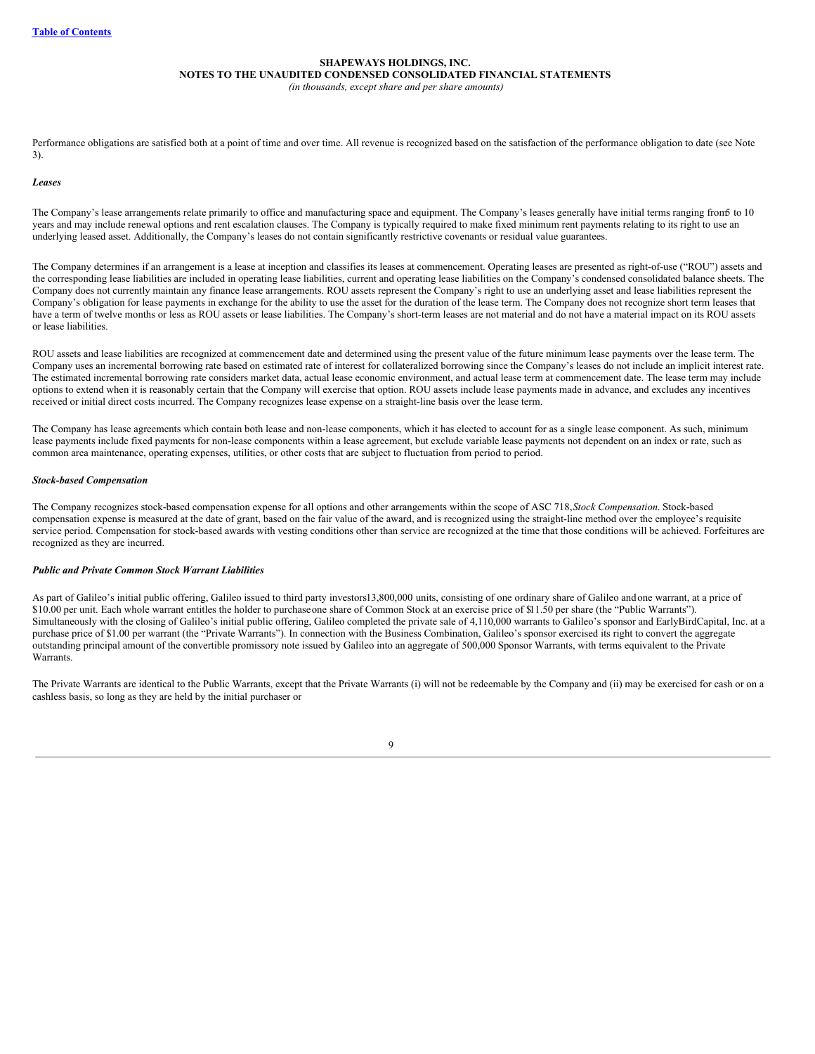Performance obligations are satisfied both at a point of time and over time. All revenue is recognized based on the satisfaction of the performance obligation to date (see Note 3).

***Leases***

The Company's lease arrangements relate primarily to office and manufacturing space and equipment. The Company's leases generally have initial terms ranging from 5 to 10 years and may include renewal options and rent escalation clauses. The Company is typically required to make fixed minimum rent payments relating to its right to use an underlying leased asset. Additionally, the Company's leases do not contain significantly restrictive covenants or residual value guarantees.

The Company determines if an arrangement is a lease at inception and classifies its leases at commencement. Operating leases are presented as right-of-use ("ROU") assets and the corresponding lease liabilities are included in operating lease liabilities, current and operating lease liabilities on the Company's condensed consolidated balance sheets. The Company does not currently maintain any finance lease arrangements. ROU assets represent the Company's right to use an underlying asset and lease liabilities represent the Company's obligation for lease payments in exchange for the ability to use the asset for the duration of the lease term. The Company does not recognize short term leases that have a term of twelve months or less as ROU assets or lease liabilities. The Company's short-term leases are not material and do not have a material impact on its ROU assets or lease liabilities.

ROU assets and lease liabilities are recognized at commencement date and determined using the present value of the future minimum lease payments over the lease term. The Company uses an incremental borrowing rate based on estimated rate of interest for collateralized borrowing since the Company's leases do not include an implicit interest rate. The estimated incremental borrowing rate considers market data, actual lease economic environment, and actual lease term at commencement date. The lease term may include options to extend when it is reasonably certain that the Company will exercise that option. ROU assets include lease payments made in advance, and excludes any incentives received or initial direct costs incurred. The Company recognizes lease expense on a straight-line basis over the lease term.

The Company has lease agreements which contain both lease and non-lease components, which it has elected to account for as a single lease component. As such, minimum lease payments include fixed payments for non-lease components within a lease agreement, but exclude variable lease payments not dependent on an index or rate, such as common area maintenance, operating expenses, utilities, or other costs that are subject to fluctuation from period to period.

***Stock-based Compensation***

The Company recognizes stock-based compensation expense for all options and other arrangements within the scope of ASC 718, *Stock Compensation*. Stock-based compensation expense is measured at the date of grant, based on the fair value of the award, and is recognized using the straight-line method over the employee's requisite service period. Compensation for stock-based awards with vesting conditions other than service are recognized at the time that those conditions will be achieved. Forfeitures are recognized as they are incurred.

***Public and Private Common Stock Warrant Liabilities***

As part of Galileo's initial public offering, Galileo issued to third party investors 13,800,000 units, consisting of one ordinary share of Galileo and one warrant, at a price of $10.00 per unit. Each whole warrant entitles the holder to purchase one share of Common Stock at an exercise price of $11.50 per share (the "Public Warrants"). Simultaneously with the closing of Galileo's initial public offering, Galileo completed the private sale of 4,110,000 warrants to Galileo's sponsor and EarlyBirdCapital, Inc. at a purchase price of $1.00 per warrant (the "Private Warrants"). In connection with the Business Combination, Galileo's sponsor exercised its right to convert the aggregate outstanding principal amount of the convertible promissory note issued by Galileo into an aggregate of 500,000 Sponsor Warrants, with terms equivalent to the Private Warrants.

The Private Warrants are identical to the Public Warrants, except that the Private Warrants (i) will not be redeemable by the Company and (ii) may be exercised for cash or on a cashless basis, so long as they are held by the initial purchaser or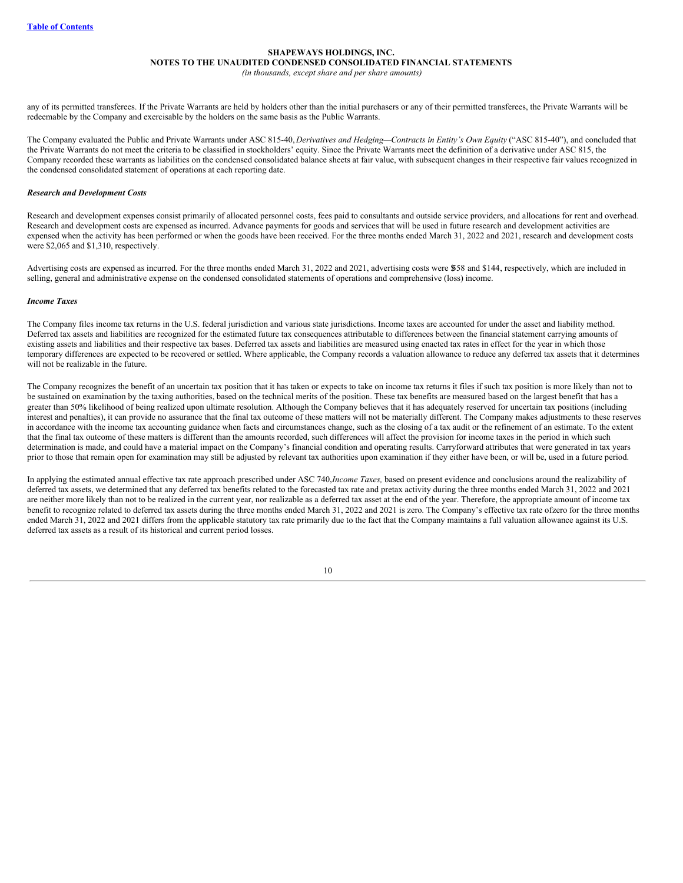any of its permitted transferees. If the Private Warrants are held by holders other than the initial purchasers or any of their permitted transferees, the Private Warrants will be redeemable by the Company and exercisable by the holders on the same basis as the Public Warrants.

The Company evaluated the Public and Private Warrants under ASC 815-40, *Derivatives and Hedging—Contracts in Entity's Own Equity* ("ASC 815-40"), and concluded that the Private Warrants do not meet the criteria to be classified in stockholders' equity. Since the Private Warrants meet the definition of a derivative under ASC 815, the Company recorded these warrants as liabilities on the condensed consolidated balance sheets at fair value, with subsequent changes in their respective fair values recognized in the condensed consolidated statement of operations at each reporting date.

***Research and Development Costs***

Research and development expenses consist primarily of allocated personnel costs, fees paid to consultants and outside service providers, and allocations for rent and overhead. Research and development costs are expensed as incurred. Advance payments for goods and services that will be used in future research and development activities are expensed when the activity has been performed or when the goods have been received. For the three months ended March 31, 2022 and 2021, research and development costs were $2,065 and $1,310, respectively.

Advertising costs are expensed as incurred. For the three months ended March 31, 2022 and 2021, advertising costs were $58 and $144, respectively, which are included in selling, general and administrative expense on the condensed consolidated statements of operations and comprehensive (loss) income.

***Income Taxes***

The Company files income tax returns in the U.S. federal jurisdiction and various state jurisdictions. Income taxes are accounted for under the asset and liability method. Deferred tax assets and liabilities are recognized for the estimated future tax consequences attributable to differences between the financial statement carrying amounts of existing assets and liabilities and their respective tax bases. Deferred tax assets and liabilities are measured using enacted tax rates in effect for the year in which those temporary differences are expected to be recovered or settled. Where applicable, the Company records a valuation allowance to reduce any deferred tax assets that it determines will not be realizable in the future.

The Company recognizes the benefit of an uncertain tax position that it has taken or expects to take on income tax returns it files if such tax position is more likely than not to be sustained on examination by the taxing authorities, based on the technical merits of the position. These tax benefits are measured based on the largest benefit that has a greater than 50% likelihood of being realized upon ultimate resolution. Although the Company believes that it has adequately reserved for uncertain tax positions (including interest and penalties), it can provide no assurance that the final tax outcome of these matters will not be materially different. The Company makes adjustments to these reserves in accordance with the income tax accounting guidance when facts and circumstances change, such as the closing of a tax audit or the refinement of an estimate. To the extent that the final tax outcome of these matters is different than the amounts recorded, such differences will affect the provision for income taxes in the period in which such determination is made, and could have a material impact on the Company's financial condition and operating results. Carryforward attributes that were generated in tax years prior to those that remain open for examination may still be adjusted by relevant tax authorities upon examination if they either have been, or will be, used in a future period.

In applying the estimated annual effective tax rate approach prescribed under ASC 740, *Income Taxes,* based on present evidence and conclusions around the realizability of deferred tax assets, we determined that any deferred tax benefits related to the forecasted tax rate and pretax activity during the three months ended March 31, 2022 and 2021 are neither more likely than not to be realized in the current year, nor realizable as a deferred tax asset at the end of the year. Therefore, the appropriate amount of income tax benefit to recognize related to deferred tax assets during the three months ended March 31, 2022 and 2021 is zero. The Company's effective tax rate of zero for the three months ended March 31, 2022 and 2021 differs from the applicable statutory tax rate primarily due to the fact that the Company maintains a full valuation allowance against its U.S. deferred tax assets as a result of its historical and current period losses.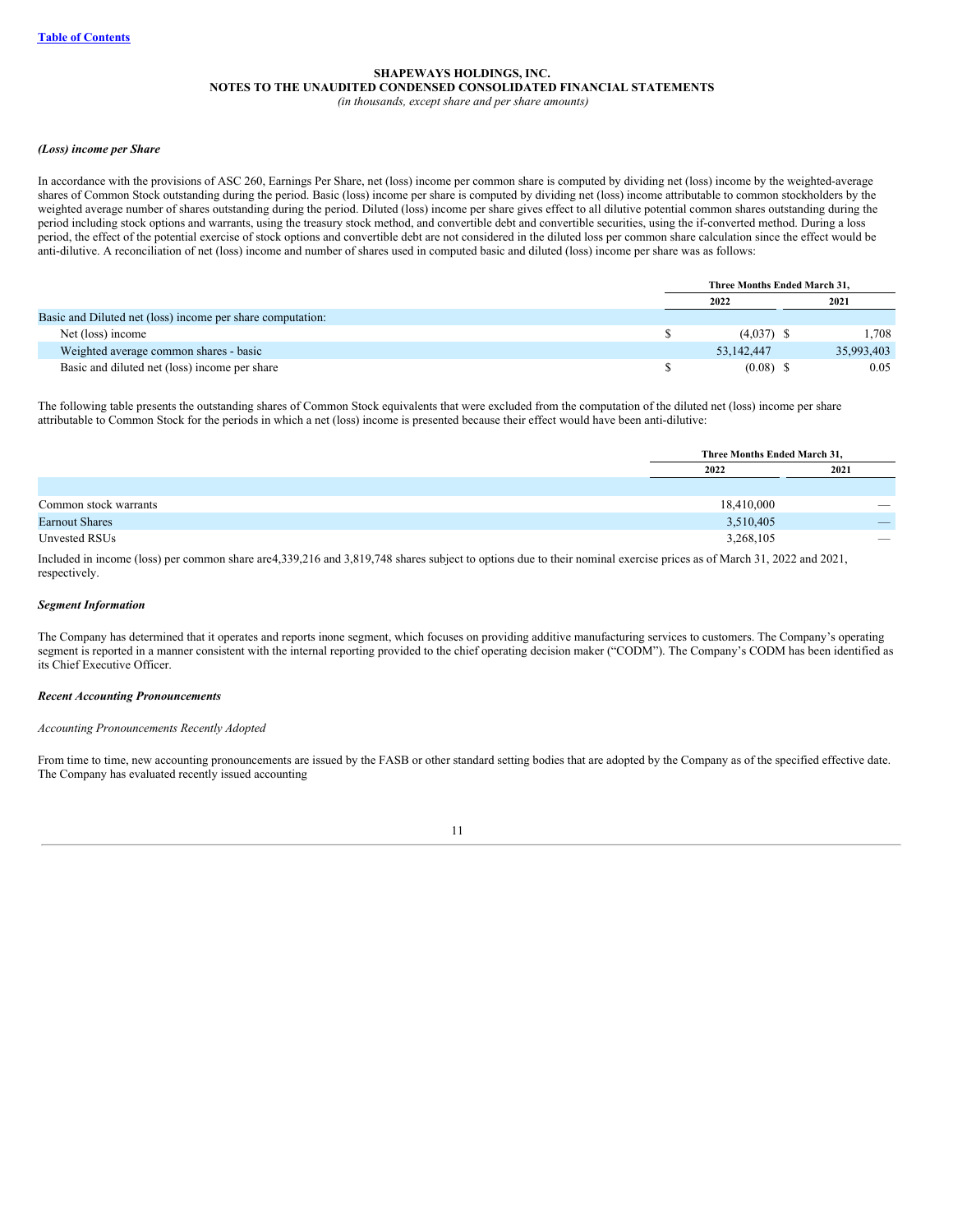**SHAPEWAYS HOLDINGS, INC.**
**NOTES TO THE UNAUDITED CONDENSED CONSOLIDATED FINANCIAL STATEMENTS**
*(in thousands, except share and per share amounts)*

***(Loss) income per Share***

In accordance with the provisions of ASC 260, Earnings Per Share, net (loss) income per common share is computed by dividing net (loss) income by the weighted-average shares of Common Stock outstanding during the period. Basic (loss) income per share is computed by dividing net (loss) income attributable to common stockholders by the weighted average number of shares outstanding during the period. Diluted (loss) income per share gives effect to all dilutive potential common shares outstanding during the period including stock options and warrants, using the treasury stock method, and convertible debt and convertible securities, using the if-converted method. During a loss period, the effect of the potential exercise of stock options and convertible debt are not considered in the diluted loss per common share calculation since the effect would be anti-dilutive. A reconciliation of net (loss) income and number of shares used in computed basic and diluted (loss) income per share was as follows:

| | Three Months Ended March 31, | |
|---|---|---|
| | 2022 | 2021 |
| Basic and Diluted net (loss) income per share computation: | | |
| Net (loss) income | $ (4,037) | $ 1,708 |
| Weighted average common shares - basic | 53,142,447 | 35,993,403 |
| Basic and diluted net (loss) income per share | $ (0.08) | $ 0.05 |

The following table presents the outstanding shares of Common Stock equivalents that were excluded from the computation of the diluted net (loss) income per share attributable to Common Stock for the periods in which a net (loss) income is presented because their effect would have been anti-dilutive:

| | Three Months Ended March 31, | |
|---|---|---|
| | 2022 | 2021 |
| Common stock warrants | 18,410,000 | — |
| Earnout Shares | 3,510,405 | — |
| Unvested RSUs | 3,268,105 | — |

Included in income (loss) per common share are4,339,216 and 3,819,748 shares subject to options due to their nominal exercise prices as of March 31, 2022 and 2021, respectively.

***Segment Information***

The Company has determined that it operates and reports inone segment, which focuses on providing additive manufacturing services to customers. The Company's operating segment is reported in a manner consistent with the internal reporting provided to the chief operating decision maker ("CODM"). The Company's CODM has been identified as its Chief Executive Officer.

***Recent Accounting Pronouncements***

*Accounting Pronouncements Recently Adopted*

From time to time, new accounting pronouncements are issued by the FASB or other standard setting bodies that are adopted by the Company as of the specified effective date. The Company has evaluated recently issued accounting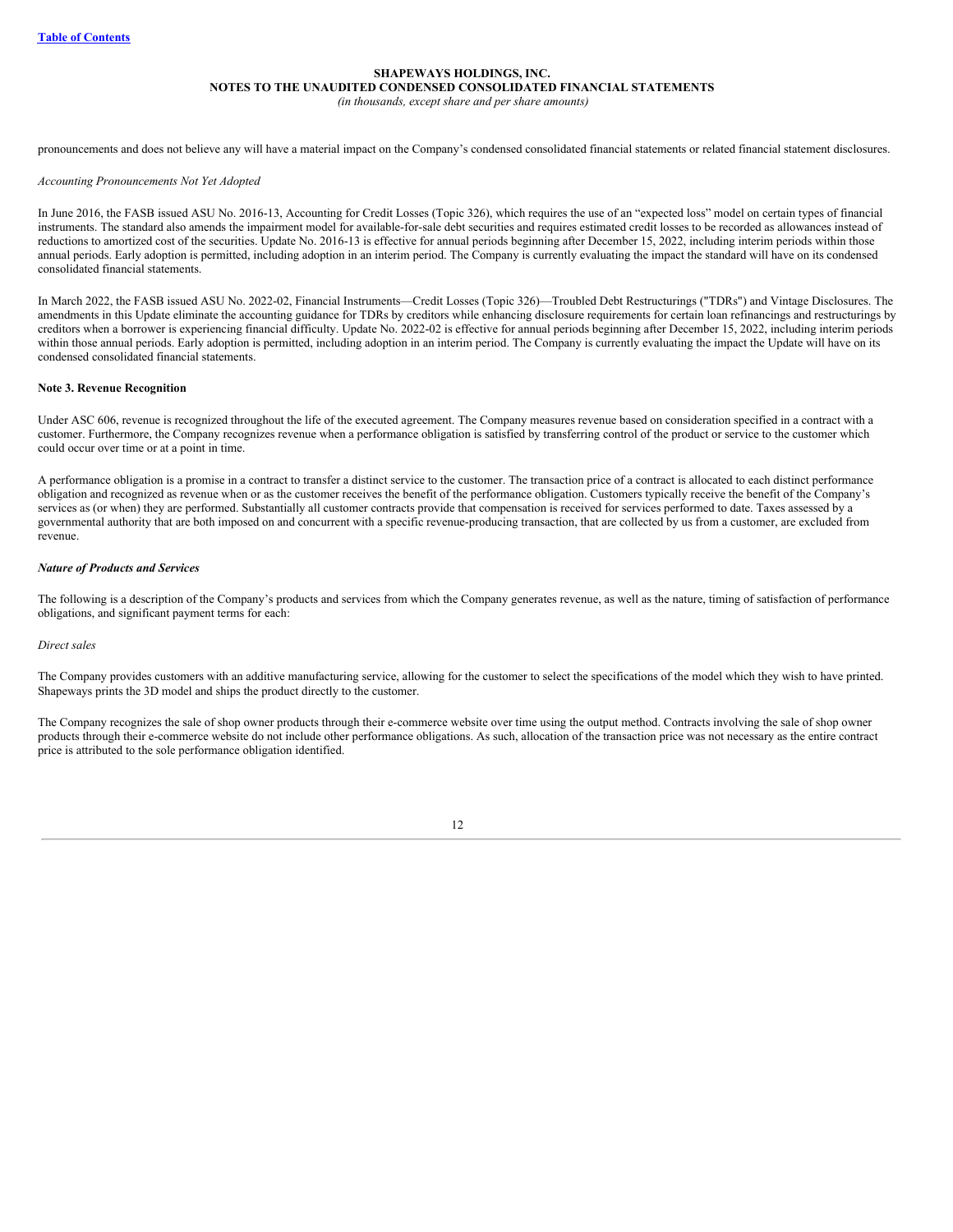pronouncements and does not believe any will have a material impact on the Company's condensed consolidated financial statements or related financial statement disclosures.

*Accounting Pronouncements Not Yet Adopted*

In June 2016, the FASB issued ASU No. 2016-13, Accounting for Credit Losses (Topic 326), which requires the use of an "expected loss" model on certain types of financial instruments. The standard also amends the impairment model for available-for-sale debt securities and requires estimated credit losses to be recorded as allowances instead of reductions to amortized cost of the securities. Update No. 2016-13 is effective for annual periods beginning after December 15, 2022, including interim periods within those annual periods. Early adoption is permitted, including adoption in an interim period. The Company is currently evaluating the impact the standard will have on its condensed consolidated financial statements.

In March 2022, the FASB issued ASU No. 2022-02, Financial Instruments—Credit Losses (Topic 326)—Troubled Debt Restructurings ("TDRs") and Vintage Disclosures. The amendments in this Update eliminate the accounting guidance for TDRs by creditors while enhancing disclosure requirements for certain loan refinancings and restructurings by creditors when a borrower is experiencing financial difficulty. Update No. 2022-02 is effective for annual periods beginning after December 15, 2022, including interim periods within those annual periods. Early adoption is permitted, including adoption in an interim period. The Company is currently evaluating the impact the Update will have on its condensed consolidated financial statements.

## Note 3. Revenue Recognition

Under ASC 606, revenue is recognized throughout the life of the executed agreement. The Company measures revenue based on consideration specified in a contract with a customer. Furthermore, the Company recognizes revenue when a performance obligation is satisfied by transferring control of the product or service to the customer which could occur over time or at a point in time.

A performance obligation is a promise in a contract to transfer a distinct service to the customer. The transaction price of a contract is allocated to each distinct performance obligation and recognized as revenue when or as the customer receives the benefit of the performance obligation. Customers typically receive the benefit of the Company's services as (or when) they are performed. Substantially all customer contracts provide that compensation is received for services performed to date. Taxes assessed by a governmental authority that are both imposed on and concurrent with a specific revenue-producing transaction, that are collected by us from a customer, are excluded from revenue.

***Nature of Products and Services***

The following is a description of the Company's products and services from which the Company generates revenue, as well as the nature, timing of satisfaction of performance obligations, and significant payment terms for each:

*Direct sales*

The Company provides customers with an additive manufacturing service, allowing for the customer to select the specifications of the model which they wish to have printed. Shapeways prints the 3D model and ships the product directly to the customer.

The Company recognizes the sale of shop owner products through their e-commerce website over time using the output method. Contracts involving the sale of shop owner products through their e-commerce website do not include other performance obligations. As such, allocation of the transaction price was not necessary as the entire contract price is attributed to the sole performance obligation identified.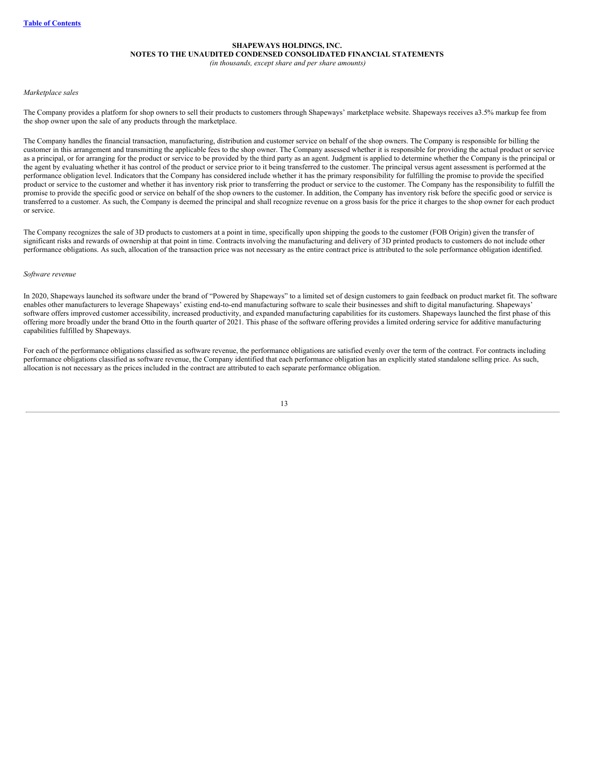**SHAPEWAYS HOLDINGS, INC.**
**NOTES TO THE UNAUDITED CONDENSED CONSOLIDATED FINANCIAL STATEMENTS**
*(in thousands, except share and per share amounts)*

*Marketplace sales*

The Company provides a platform for shop owners to sell their products to customers through Shapeways' marketplace website. Shapeways receives a3.5% markup fee from the shop owner upon the sale of any products through the marketplace.

The Company handles the financial transaction, manufacturing, distribution and customer service on behalf of the shop owners. The Company is responsible for billing the customer in this arrangement and transmitting the applicable fees to the shop owner. The Company assessed whether it is responsible for providing the actual product or service as a principal, or for arranging for the product or service to be provided by the third party as an agent. Judgment is applied to determine whether the Company is the principal or the agent by evaluating whether it has control of the product or service prior to it being transferred to the customer. The principal versus agent assessment is performed at the performance obligation level. Indicators that the Company has considered include whether it has the primary responsibility for fulfilling the promise to provide the specified product or service to the customer and whether it has inventory risk prior to transferring the product or service to the customer. The Company has the responsibility to fulfill the promise to provide the specific good or service on behalf of the shop owners to the customer. In addition, the Company has inventory risk before the specific good or service is transferred to a customer. As such, the Company is deemed the principal and shall recognize revenue on a gross basis for the price it charges to the shop owner for each product or service.

The Company recognizes the sale of 3D products to customers at a point in time, specifically upon shipping the goods to the customer (FOB Origin) given the transfer of significant risks and rewards of ownership at that point in time. Contracts involving the manufacturing and delivery of 3D printed products to customers do not include other performance obligations. As such, allocation of the transaction price was not necessary as the entire contract price is attributed to the sole performance obligation identified.

*Software revenue*

In 2020, Shapeways launched its software under the brand of "Powered by Shapeways" to a limited set of design customers to gain feedback on product market fit. The software enables other manufacturers to leverage Shapeways' existing end-to-end manufacturing software to scale their businesses and shift to digital manufacturing. Shapeways' software offers improved customer accessibility, increased productivity, and expanded manufacturing capabilities for its customers. Shapeways launched the first phase of this offering more broadly under the brand Otto in the fourth quarter of 2021. This phase of the software offering provides a limited ordering service for additive manufacturing capabilities fulfilled by Shapeways.

For each of the performance obligations classified as software revenue, the performance obligations are satisfied evenly over the term of the contract. For contracts including performance obligations classified as software revenue, the Company identified that each performance obligation has an explicitly stated standalone selling price. As such, allocation is not necessary as the prices included in the contract are attributed to each separate performance obligation.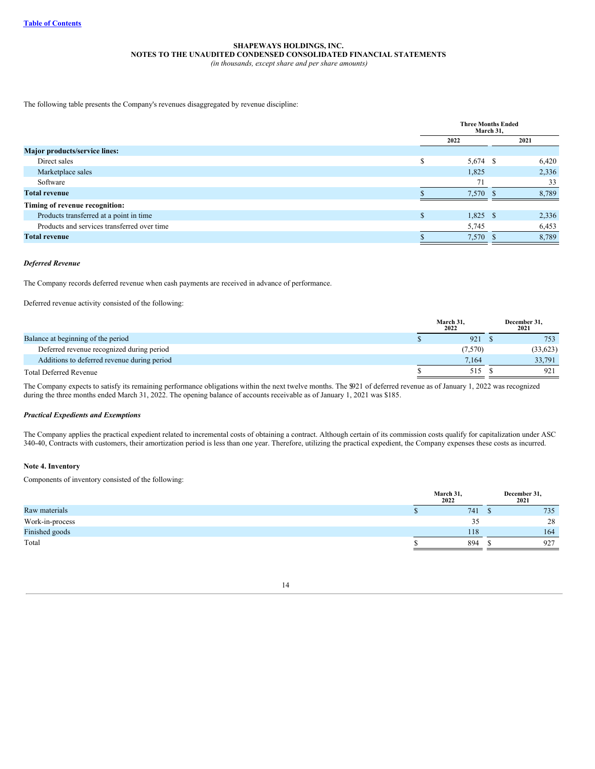**SHAPEWAYS HOLDINGS, INC.**
**NOTES TO THE UNAUDITED CONDENSED CONSOLIDATED FINANCIAL STATEMENTS**
*(in thousands, except share and per share amounts)*

The following table presents the Company's revenues disaggregated by revenue discipline:

| | Three Months Ended March 31, | |
|---|---|---|
| | 2022 | 2021 |
| **Major products/service lines:** | | |
| Direct sales | $ 5,674 | $ 6,420 |
| Marketplace sales | 1,825 | 2,336 |
| Software | 71 | 33 |
| **Total revenue** | $ 7,570 | $ 8,789 |
| **Timing of revenue recognition:** | | |
| Products transferred at a point in time | $ 1,825 | $ 2,336 |
| Products and services transferred over time | 5,745 | 6,453 |
| **Total revenue** | $ 7,570 | $ 8,789 |

***Deferred Revenue***

The Company records deferred revenue when cash payments are received in advance of performance.

Deferred revenue activity consisted of the following:

| | March 31, 2022 | December 31, 2021 |
|---|---|---|
| Balance at beginning of the period | $ 921 | $ 753 |
| Deferred revenue recognized during period | (7,570) | (33,623) |
| Additions to deferred revenue during period | 7,164 | 33,791 |
| Total Deferred Revenue | $ 515 | $ 921 |

The Company expects to satisfy its remaining performance obligations within the next twelve months. The $921 of deferred revenue as of January 1, 2022 was recognized during the three months ended March 31, 2022. The opening balance of accounts receivable as of January 1, 2021 was $185.

***Practical Expedients and Exemptions***

The Company applies the practical expedient related to incremental costs of obtaining a contract. Although certain of its commission costs qualify for capitalization under ASC 340-40, Contracts with customers, their amortization period is less than one year. Therefore, utilizing the practical expedient, the Company expenses these costs as incurred.

**Note 4. Inventory**

Components of inventory consisted of the following:

| | March 31, 2022 | December 31, 2021 |
|---|---|---|
| Raw materials | $ 741 | $ 735 |
| Work-in-process | 35 | 28 |
| Finished goods | 118 | 164 |
| Total | $ 894 | $ 927 |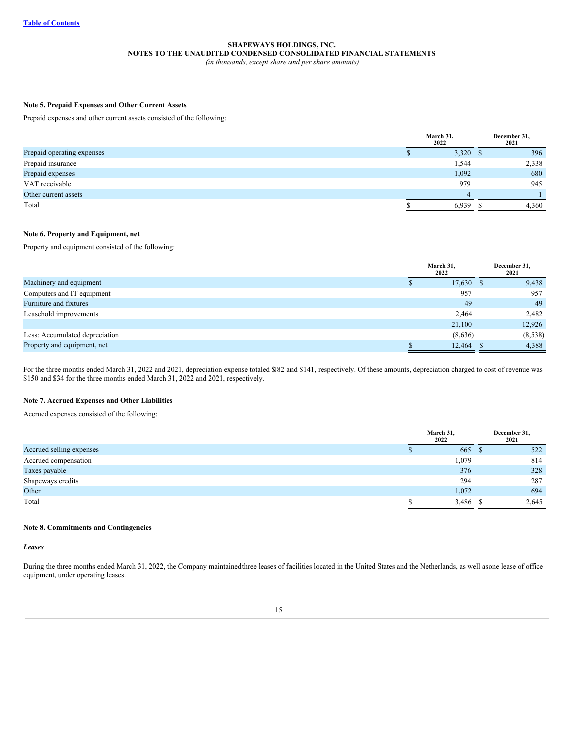**SHAPEWAYS HOLDINGS, INC.**
**NOTES TO THE UNAUDITED CONDENSED CONSOLIDATED FINANCIAL STATEMENTS**
*(in thousands, except share and per share amounts)*

**Note 5. Prepaid Expenses and Other Current Assets**

Prepaid expenses and other current assets consisted of the following:

| | March 31, 2022 | December 31, 2021 |
|---|---|---|
| Prepaid operating expenses | $ 3,320 | $ 396 |
| Prepaid insurance | 1,544 | 2,338 |
| Prepaid expenses | 1,092 | 680 |
| VAT receivable | 979 | 945 |
| Other current assets | 4 | 1 |
| Total | $ 6,939 | $ 4,360 |

**Note 6. Property and Equipment, net**

Property and equipment consisted of the following:

| | March 31, 2022 | December 31, 2021 |
|---|---|---|
| Machinery and equipment | $ 17,630 | $ 9,438 |
| Computers and IT equipment | 957 | 957 |
| Furniture and fixtures | 49 | 49 |
| Leasehold improvements | 2,464 | 2,482 |
| | 21,100 | 12,926 |
| Less: Accumulated depreciation | (8,636) | (8,538) |
| Property and equipment, net | $ 12,464 | $ 4,388 |

For the three months ended March 31, 2022 and 2021, depreciation expense totaled $182 and $141, respectively. Of these amounts, depreciation charged to cost of revenue was $150 and $34 for the three months ended March 31, 2022 and 2021, respectively.

**Note 7. Accrued Expenses and Other Liabilities**

Accrued expenses consisted of the following:

| | March 31, 2022 | December 31, 2021 |
|---|---|---|
| Accrued selling expenses | $ 665 | $ 522 |
| Accrued compensation | 1,079 | 814 |
| Taxes payable | 376 | 328 |
| Shapeways credits | 294 | 287 |
| Other | 1,072 | 694 |
| Total | $ 3,486 | $ 2,645 |

**Note 8. Commitments and Contingencies**

***Leases***

During the three months ended March 31, 2022, the Company maintained three leases of facilities located in the United States and the Netherlands, as well as one lease of office equipment, under operating leases.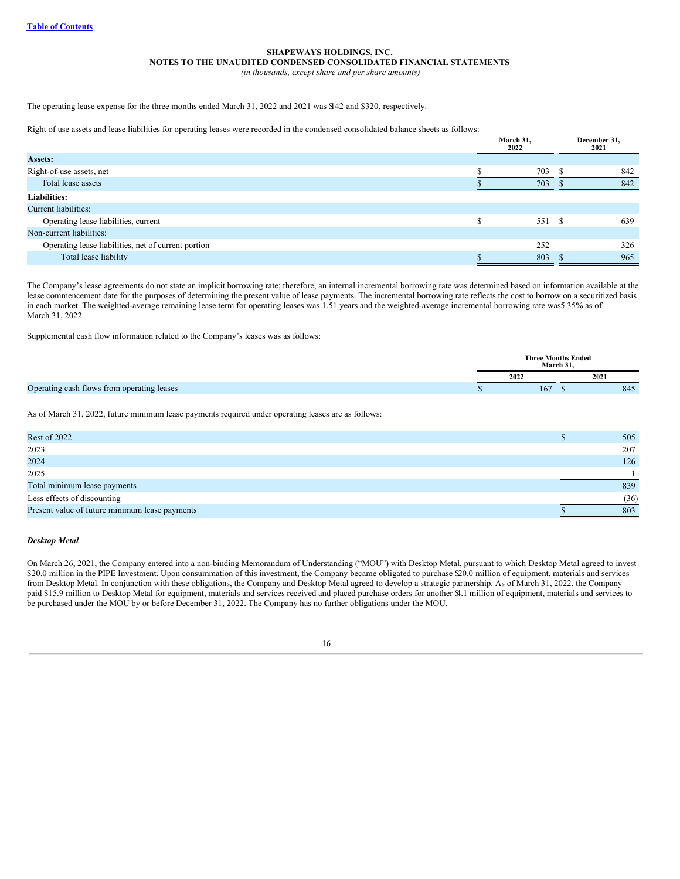**SHAPEWAYS HOLDINGS, INC.**
**NOTES TO THE UNAUDITED CONDENSED CONSOLIDATED FINANCIAL STATEMENTS**
*(in thousands, except share and per share amounts)*

The operating lease expense for the three months ended March 31, 2022 and 2021 was $142 and $320, respectively.

Right of use assets and lease liabilities for operating leases were recorded in the condensed consolidated balance sheets as follows:

| | March 31, 2022 | December 31, 2021 |
|---|---|---|
| **Assets:** | | |
| Right-of-use assets, net | $ 703 | $ 842 |
| Total lease assets | $ 703 | $ 842 |
| **Liabilities:** | | |
| Current liabilities: | | |
| Operating lease liabilities, current | $ 551 | $ 639 |
| Non-current liabilities: | | |
| Operating lease liabilities, net of current portion | 252 | 326 |
| Total lease liability | $ 803 | $ 965 |

The Company's lease agreements do not state an implicit borrowing rate; therefore, an internal incremental borrowing rate was determined based on information available at the lease commencement date for the purposes of determining the present value of lease payments. The incremental borrowing rate reflects the cost to borrow on a securitized basis in each market. The weighted-average remaining lease term for operating leases was 1.51 years and the weighted-average incremental borrowing rate was 5.35% as of March 31, 2022.

Supplemental cash flow information related to the Company's leases was as follows:

| | Three Months Ended March 31, | |
|---|---|---|
| | 2022 | 2021 |
| Operating cash flows from operating leases | $ 167 | $ 845 |

As of March 31, 2022, future minimum lease payments required under operating leases are as follows:

| | |
|---|---|
| Rest of 2022 | $ 505 |
| 2023 | 207 |
| 2024 | 126 |
| 2025 | 1 |
| Total minimum lease payments | 839 |
| Less effects of discounting | (36) |
| Present value of future minimum lease payments | $ 803 |

***Desktop Metal***

On March 26, 2021, the Company entered into a non-binding Memorandum of Understanding ("MOU") with Desktop Metal, pursuant to which Desktop Metal agreed to invest $20.0 million in the PIPE Investment. Upon consummation of this investment, the Company became obligated to purchase $20.0 million of equipment, materials and services from Desktop Metal. In conjunction with these obligations, the Company and Desktop Metal agreed to develop a strategic partnership. As of March 31, 2022, the Company paid $15.9 million to Desktop Metal for equipment, materials and services received and placed purchase orders for another $4.1 million of equipment, materials and services to be purchased under the MOU by or before December 31, 2022. The Company has no further obligations under the MOU.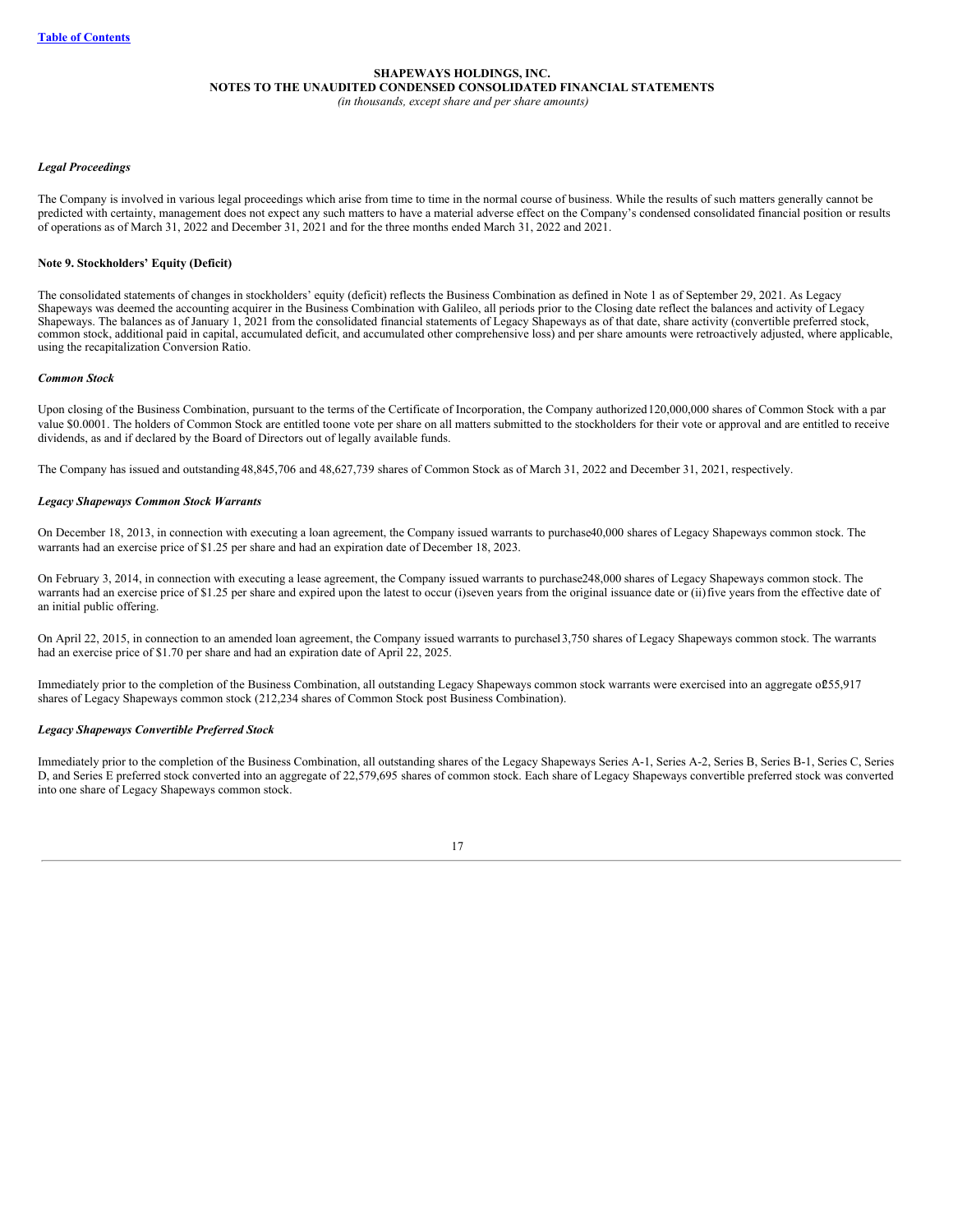**SHAPEWAYS HOLDINGS, INC.**
**NOTES TO THE UNAUDITED CONDENSED CONSOLIDATED FINANCIAL STATEMENTS**
*(in thousands, except share and per share amounts)*

***Legal Proceedings***

The Company is involved in various legal proceedings which arise from time to time in the normal course of business. While the results of such matters generally cannot be predicted with certainty, management does not expect any such matters to have a material adverse effect on the Company's condensed consolidated financial position or results of operations as of March 31, 2022 and December 31, 2021 and for the three months ended March 31, 2022 and 2021.

**Note 9. Stockholders' Equity (Deficit)**

The consolidated statements of changes in stockholders' equity (deficit) reflects the Business Combination as defined in Note 1 as of September 29, 2021. As Legacy Shapeways was deemed the accounting acquirer in the Business Combination with Galileo, all periods prior to the Closing date reflect the balances and activity of Legacy Shapeways. The balances as of January 1, 2021 from the consolidated financial statements of Legacy Shapeways as of that date, share activity (convertible preferred stock, common stock, additional paid in capital, accumulated deficit, and accumulated other comprehensive loss) and per share amounts were retroactively adjusted, where applicable, using the recapitalization Conversion Ratio.

***Common Stock***

Upon closing of the Business Combination, pursuant to the terms of the Certificate of Incorporation, the Company authorized 120,000,000 shares of Common Stock with a par value $0.0001. The holders of Common Stock are entitled to one vote per share on all matters submitted to the stockholders for their vote or approval and are entitled to receive dividends, as and if declared by the Board of Directors out of legally available funds.

The Company has issued and outstanding 48,845,706 and 48,627,739 shares of Common Stock as of March 31, 2022 and December 31, 2021, respectively.

***Legacy Shapeways Common Stock Warrants***

On December 18, 2013, in connection with executing a loan agreement, the Company issued warrants to purchase 40,000 shares of Legacy Shapeways common stock. The warrants had an exercise price of $1.25 per share and had an expiration date of December 18, 2023.

On February 3, 2014, in connection with executing a lease agreement, the Company issued warrants to purchase 248,000 shares of Legacy Shapeways common stock. The warrants had an exercise price of $1.25 per share and expired upon the latest to occur (i) seven years from the original issuance date or (ii) five years from the effective date of an initial public offering.

On April 22, 2015, in connection to an amended loan agreement, the Company issued warrants to purchase 13,750 shares of Legacy Shapeways common stock. The warrants had an exercise price of $1.70 per share and had an expiration date of April 22, 2025.

Immediately prior to the completion of the Business Combination, all outstanding Legacy Shapeways common stock warrants were exercised into an aggregate of 255,917 shares of Legacy Shapeways common stock (212,234 shares of Common Stock post Business Combination).

***Legacy Shapeways Convertible Preferred Stock***

Immediately prior to the completion of the Business Combination, all outstanding shares of the Legacy Shapeways Series A-1, Series A-2, Series B, Series B-1, Series C, Series D, and Series E preferred stock converted into an aggregate of 22,579,695 shares of common stock. Each share of Legacy Shapeways convertible preferred stock was converted into one share of Legacy Shapeways common stock.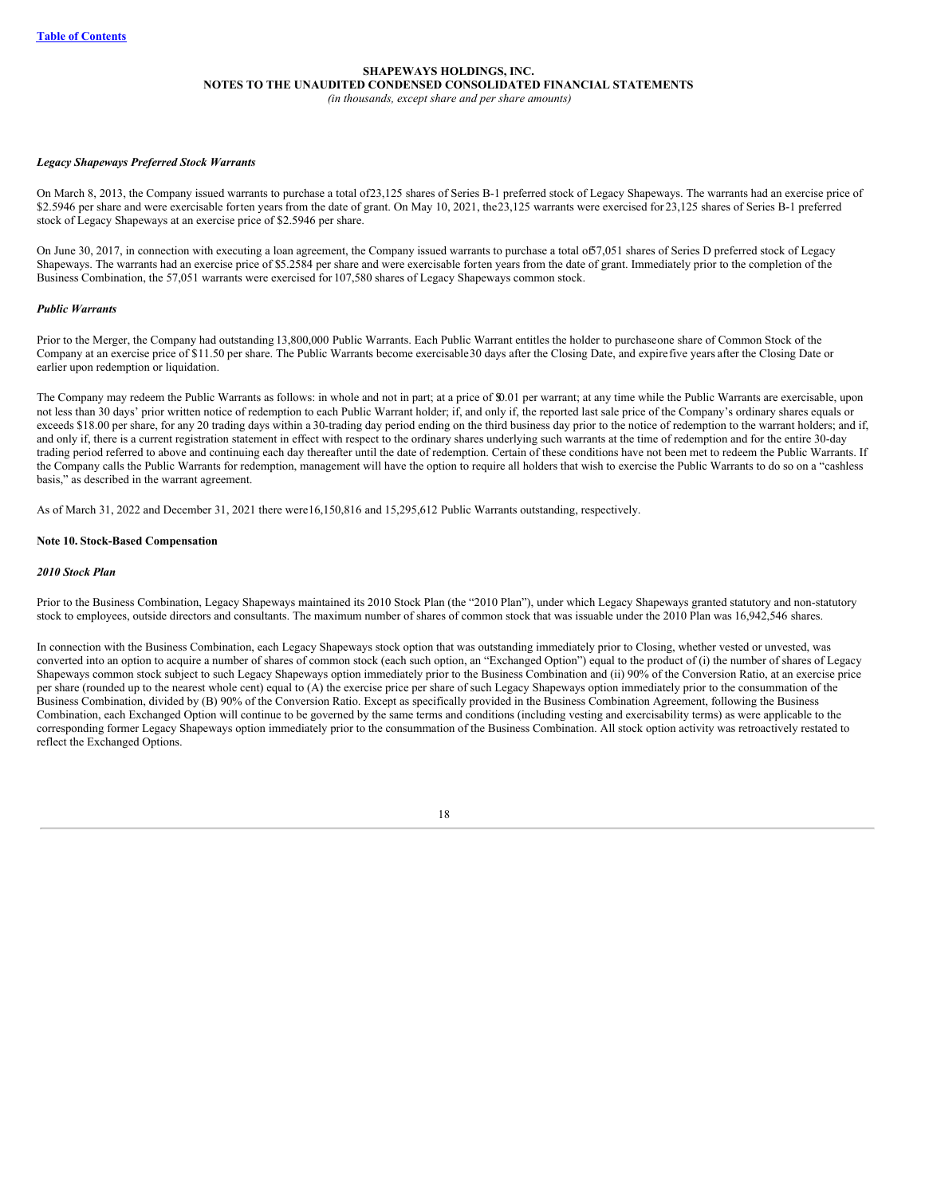**SHAPEWAYS HOLDINGS, INC.**
**NOTES TO THE UNAUDITED CONDENSED CONSOLIDATED FINANCIAL STATEMENTS**
*(in thousands, except share and per share amounts)*

***Legacy Shapeways Preferred Stock Warrants***

On March 8, 2013, the Company issued warrants to purchase a total of 23,125 shares of Series B-1 preferred stock of Legacy Shapeways. The warrants had an exercise price of $2.5946 per share and were exercisable for ten years from the date of grant. On May 10, 2021, the 23,125 warrants were exercised for 23,125 shares of Series B-1 preferred stock of Legacy Shapeways at an exercise price of $2.5946 per share.

On June 30, 2017, in connection with executing a loan agreement, the Company issued warrants to purchase a total of 57,051 shares of Series D preferred stock of Legacy Shapeways. The warrants had an exercise price of $5.2584 per share and were exercisable for ten years from the date of grant. Immediately prior to the completion of the Business Combination, the 57,051 warrants were exercised for 107,580 shares of Legacy Shapeways common stock.

***Public Warrants***

Prior to the Merger, the Company had outstanding 13,800,000 Public Warrants. Each Public Warrant entitles the holder to purchase one share of Common Stock of the Company at an exercise price of $11.50 per share. The Public Warrants become exercisable 30 days after the Closing Date, and expire five years after the Closing Date or earlier upon redemption or liquidation.

The Company may redeem the Public Warrants as follows: in whole and not in part; at a price of $0.01 per warrant; at any time while the Public Warrants are exercisable, upon not less than 30 days' prior written notice of redemption to each Public Warrant holder; if, and only if, the reported last sale price of the Company's ordinary shares equals or exceeds $18.00 per share, for any 20 trading days within a 30-trading day period ending on the third business day prior to the notice of redemption to the warrant holders; and if, and only if, there is a current registration statement in effect with respect to the ordinary shares underlying such warrants at the time of redemption and for the entire 30-day trading period referred to above and continuing each day thereafter until the date of redemption. Certain of these conditions have not been met to redeem the Public Warrants. If the Company calls the Public Warrants for redemption, management will have the option to require all holders that wish to exercise the Public Warrants to do so on a "cashless basis," as described in the warrant agreement.

As of March 31, 2022 and December 31, 2021 there were 16,150,816 and 15,295,612 Public Warrants outstanding, respectively.

**Note 10. Stock-Based Compensation**

***2010 Stock Plan***

Prior to the Business Combination, Legacy Shapeways maintained its 2010 Stock Plan (the "2010 Plan"), under which Legacy Shapeways granted statutory and non-statutory stock to employees, outside directors and consultants. The maximum number of shares of common stock that was issuable under the 2010 Plan was 16,942,546 shares.

In connection with the Business Combination, each Legacy Shapeways stock option that was outstanding immediately prior to Closing, whether vested or unvested, was converted into an option to acquire a number of shares of common stock (each such option, an "Exchanged Option") equal to the product of (i) the number of shares of Legacy Shapeways common stock subject to such Legacy Shapeways option immediately prior to the Business Combination and (ii) 90% of the Conversion Ratio, at an exercise price per share (rounded up to the nearest whole cent) equal to (A) the exercise price per share of such Legacy Shapeways option immediately prior to the consummation of the Business Combination, divided by (B) 90% of the Conversion Ratio. Except as specifically provided in the Business Combination Agreement, following the Business Combination, each Exchanged Option will continue to be governed by the same terms and conditions (including vesting and exercisability terms) as were applicable to the corresponding former Legacy Shapeways option immediately prior to the consummation of the Business Combination. All stock option activity was retroactively restated to reflect the Exchanged Options.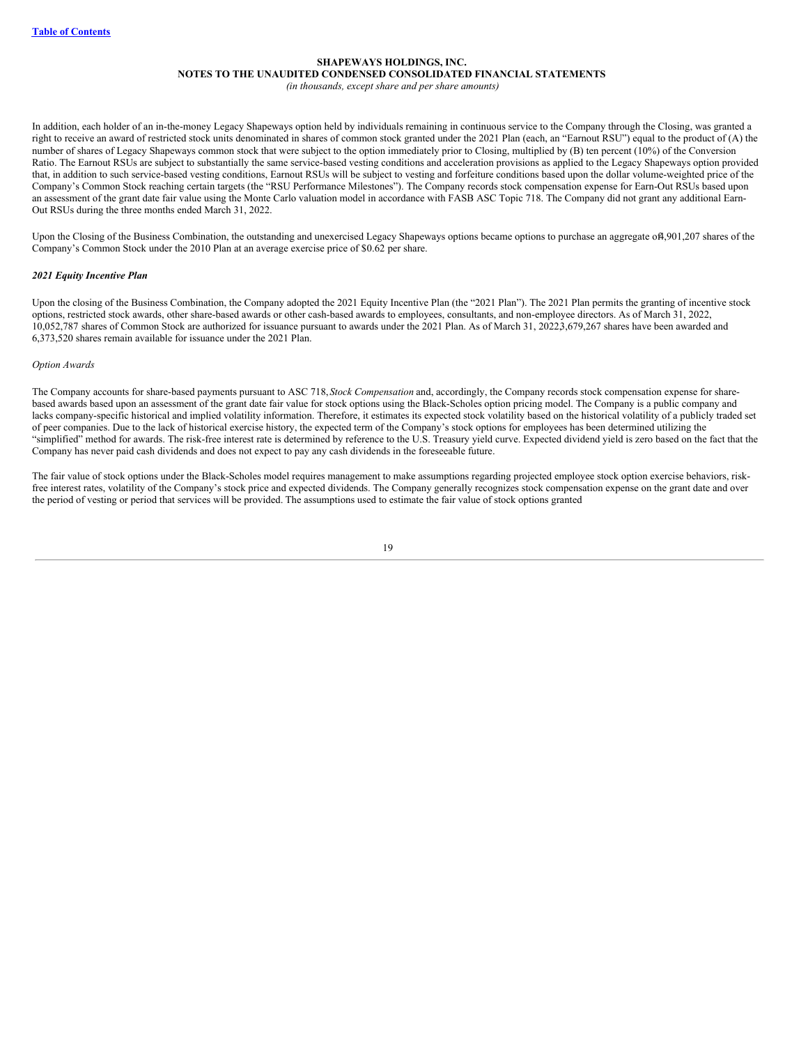In addition, each holder of an in-the-money Legacy Shapeways option held by individuals remaining in continuous service to the Company through the Closing, was granted a right to receive an award of restricted stock units denominated in shares of common stock granted under the 2021 Plan (each, an "Earnout RSU") equal to the product of (A) the number of shares of Legacy Shapeways common stock that were subject to the option immediately prior to Closing, multiplied by (B) ten percent (10%) of the Conversion Ratio. The Earnout RSUs are subject to substantially the same service-based vesting conditions and acceleration provisions as applied to the Legacy Shapeways option provided that, in addition to such service-based vesting conditions, Earnout RSUs will be subject to vesting and forfeiture conditions based upon the dollar volume-weighted price of the Company's Common Stock reaching certain targets (the "RSU Performance Milestones"). The Company records stock compensation expense for Earn-Out RSUs based upon an assessment of the grant date fair value using the Monte Carlo valuation model in accordance with FASB ASC Topic 718. The Company did not grant any additional Earn-Out RSUs during the three months ended March 31, 2022.

Upon the Closing of the Business Combination, the outstanding and unexercised Legacy Shapeways options became options to purchase an aggregate of 4,901,207 shares of the Company's Common Stock under the 2010 Plan at an average exercise price of $0.62 per share.

### *2021 Equity Incentive Plan*

Upon the closing of the Business Combination, the Company adopted the 2021 Equity Incentive Plan (the "2021 Plan"). The 2021 Plan permits the granting of incentive stock options, restricted stock awards, other share-based awards or other cash-based awards to employees, consultants, and non-employee directors. As of March 31, 2022, 10,052,787 shares of Common Stock are authorized for issuance pursuant to awards under the 2021 Plan. As of March 31, 2022 3,679,267 shares have been awarded and 6,373,520 shares remain available for issuance under the 2021 Plan.

*Option Awards*

The Company accounts for share-based payments pursuant to ASC 718, *Stock Compensation* and, accordingly, the Company records stock compensation expense for share-based awards based upon an assessment of the grant date fair value for stock options using the Black-Scholes option pricing model. The Company is a public company and lacks company-specific historical and implied volatility information. Therefore, it estimates its expected stock volatility based on the historical volatility of a publicly traded set of peer companies. Due to the lack of historical exercise history, the expected term of the Company's stock options for employees has been determined utilizing the "simplified" method for awards. The risk-free interest rate is determined by reference to the U.S. Treasury yield curve. Expected dividend yield is zero based on the fact that the Company has never paid cash dividends and does not expect to pay any cash dividends in the foreseeable future.

The fair value of stock options under the Black-Scholes model requires management to make assumptions regarding projected employee stock option exercise behaviors, risk-free interest rates, volatility of the Company's stock price and expected dividends. The Company generally recognizes stock compensation expense on the grant date and over the period of vesting or period that services will be provided. The assumptions used to estimate the fair value of stock options granted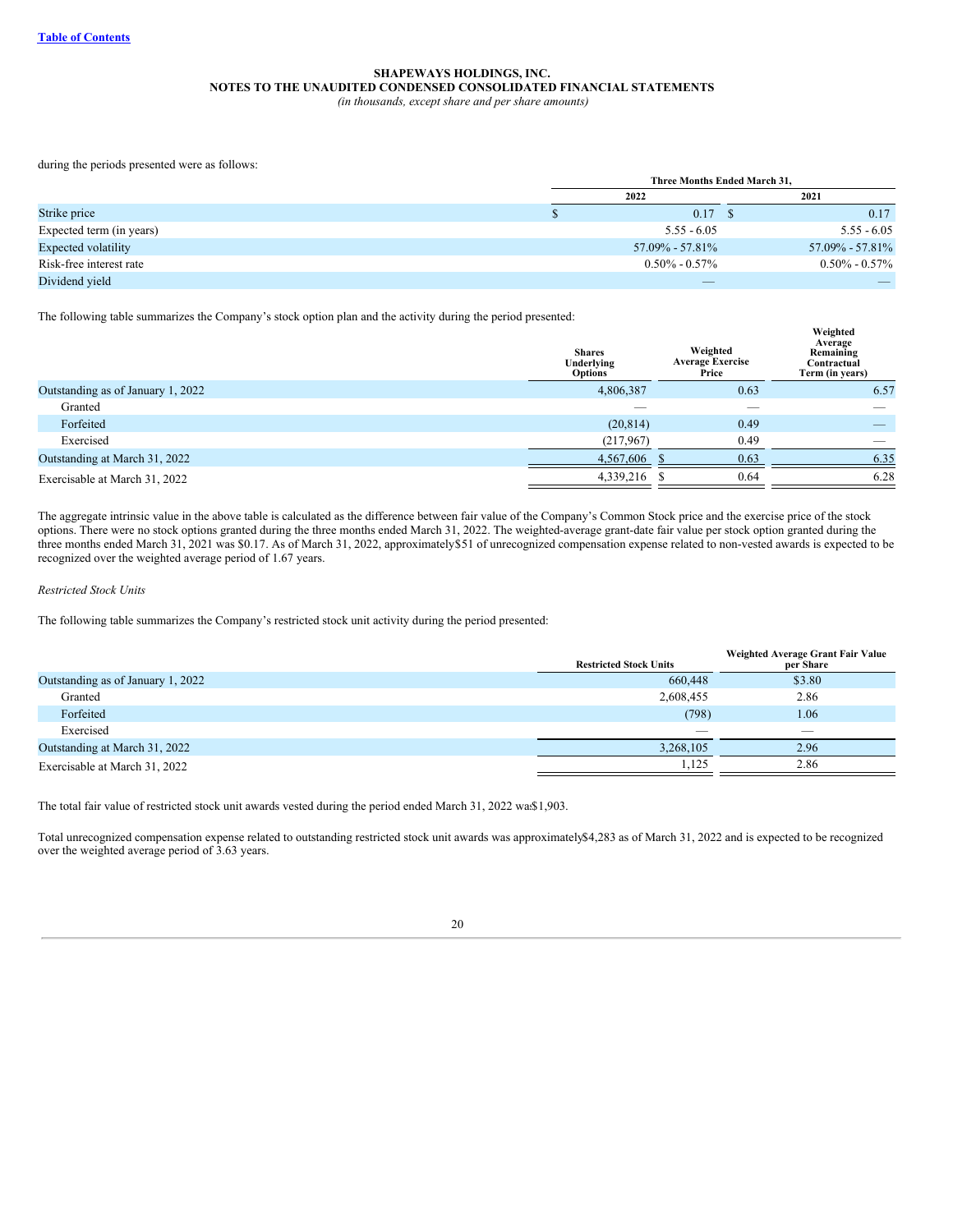during the periods presented were as follows:

| | Three Months Ended March 31, | |
|---|---|---|
| | 2022 | 2021 |
| Strike price | $ 0.17 | $ 0.17 |
| Expected term (in years) | 5.55 - 6.05 | 5.55 - 6.05 |
| Expected volatility | 57.09% - 57.81% | 57.09% - 57.81% |
| Risk-free interest rate | 0.50% - 0.57% | 0.50% - 0.57% |
| Dividend yield | — | — |

The following table summarizes the Company's stock option plan and the activity during the period presented:

| | Shares Underlying Options | Weighted Average Exercise Price | Weighted Average Remaining Contractual Term (in years) |
|---|---|---|---|
| Outstanding as of January 1, 2022 | 4,806,387 | 0.63 | 6.57 |
| Granted | — | — | — |
| Forfeited | (20,814) | 0.49 | — |
| Exercised | (217,967) | 0.49 | — |
| Outstanding at March 31, 2022 | 4,567,606 | $ 0.63 | 6.35 |
| Exercisable at March 31, 2022 | 4,339,216 | $ 0.64 | 6.28 |

The aggregate intrinsic value in the above table is calculated as the difference between fair value of the Company's Common Stock price and the exercise price of the stock options. There were no stock options granted during the three months ended March 31, 2022. The weighted-average grant-date fair value per stock option granted during the three months ended March 31, 2021 was $0.17. As of March 31, 2022, approximately $51 of unrecognized compensation expense related to non-vested awards is expected to be recognized over the weighted average period of 1.67 years.

*Restricted Stock Units*

The following table summarizes the Company's restricted stock unit activity during the period presented:

| | Restricted Stock Units | Weighted Average Grant Fair Value per Share |
|---|---|---|
| Outstanding as of January 1, 2022 | 660,448 | $3.80 |
| Granted | 2,608,455 | 2.86 |
| Forfeited | (798) | 1.06 |
| Exercised | — | — |
| Outstanding at March 31, 2022 | 3,268,105 | 2.96 |
| Exercisable at March 31, 2022 | 1,125 | 2.86 |

The total fair value of restricted stock unit awards vested during the period ended March 31, 2022 was $1,903.

Total unrecognized compensation expense related to outstanding restricted stock unit awards was approximately $4,283 as of March 31, 2022 and is expected to be recognized over the weighted average period of 3.63 years.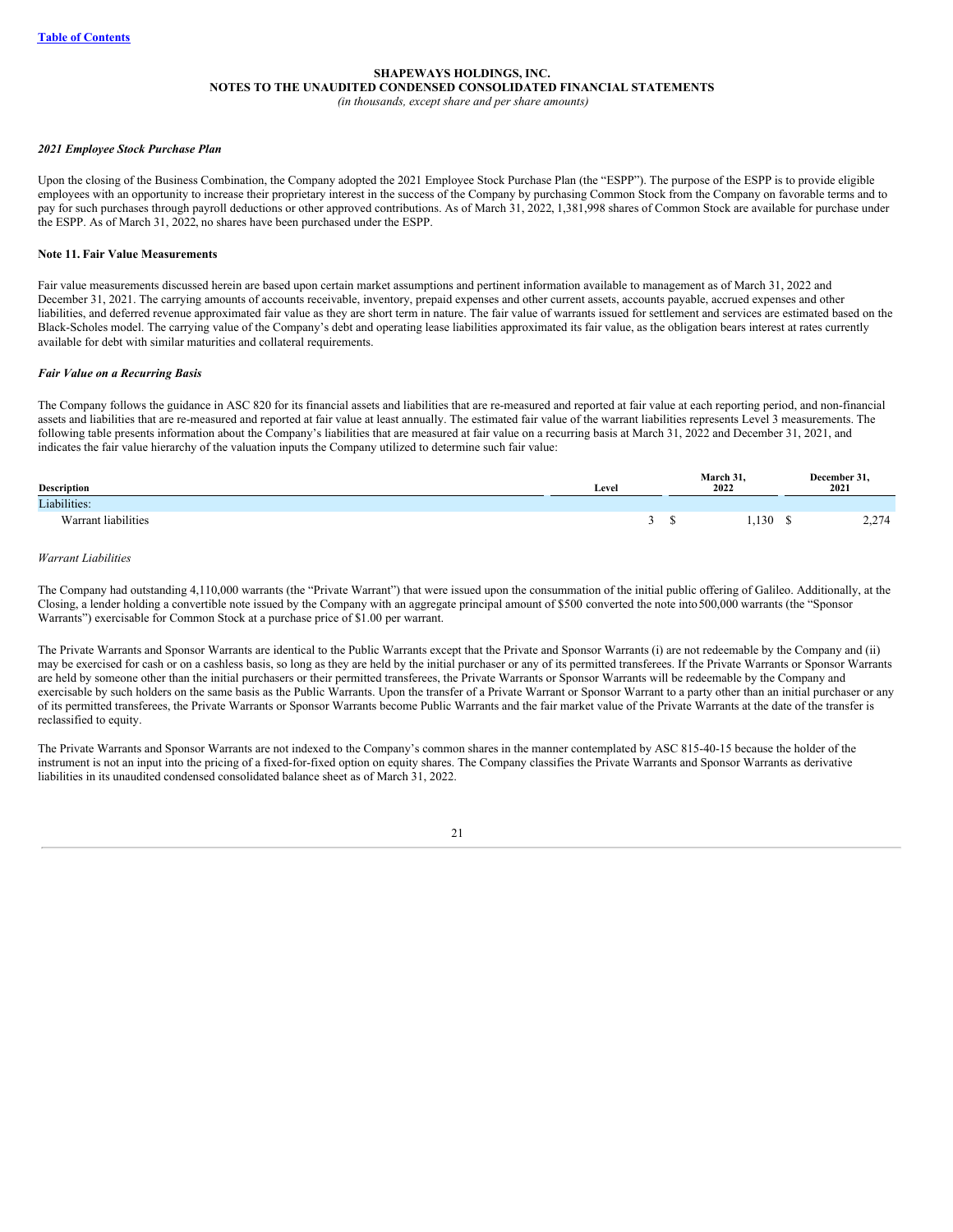*2021 Employee Stock Purchase Plan*

Upon the closing of the Business Combination, the Company adopted the 2021 Employee Stock Purchase Plan (the "ESPP"). The purpose of the ESPP is to provide eligible employees with an opportunity to increase their proprietary interest in the success of the Company by purchasing Common Stock from the Company on favorable terms and to pay for such purchases through payroll deductions or other approved contributions. As of March 31, 2022, 1,381,998 shares of Common Stock are available for purchase under the ESPP. As of March 31, 2022, no shares have been purchased under the ESPP.

**Note 11. Fair Value Measurements**

Fair value measurements discussed herein are based upon certain market assumptions and pertinent information available to management as of March 31, 2022 and December 31, 2021. The carrying amounts of accounts receivable, inventory, prepaid expenses and other current assets, accounts payable, accrued expenses and other liabilities, and deferred revenue approximated fair value as they are short term in nature. The fair value of warrants issued for settlement and services are estimated based on the Black-Scholes model. The carrying value of the Company's debt and operating lease liabilities approximated its fair value, as the obligation bears interest at rates currently available for debt with similar maturities and collateral requirements.

***Fair Value on a Recurring Basis***

The Company follows the guidance in ASC 820 for its financial assets and liabilities that are re-measured and reported at fair value at each reporting period, and non-financial assets and liabilities that are re-measured and reported at fair value at least annually. The estimated fair value of the warrant liabilities represents Level 3 measurements. The following table presents information about the Company's liabilities that are measured at fair value on a recurring basis at March 31, 2022 and December 31, 2021, and indicates the fair value hierarchy of the valuation inputs the Company utilized to determine such fair value:

| Description | Level | March 31, 2022 | December 31, 2021 |
|---|---|---|---|
| Liabilities: | | | |
| Warrant liabilities | 3 | $ 1,130 | $ 2,274 |

*Warrant Liabilities*

The Company had outstanding 4,110,000 warrants (the "Private Warrant") that were issued upon the consummation of the initial public offering of Galileo. Additionally, at the Closing, a lender holding a convertible note issued by the Company with an aggregate principal amount of $500 converted the note into 500,000 warrants (the "Sponsor Warrants") exercisable for Common Stock at a purchase price of $1.00 per warrant.

The Private Warrants and Sponsor Warrants are identical to the Public Warrants except that the Private and Sponsor Warrants (i) are not redeemable by the Company and (ii) may be exercised for cash or on a cashless basis, so long as they are held by the initial purchaser or any of its permitted transferees. If the Private Warrants or Sponsor Warrants are held by someone other than the initial purchasers or their permitted transferees, the Private Warrants or Sponsor Warrants will be redeemable by the Company and exercisable by such holders on the same basis as the Public Warrants. Upon the transfer of a Private Warrant or Sponsor Warrant to a party other than an initial purchaser or any of its permitted transferees, the Private Warrants or Sponsor Warrants become Public Warrants and the fair market value of the Private Warrants at the date of the transfer is reclassified to equity.

The Private Warrants and Sponsor Warrants are not indexed to the Company's common shares in the manner contemplated by ASC 815-40-15 because the holder of the instrument is not an input into the pricing of a fixed-for-fixed option on equity shares. The Company classifies the Private Warrants and Sponsor Warrants as derivative liabilities in its unaudited condensed consolidated balance sheet as of March 31, 2022.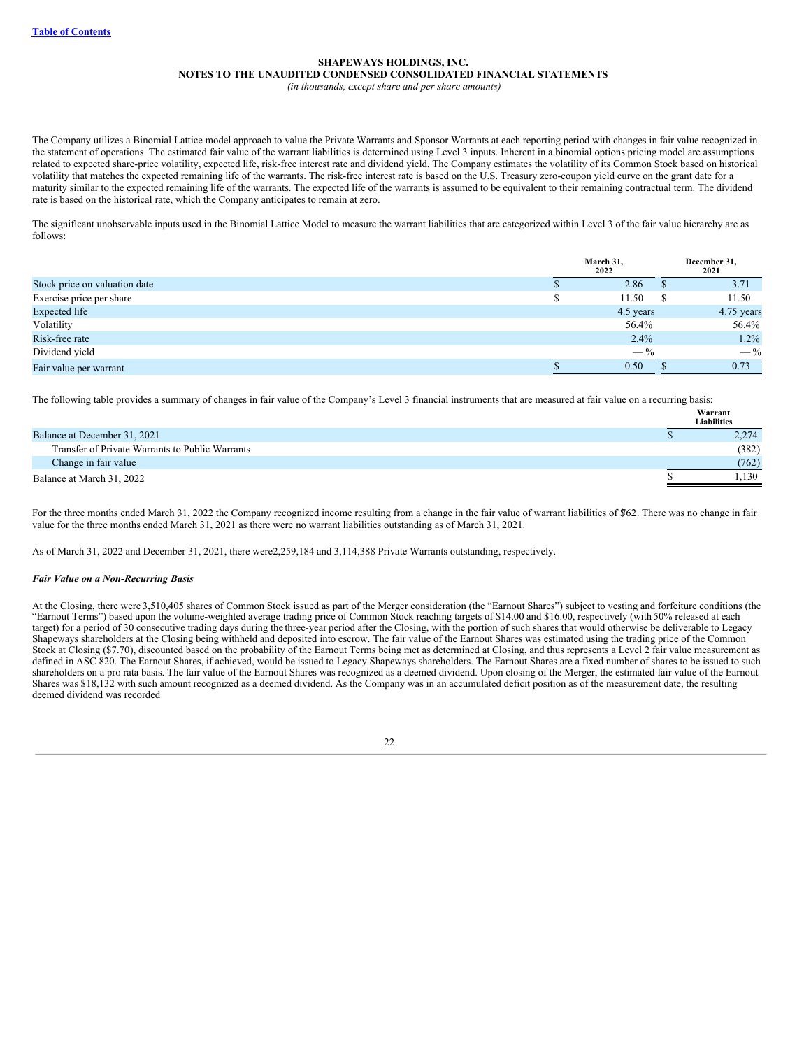**SHAPEWAYS HOLDINGS, INC.**
**NOTES TO THE UNAUDITED CONDENSED CONSOLIDATED FINANCIAL STATEMENTS**
*(in thousands, except share and per share amounts)*

The Company utilizes a Binomial Lattice model approach to value the Private Warrants and Sponsor Warrants at each reporting period with changes in fair value recognized in the statement of operations. The estimated fair value of the warrant liabilities is determined using Level 3 inputs. Inherent in a binomial options pricing model are assumptions related to expected share-price volatility, expected life, risk-free interest rate and dividend yield. The Company estimates the volatility of its Common Stock based on historical volatility that matches the expected remaining life of the warrants. The risk-free interest rate is based on the U.S. Treasury zero-coupon yield curve on the grant date for a maturity similar to the expected remaining life of the warrants. The expected life of the warrants is assumed to be equivalent to their remaining contractual term. The dividend rate is based on the historical rate, which the Company anticipates to remain at zero.

The significant unobservable inputs used in the Binomial Lattice Model to measure the warrant liabilities that are categorized within Level 3 of the fair value hierarchy are as follows:

| | March 31, 2022 | December 31, 2021 |
|---|---|---|
| Stock price on valuation date | $ 2.86 | $ 3.71 |
| Exercise price per share | $ 11.50 | $ 11.50 |
| Expected life | 4.5 years | 4.75 years |
| Volatility | 56.4% | 56.4% |
| Risk-free rate | 2.4% | 1.2% |
| Dividend yield | — % | — % |
| Fair value per warrant | $ 0.50 | $ 0.73 |

The following table provides a summary of changes in fair value of the Company's Level 3 financial instruments that are measured at fair value on a recurring basis:

| | Warrant Liabilities |
|---|---|
| Balance at December 31, 2021 | $ 2,274 |
| Transfer of Private Warrants to Public Warrants | (382) |
| Change in fair value | (762) |
| Balance at March 31, 2022 | $ 1,130 |

For the three months ended March 31, 2022 the Company recognized income resulting from a change in the fair value of warrant liabilities of $762. There was no change in fair value for the three months ended March 31, 2021 as there were no warrant liabilities outstanding as of March 31, 2021.

As of March 31, 2022 and December 31, 2021, there were 2,259,184 and 3,114,388 Private Warrants outstanding, respectively.

***Fair Value on a Non-Recurring Basis***

At the Closing, there were 3,510,405 shares of Common Stock issued as part of the Merger consideration (the "Earnout Shares") subject to vesting and forfeiture conditions (the "Earnout Terms") based upon the volume-weighted average trading price of Common Stock reaching targets of $14.00 and $16.00, respectively (with 50% released at each target) for a period of 30 consecutive trading days during the three-year period after the Closing, with the portion of such shares that would otherwise be deliverable to Legacy Shapeways shareholders at the Closing being withheld and deposited into escrow. The fair value of the Earnout Shares was estimated using the trading price of the Common Stock at Closing ($7.70), discounted based on the probability of the Earnout Terms being met as determined at Closing, and thus represents a Level 2 fair value measurement as defined in ASC 820. The Earnout Shares, if achieved, would be issued to Legacy Shapeways shareholders. The Earnout Shares are a fixed number of shares to be issued to such shareholders on a pro rata basis. The fair value of the Earnout Shares was recognized as a deemed dividend. Upon closing of the Merger, the estimated fair value of the Earnout Shares was $18,132 with such amount recognized as a deemed dividend. As the Company was in an accumulated deficit position as of the measurement date, the resulting deemed dividend was recorded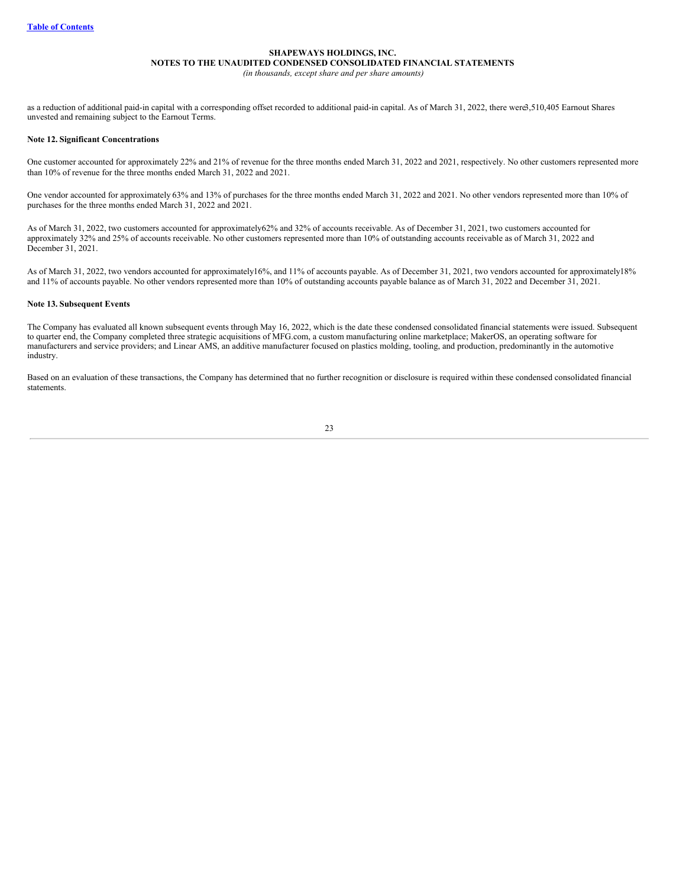as a reduction of additional paid-in capital with a corresponding offset recorded to additional paid-in capital. As of March 31, 2022, there were 3,510,405 Earnout Shares unvested and remaining subject to the Earnout Terms.

**Note 12. Significant Concentrations**

One customer accounted for approximately 22% and 21% of revenue for the three months ended March 31, 2022 and 2021, respectively. No other customers represented more than 10% of revenue for the three months ended March 31, 2022 and 2021.

One vendor accounted for approximately 63% and 13% of purchases for the three months ended March 31, 2022 and 2021. No other vendors represented more than 10% of purchases for the three months ended March 31, 2022 and 2021.

As of March 31, 2022, two customers accounted for approximately 62% and 32% of accounts receivable. As of December 31, 2021, two customers accounted for approximately 32% and 25% of accounts receivable. No other customers represented more than 10% of outstanding accounts receivable as of March 31, 2022 and December 31, 2021.

As of March 31, 2022, two vendors accounted for approximately 16%, and 11% of accounts payable. As of December 31, 2021, two vendors accounted for approximately 18% and 11% of accounts payable. No other vendors represented more than 10% of outstanding accounts payable balance as of March 31, 2022 and December 31, 2021.

**Note 13. Subsequent Events**

The Company has evaluated all known subsequent events through May 16, 2022, which is the date these condensed consolidated financial statements were issued. Subsequent to quarter end, the Company completed three strategic acquisitions of MFG.com, a custom manufacturing online marketplace; MakerOS, an operating software for manufacturers and service providers; and Linear AMS, an additive manufacturer focused on plastics molding, tooling, and production, predominantly in the automotive industry.

Based on an evaluation of these transactions, the Company has determined that no further recognition or disclosure is required within these condensed consolidated financial statements.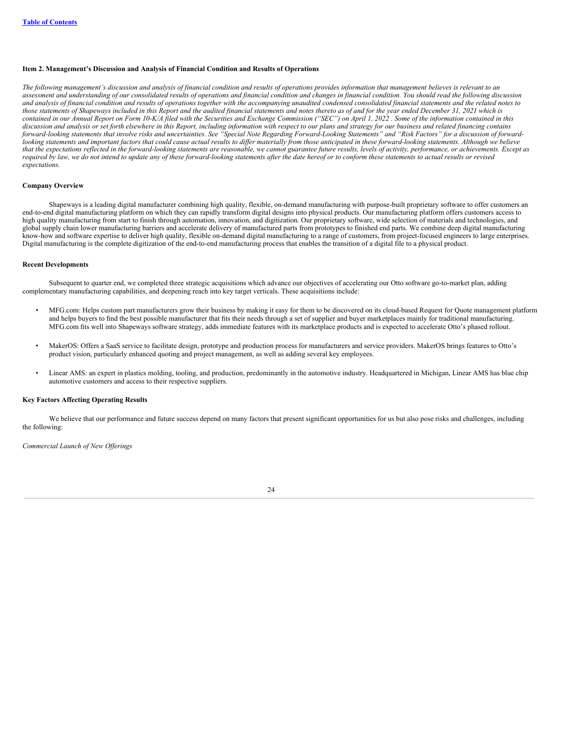### Item 2. Management's Discussion and Analysis of Financial Condition and Results of Operations

*The following management's discussion and analysis of financial condition and results of operations provides information that management believes is relevant to an assessment and understanding of our consolidated results of operations and financial condition and changes in financial condition. You should read the following discussion and analysis of financial condition and results of operations together with the accompanying unaudited condensed consolidated financial statements and the related notes to those statements of Shapeways included in this Report and the audited financial statements and notes thereto as of and for the year ended December 31, 2021 which is contained in our Annual Report on Form 10-K/A filed with the Securities and Exchange Commission ("SEC") on April 1, 2022 . Some of the information contained in this discussion and analysis or set forth elsewhere in this Report, including information with respect to our plans and strategy for our business and related financing contains forward-looking statements that involve risks and uncertainties. See "Special Note Regarding Forward-Looking Statements" and "Risk Factors" for a discussion of forward-looking statements and important factors that could cause actual results to differ materially from those anticipated in these forward-looking statements. Although we believe that the expectations reflected in the forward-looking statements are reasonable, we cannot guarantee future results, levels of activity, performance, or achievements. Except as required by law, we do not intend to update any of these forward-looking statements after the date hereof or to conform these statements to actual results or revised expectations.*

#### Company Overview

Shapeways is a leading digital manufacturer combining high quality, flexible, on-demand manufacturing with purpose-built proprietary software to offer customers an end-to-end digital manufacturing platform on which they can rapidly transform digital designs into physical products. Our manufacturing platform offers customers access to high quality manufacturing from start to finish through automation, innovation, and digitization. Our proprietary software, wide selection of materials and technologies, and global supply chain lower manufacturing barriers and accelerate delivery of manufactured parts from prototypes to finished end parts. We combine deep digital manufacturing know-how and software expertise to deliver high quality, flexible on-demand digital manufacturing to a range of customers, from project-focused engineers to large enterprises. Digital manufacturing is the complete digitization of the end-to-end manufacturing process that enables the transition of a digital file to a physical product.

#### Recent Developments

Subsequent to quarter end, we completed three strategic acquisitions which advance our objectives of accelerating our Otto software go-to-market plan, adding complementary manufacturing capabilities, and deepening reach into key target verticals. These acquisitions include:

- MFG.com: Helps custom part manufacturers grow their business by making it easy for them to be discovered on its cloud-based Request for Quote management platform and helps buyers to find the best possible manufacturer that fits their needs through a set of supplier and buyer marketplaces mainly for traditional manufacturing. MFG.com fits well into Shapeways software strategy, adds immediate features with its marketplace products and is expected to accelerate Otto's phased rollout.

- MakerOS: Offers a SaaS service to facilitate design, prototype and production process for manufacturers and service providers. MakerOS brings features to Otto's product vision, particularly enhanced quoting and project management, as well as adding several key employees.

- Linear AMS: an expert in plastics molding, tooling, and production, predominantly in the automotive industry. Headquartered in Michigan, Linear AMS has blue chip automotive customers and access to their respective suppliers.

#### Key Factors Affecting Operating Results

We believe that our performance and future success depend on many factors that present significant opportunities for us but also pose risks and challenges, including the following:

*Commercial Launch of New Offerings*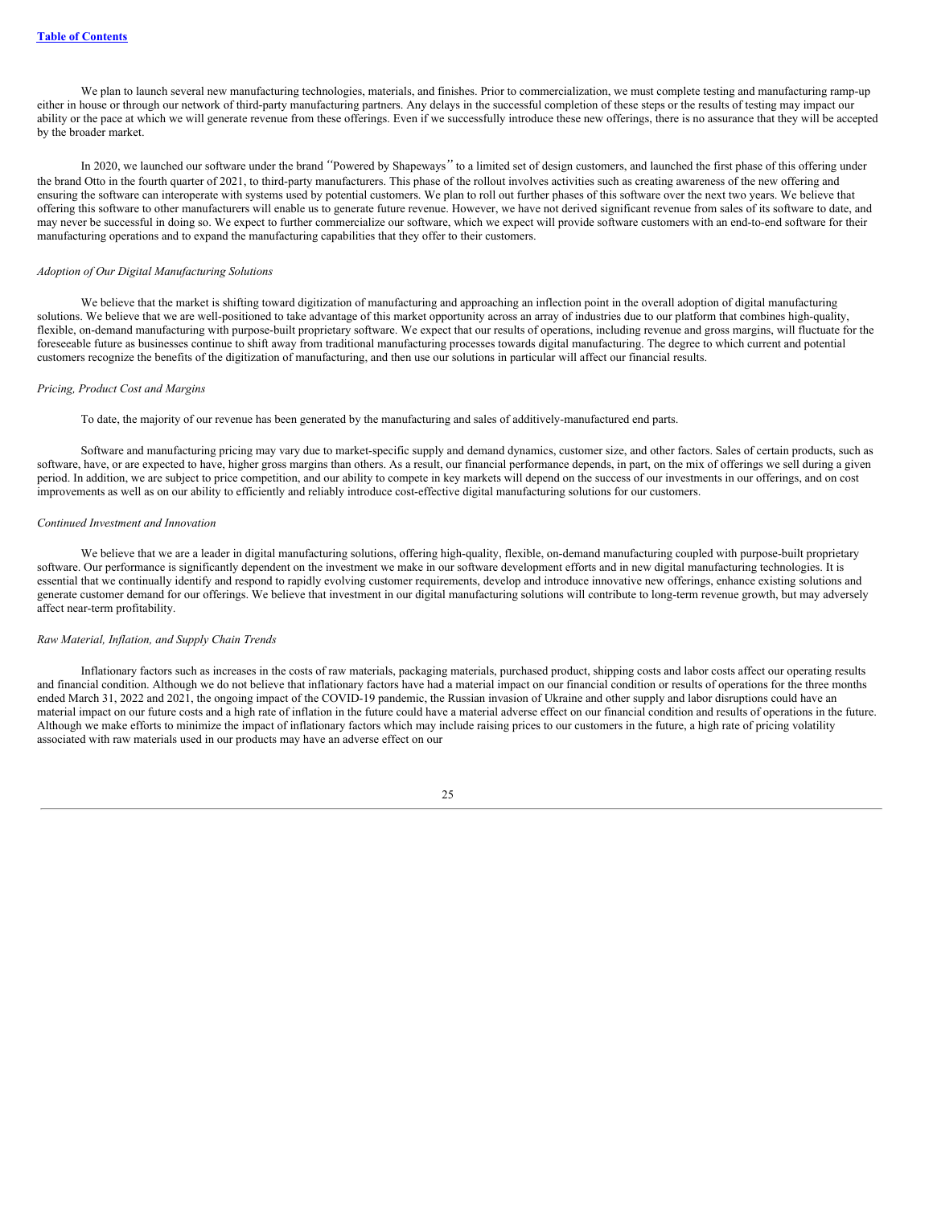We plan to launch several new manufacturing technologies, materials, and finishes. Prior to commercialization, we must complete testing and manufacturing ramp-up either in house or through our network of third-party manufacturing partners. Any delays in the successful completion of these steps or the results of testing may impact our ability or the pace at which we will generate revenue from these offerings. Even if we successfully introduce these new offerings, there is no assurance that they will be accepted by the broader market.

In 2020, we launched our software under the brand "Powered by Shapeways" to a limited set of design customers, and launched the first phase of this offering under the brand Otto in the fourth quarter of 2021, to third-party manufacturers. This phase of the rollout involves activities such as creating awareness of the new offering and ensuring the software can interoperate with systems used by potential customers. We plan to roll out further phases of this software over the next two years. We believe that offering this software to other manufacturers will enable us to generate future revenue. However, we have not derived significant revenue from sales of its software to date, and may never be successful in doing so. We expect to further commercialize our software, which we expect will provide software customers with an end-to-end software for their manufacturing operations and to expand the manufacturing capabilities that they offer to their customers.

*Adoption of Our Digital Manufacturing Solutions*

We believe that the market is shifting toward digitization of manufacturing and approaching an inflection point in the overall adoption of digital manufacturing solutions. We believe that we are well-positioned to take advantage of this market opportunity across an array of industries due to our platform that combines high-quality, flexible, on-demand manufacturing with purpose-built proprietary software. We expect that our results of operations, including revenue and gross margins, will fluctuate for the foreseeable future as businesses continue to shift away from traditional manufacturing processes towards digital manufacturing. The degree to which current and potential customers recognize the benefits of the digitization of manufacturing, and then use our solutions in particular will affect our financial results.

*Pricing, Product Cost and Margins*

To date, the majority of our revenue has been generated by the manufacturing and sales of additively-manufactured end parts.

Software and manufacturing pricing may vary due to market-specific supply and demand dynamics, customer size, and other factors. Sales of certain products, such as software, have, or are expected to have, higher gross margins than others. As a result, our financial performance depends, in part, on the mix of offerings we sell during a given period. In addition, we are subject to price competition, and our ability to compete in key markets will depend on the success of our investments in our offerings, and on cost improvements as well as on our ability to efficiently and reliably introduce cost-effective digital manufacturing solutions for our customers.

*Continued Investment and Innovation*

We believe that we are a leader in digital manufacturing solutions, offering high-quality, flexible, on-demand manufacturing coupled with purpose-built proprietary software. Our performance is significantly dependent on the investment we make in our software development efforts and in new digital manufacturing technologies. It is essential that we continually identify and respond to rapidly evolving customer requirements, develop and introduce innovative new offerings, enhance existing solutions and generate customer demand for our offerings. We believe that investment in our digital manufacturing solutions will contribute to long-term revenue growth, but may adversely affect near-term profitability.

*Raw Material, Inflation, and Supply Chain Trends*

Inflationary factors such as increases in the costs of raw materials, packaging materials, purchased product, shipping costs and labor costs affect our operating results and financial condition. Although we do not believe that inflationary factors have had a material impact on our financial condition or results of operations for the three months ended March 31, 2022 and 2021, the ongoing impact of the COVID-19 pandemic, the Russian invasion of Ukraine and other supply and labor disruptions could have an material impact on our future costs and a high rate of inflation in the future could have a material adverse effect on our financial condition and results of operations in the future. Although we make efforts to minimize the impact of inflationary factors which may include raising prices to our customers in the future, a high rate of pricing volatility associated with raw materials used in our products may have an adverse effect on our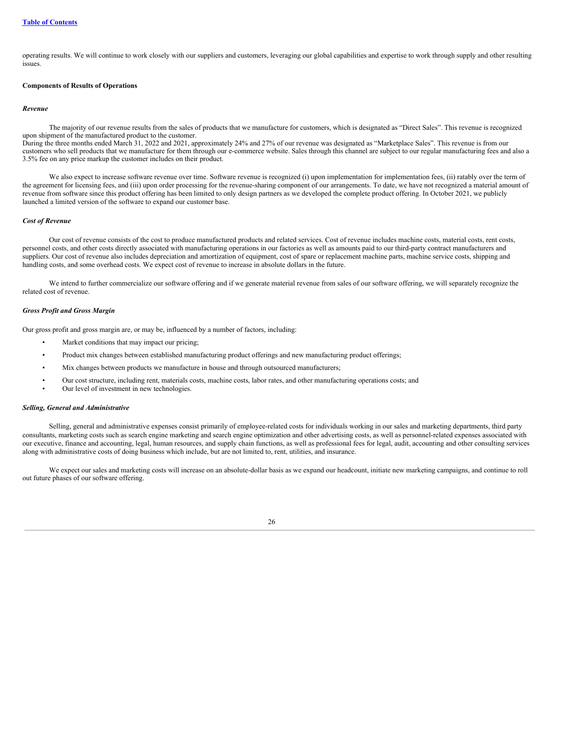operating results. We will continue to work closely with our suppliers and customers, leveraging our global capabilities and expertise to work through supply and other resulting issues.

**Components of Results of Operations**

***Revenue***

The majority of our revenue results from the sales of products that we manufacture for customers, which is designated as "Direct Sales". This revenue is recognized upon shipment of the manufactured product to the customer.
During the three months ended March 31, 2022 and 2021, approximately 24% and 27% of our revenue was designated as "Marketplace Sales". This revenue is from our customers who sell products that we manufacture for them through our e-commerce website. Sales through this channel are subject to our regular manufacturing fees and also a 3.5% fee on any price markup the customer includes on their product.

We also expect to increase software revenue over time. Software revenue is recognized (i) upon implementation for implementation fees, (ii) ratably over the term of the agreement for licensing fees, and (iii) upon order processing for the revenue-sharing component of our arrangements. To date, we have not recognized a material amount of revenue from software since this product offering has been limited to only design partners as we developed the complete product offering. In October 2021, we publicly launched a limited version of the software to expand our customer base.

***Cost of Revenue***

Our cost of revenue consists of the cost to produce manufactured products and related services. Cost of revenue includes machine costs, material costs, rent costs, personnel costs, and other costs directly associated with manufacturing operations in our factories as well as amounts paid to our third-party contract manufacturers and suppliers. Our cost of revenue also includes depreciation and amortization of equipment, cost of spare or replacement machine parts, machine service costs, shipping and handling costs, and some overhead costs. We expect cost of revenue to increase in absolute dollars in the future.

We intend to further commercialize our software offering and if we generate material revenue from sales of our software offering, we will separately recognize the related cost of revenue.

***Gross Profit and Gross Margin***

Our gross profit and gross margin are, or may be, influenced by a number of factors, including:

- Market conditions that may impact our pricing;
- Product mix changes between established manufacturing product offerings and new manufacturing product offerings;
- Mix changes between products we manufacture in house and through outsourced manufacturers;
- Our cost structure, including rent, materials costs, machine costs, labor rates, and other manufacturing operations costs; and
- Our level of investment in new technologies.

***Selling, General and Administrative***

Selling, general and administrative expenses consist primarily of employee-related costs for individuals working in our sales and marketing departments, third party consultants, marketing costs such as search engine marketing and search engine optimization and other advertising costs, as well as personnel-related expenses associated with our executive, finance and accounting, legal, human resources, and supply chain functions, as well as professional fees for legal, audit, accounting and other consulting services along with administrative costs of doing business which include, but are not limited to, rent, utilities, and insurance.

We expect our sales and marketing costs will increase on an absolute-dollar basis as we expand our headcount, initiate new marketing campaigns, and continue to roll out future phases of our software offering.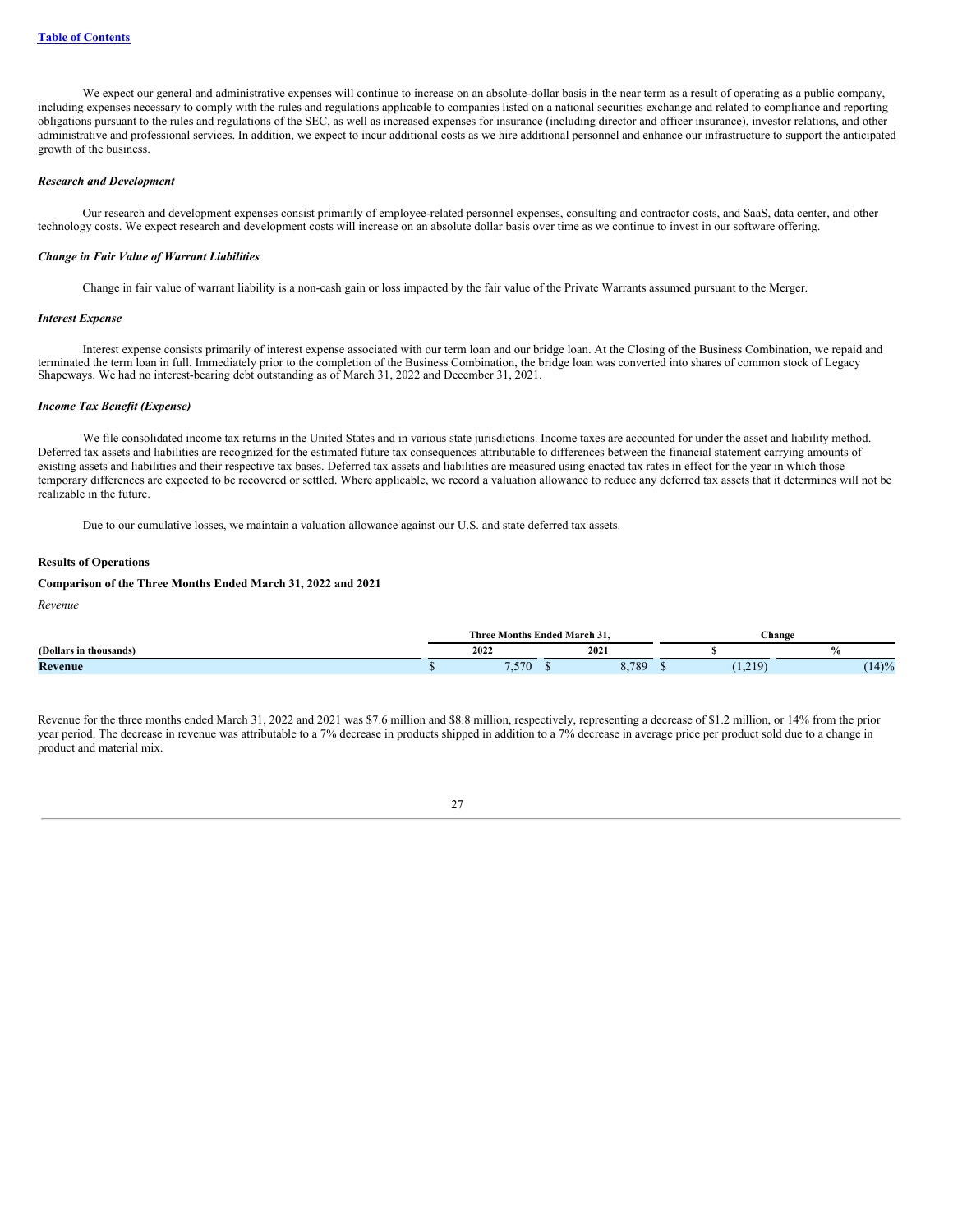We expect our general and administrative expenses will continue to increase on an absolute-dollar basis in the near term as a result of operating as a public company, including expenses necessary to comply with the rules and regulations applicable to companies listed on a national securities exchange and related to compliance and reporting obligations pursuant to the rules and regulations of the SEC, as well as increased expenses for insurance (including director and officer insurance), investor relations, and other administrative and professional services. In addition, we expect to incur additional costs as we hire additional personnel and enhance our infrastructure to support the anticipated growth of the business.

***Research and Development***

Our research and development expenses consist primarily of employee-related personnel expenses, consulting and contractor costs, and SaaS, data center, and other technology costs. We expect research and development costs will increase on an absolute dollar basis over time as we continue to invest in our software offering.

***Change in Fair Value of Warrant Liabilities***

Change in fair value of warrant liability is a non-cash gain or loss impacted by the fair value of the Private Warrants assumed pursuant to the Merger.

***Interest Expense***

Interest expense consists primarily of interest expense associated with our term loan and our bridge loan. At the Closing of the Business Combination, we repaid and terminated the term loan in full. Immediately prior to the completion of the Business Combination, the bridge loan was converted into shares of common stock of Legacy Shapeways. We had no interest-bearing debt outstanding as of March 31, 2022 and December 31, 2021.

***Income Tax Benefit (Expense)***

We file consolidated income tax returns in the United States and in various state jurisdictions. Income taxes are accounted for under the asset and liability method. Deferred tax assets and liabilities are recognized for the estimated future tax consequences attributable to differences between the financial statement carrying amounts of existing assets and liabilities and their respective tax bases. Deferred tax assets and liabilities are measured using enacted tax rates in effect for the year in which those temporary differences are expected to be recovered or settled. Where applicable, we record a valuation allowance to reduce any deferred tax assets that it determines will not be realizable in the future.

Due to our cumulative losses, we maintain a valuation allowance against our U.S. and state deferred tax assets.

**Results of Operations**

**Comparison of the Three Months Ended March 31, 2022 and 2021**

*Revenue*

| | Three Months Ended March 31, | | Change | |
|---|---|---|---|---|
| **(Dollars in thousands)** | **2022** | **2021** | **$** | **%** |
| **Revenue** | $ 7,570 | $ 8,789 | $ (1,219) | (14)% |

Revenue for the three months ended March 31, 2022 and 2021 was $7.6 million and $8.8 million, respectively, representing a decrease of $1.2 million, or 14% from the prior year period. The decrease in revenue was attributable to a 7% decrease in products shipped in addition to a 7% decrease in average price per product sold due to a change in product and material mix.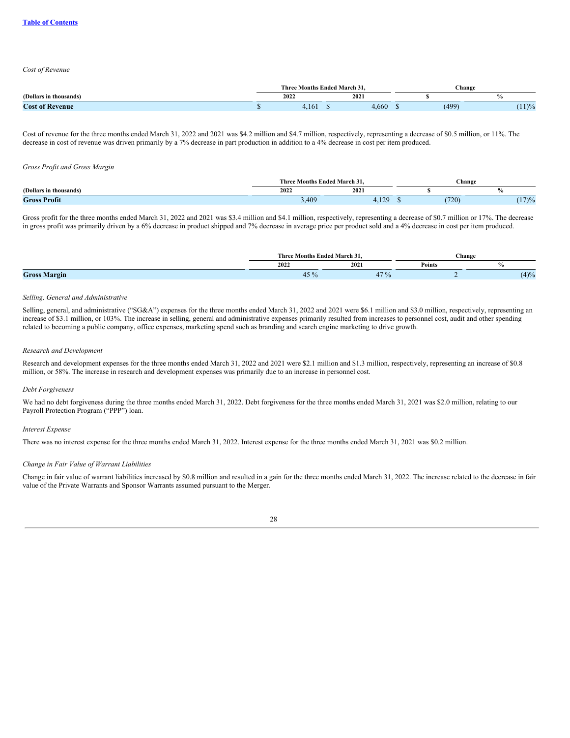*Cost of Revenue*

| (Dollars in thousands) | Three Months Ended March 31, 2022 | Three Months Ended March 31, 2021 | Change $ | Change % |
|---|---|---|---|---|
| **Cost of Revenue** | $ 4,161 | $ 4,660 | $ (499) | (11)% |

Cost of revenue for the three months ended March 31, 2022 and 2021 was $4.2 million and $4.7 million, respectively, representing a decrease of $0.5 million, or 11%. The decrease in cost of revenue was driven primarily by a 7% decrease in part production in addition to a 4% decrease in cost per item produced.

*Gross Profit and Gross Margin*

| (Dollars in thousands) | Three Months Ended March 31, 2022 | Three Months Ended March 31, 2021 | Change $ | Change % |
|---|---|---|---|---|
| **Gross Profit** | 3,409 | 4,129 | $ (720) | (17)% |

Gross profit for the three months ended March 31, 2022 and 2021 was $3.4 million and $4.1 million, respectively, representing a decrease of $0.7 million or 17%. The decrease in gross profit was primarily driven by a 6% decrease in product shipped and 7% decrease in average price per product sold and a 4% decrease in cost per item produced.

| | Three Months Ended March 31, 2022 | Three Months Ended March 31, 2021 | Change Points | Change % |
|---|---|---|---|---|
| **Gross Margin** | 45 % | 47 % | 2 | (4)% |

*Selling, General and Administrative*

Selling, general, and administrative ("SG&A") expenses for the three months ended March 31, 2022 and 2021 were $6.1 million and $3.0 million, respectively, representing an increase of $3.1 million, or 103%. The increase in selling, general and administrative expenses primarily resulted from increases to personnel cost, audit and other spending related to becoming a public company, office expenses, marketing spend such as branding and search engine marketing to drive growth.

*Research and Development*

Research and development expenses for the three months ended March 31, 2022 and 2021 were $2.1 million and $1.3 million, respectively, representing an increase of $0.8 million, or 58%. The increase in research and development expenses was primarily due to an increase in personnel cost.

*Debt Forgiveness*

We had no debt forgiveness during the three months ended March 31, 2022. Debt forgiveness for the three months ended March 31, 2021 was $2.0 million, relating to our Payroll Protection Program ("PPP") loan.

*Interest Expense*

There was no interest expense for the three months ended March 31, 2022. Interest expense for the three months ended March 31, 2021 was $0.2 million.

*Change in Fair Value of Warrant Liabilities*

Change in fair value of warrant liabilities increased by $0.8 million and resulted in a gain for the three months ended March 31, 2022. The increase related to the decrease in fair value of the Private Warrants and Sponsor Warrants assumed pursuant to the Merger.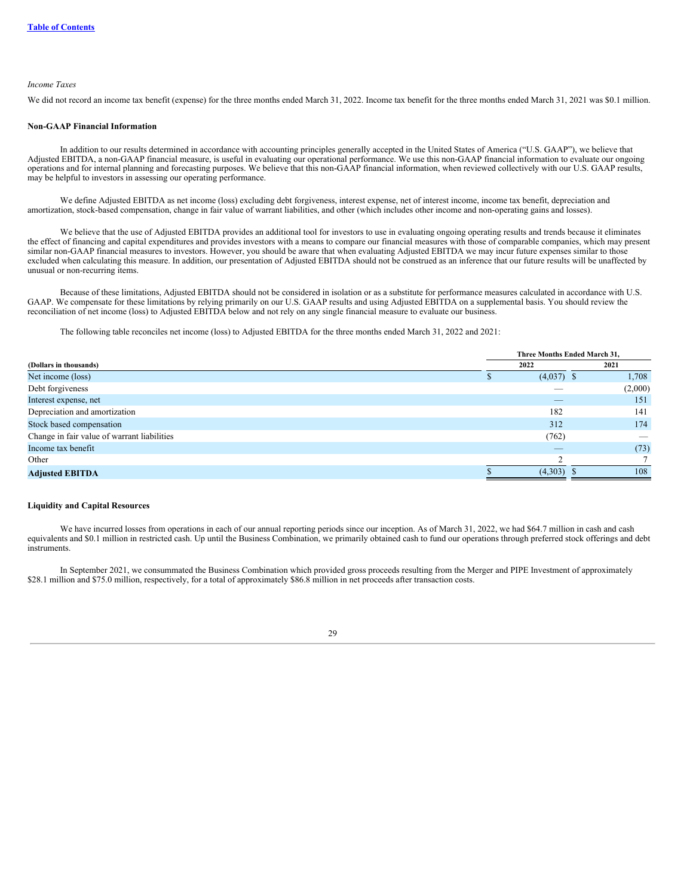*Income Taxes*

We did not record an income tax benefit (expense) for the three months ended March 31, 2022. Income tax benefit for the three months ended March 31, 2021 was $0.1 million.

**Non-GAAP Financial Information**

In addition to our results determined in accordance with accounting principles generally accepted in the United States of America ("U.S. GAAP"), we believe that Adjusted EBITDA, a non-GAAP financial measure, is useful in evaluating our operational performance. We use this non-GAAP financial information to evaluate our ongoing operations and for internal planning and forecasting purposes. We believe that this non-GAAP financial information, when reviewed collectively with our U.S. GAAP results, may be helpful to investors in assessing our operating performance.

We define Adjusted EBITDA as net income (loss) excluding debt forgiveness, interest expense, net of interest income, income tax benefit, depreciation and amortization, stock-based compensation, change in fair value of warrant liabilities, and other (which includes other income and non-operating gains and losses).

We believe that the use of Adjusted EBITDA provides an additional tool for investors to use in evaluating ongoing operating results and trends because it eliminates the effect of financing and capital expenditures and provides investors with a means to compare our financial measures with those of comparable companies, which may present similar non-GAAP financial measures to investors. However, you should be aware that when evaluating Adjusted EBITDA we may incur future expenses similar to those excluded when calculating this measure. In addition, our presentation of Adjusted EBITDA should not be construed as an inference that our future results will be unaffected by unusual or non-recurring items.

Because of these limitations, Adjusted EBITDA should not be considered in isolation or as a substitute for performance measures calculated in accordance with U.S. GAAP. We compensate for these limitations by relying primarily on our U.S. GAAP results and using Adjusted EBITDA on a supplemental basis. You should review the reconciliation of net income (loss) to Adjusted EBITDA below and not rely on any single financial measure to evaluate our business.

The following table reconciles net income (loss) to Adjusted EBITDA for the three months ended March 31, 2022 and 2021:

| | Three Months Ended March 31, | |
|---|---|---|
| (Dollars in thousands) | 2022 | 2021 |
| Net income (loss) | $ (4,037) | $ 1,708 |
| Debt forgiveness | — | (2,000) |
| Interest expense, net | — | 151 |
| Depreciation and amortization | 182 | 141 |
| Stock based compensation | 312 | 174 |
| Change in fair value of warrant liabilities | (762) | — |
| Income tax benefit | — | (73) |
| Other | 2 | 7 |
| **Adjusted EBITDA** | $ (4,303) | $ 108 |

**Liquidity and Capital Resources**

We have incurred losses from operations in each of our annual reporting periods since our inception. As of March 31, 2022, we had $64.7 million in cash and cash equivalents and $0.1 million in restricted cash. Up until the Business Combination, we primarily obtained cash to fund our operations through preferred stock offerings and debt instruments.

In September 2021, we consummated the Business Combination which provided gross proceeds resulting from the Merger and PIPE Investment of approximately $28.1 million and $75.0 million, respectively, for a total of approximately $86.8 million in net proceeds after transaction costs.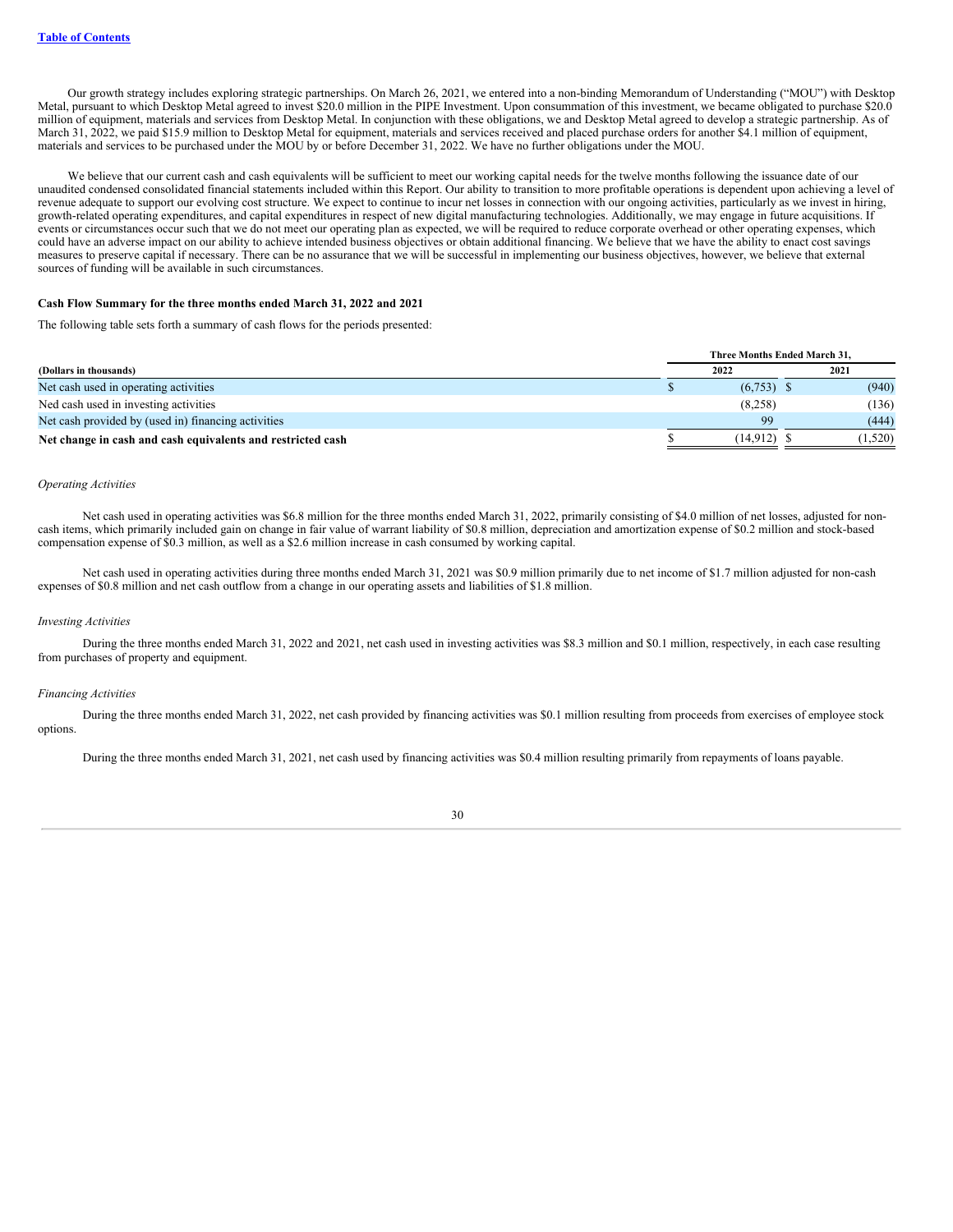Our growth strategy includes exploring strategic partnerships. On March 26, 2021, we entered into a non-binding Memorandum of Understanding ("MOU") with Desktop Metal, pursuant to which Desktop Metal agreed to invest $20.0 million in the PIPE Investment. Upon consummation of this investment, we became obligated to purchase $20.0 million of equipment, materials and services from Desktop Metal. In conjunction with these obligations, we and Desktop Metal agreed to develop a strategic partnership. As of March 31, 2022, we paid $15.9 million to Desktop Metal for equipment, materials and services received and placed purchase orders for another $4.1 million of equipment, materials and services to be purchased under the MOU by or before December 31, 2022. We have no further obligations under the MOU.

We believe that our current cash and cash equivalents will be sufficient to meet our working capital needs for the twelve months following the issuance date of our unaudited condensed consolidated financial statements included within this Report. Our ability to transition to more profitable operations is dependent upon achieving a level of revenue adequate to support our evolving cost structure. We expect to continue to incur net losses in connection with our ongoing activities, particularly as we invest in hiring, growth-related operating expenditures, and capital expenditures in respect of new digital manufacturing technologies. Additionally, we may engage in future acquisitions. If events or circumstances occur such that we do not meet our operating plan as expected, we will be required to reduce corporate overhead or other operating expenses, which could have an adverse impact on our ability to achieve intended business objectives or obtain additional financing. We believe that we have the ability to enact cost savings measures to preserve capital if necessary. There can be no assurance that we will be successful in implementing our business objectives, however, we believe that external sources of funding will be available in such circumstances.

**Cash Flow Summary for the three months ended March 31, 2022 and 2021**

The following table sets forth a summary of cash flows for the periods presented:

| | Three Months Ended March 31, | |
|---|---|---|
| **(Dollars in thousands)** | **2022** | **2021** |
| Net cash used in operating activities | $ (6,753) | $ (940) |
| Ned cash used in investing activities | (8,258) | (136) |
| Net cash provided by (used in) financing activities | 99 | (444) |
| **Net change in cash and cash equivalents and restricted cash** | $ (14,912) | $ (1,520) |

*Operating Activities*

Net cash used in operating activities was $6.8 million for the three months ended March 31, 2022, primarily consisting of $4.0 million of net losses, adjusted for non-cash items, which primarily included gain on change in fair value of warrant liability of $0.8 million, depreciation and amortization expense of $0.2 million and stock-based compensation expense of $0.3 million, as well as a $2.6 million increase in cash consumed by working capital.

Net cash used in operating activities during three months ended March 31, 2021 was $0.9 million primarily due to net income of $1.7 million adjusted for non-cash expenses of $0.8 million and net cash outflow from a change in our operating assets and liabilities of $1.8 million.

*Investing Activities*

During the three months ended March 31, 2022 and 2021, net cash used in investing activities was $8.3 million and $0.1 million, respectively, in each case resulting from purchases of property and equipment.

*Financing Activities*

During the three months ended March 31, 2022, net cash provided by financing activities was $0.1 million resulting from proceeds from exercises of employee stock options.

During the three months ended March 31, 2021, net cash used by financing activities was $0.4 million resulting primarily from repayments of loans payable.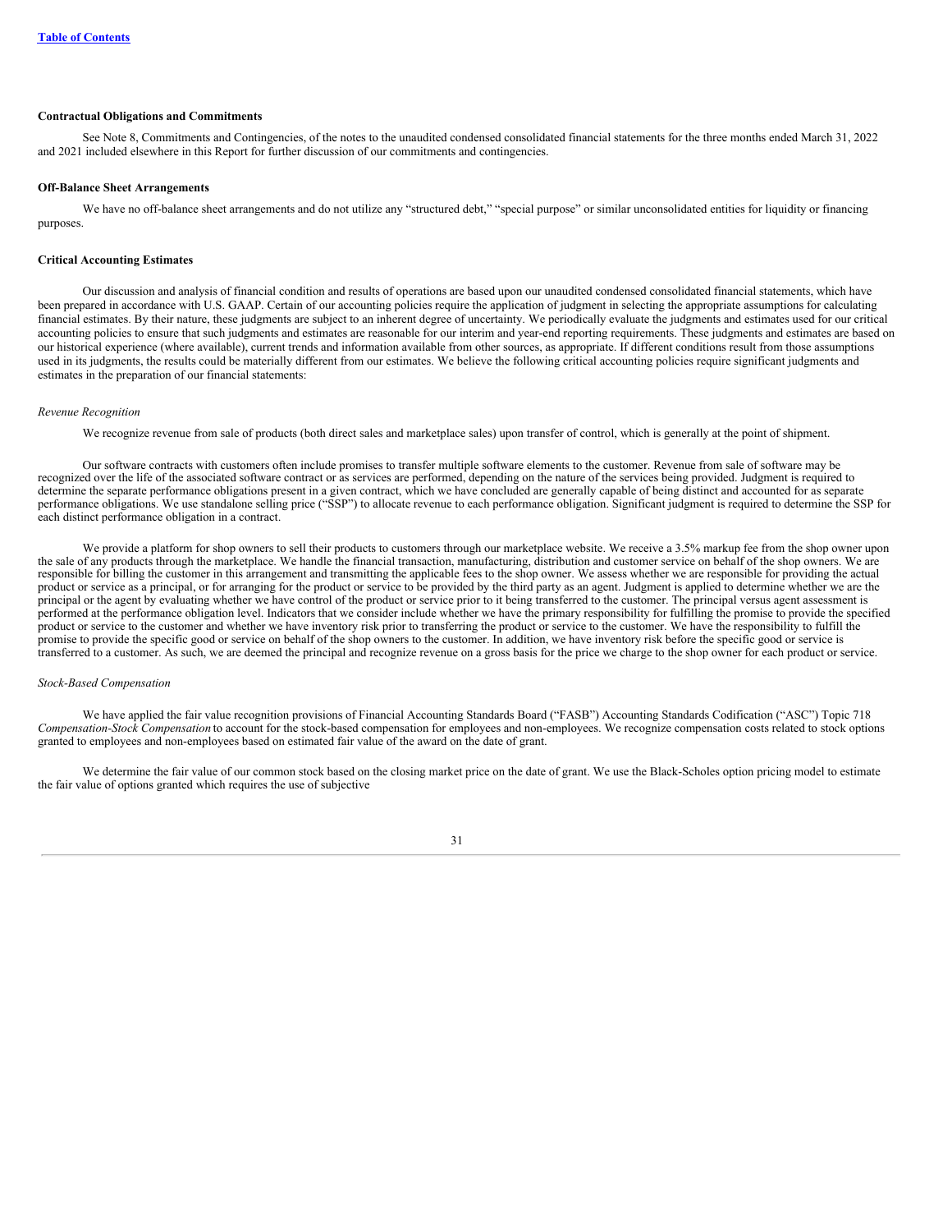**Contractual Obligations and Commitments**

See Note 8, Commitments and Contingencies, of the notes to the unaudited condensed consolidated financial statements for the three months ended March 31, 2022 and 2021 included elsewhere in this Report for further discussion of our commitments and contingencies.

**Off-Balance Sheet Arrangements**

We have no off-balance sheet arrangements and do not utilize any "structured debt," "special purpose" or similar unconsolidated entities for liquidity or financing purposes.

**Critical Accounting Estimates**

Our discussion and analysis of financial condition and results of operations are based upon our unaudited condensed consolidated financial statements, which have been prepared in accordance with U.S. GAAP. Certain of our accounting policies require the application of judgment in selecting the appropriate assumptions for calculating financial estimates. By their nature, these judgments are subject to an inherent degree of uncertainty. We periodically evaluate the judgments and estimates used for our critical accounting policies to ensure that such judgments and estimates are reasonable for our interim and year-end reporting requirements. These judgments and estimates are based on our historical experience (where available), current trends and information available from other sources, as appropriate. If different conditions result from those assumptions used in its judgments, the results could be materially different from our estimates. We believe the following critical accounting policies require significant judgments and estimates in the preparation of our financial statements:

*Revenue Recognition*

We recognize revenue from sale of products (both direct sales and marketplace sales) upon transfer of control, which is generally at the point of shipment.

Our software contracts with customers often include promises to transfer multiple software elements to the customer. Revenue from sale of software may be recognized over the life of the associated software contract or as services are performed, depending on the nature of the services being provided. Judgment is required to determine the separate performance obligations present in a given contract, which we have concluded are generally capable of being distinct and accounted for as separate performance obligations. We use standalone selling price ("SSP") to allocate revenue to each performance obligation. Significant judgment is required to determine the SSP for each distinct performance obligation in a contract.

We provide a platform for shop owners to sell their products to customers through our marketplace website. We receive a 3.5% markup fee from the shop owner upon the sale of any products through the marketplace. We handle the financial transaction, manufacturing, distribution and customer service on behalf of the shop owners. We are responsible for billing the customer in this arrangement and transmitting the applicable fees to the shop owner. We assess whether we are responsible for providing the actual product or service as a principal, or for arranging for the product or service to be provided by the third party as an agent. Judgment is applied to determine whether we are the principal or the agent by evaluating whether we have control of the product or service prior to it being transferred to the customer. The principal versus agent assessment is performed at the performance obligation level. Indicators that we consider include whether we have the primary responsibility for fulfilling the promise to provide the specified product or service to the customer and whether we have inventory risk prior to transferring the product or service to the customer. We have the responsibility to fulfill the promise to provide the specific good or service on behalf of the shop owners to the customer. In addition, we have inventory risk before the specific good or service is transferred to a customer. As such, we are deemed the principal and recognize revenue on a gross basis for the price we charge to the shop owner for each product or service.

*Stock-Based Compensation*

We have applied the fair value recognition provisions of Financial Accounting Standards Board ("FASB") Accounting Standards Codification ("ASC") Topic 718 *Compensation-Stock Compensation* to account for the stock-based compensation for employees and non-employees. We recognize compensation costs related to stock options granted to employees and non-employees based on estimated fair value of the award on the date of grant.

We determine the fair value of our common stock based on the closing market price on the date of grant. We use the Black-Scholes option pricing model to estimate the fair value of options granted which requires the use of subjective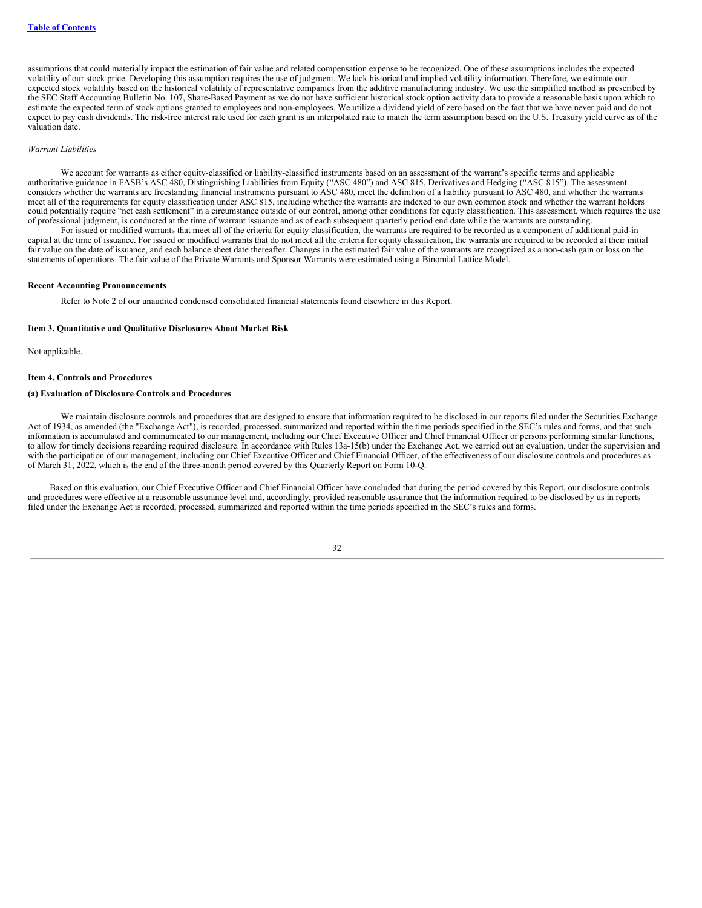assumptions that could materially impact the estimation of fair value and related compensation expense to be recognized. One of these assumptions includes the expected volatility of our stock price. Developing this assumption requires the use of judgment. We lack historical and implied volatility information. Therefore, we estimate our expected stock volatility based on the historical volatility of representative companies from the additive manufacturing industry. We use the simplified method as prescribed by the SEC Staff Accounting Bulletin No. 107, Share-Based Payment as we do not have sufficient historical stock option activity data to provide a reasonable basis upon which to estimate the expected term of stock options granted to employees and non-employees. We utilize a dividend yield of zero based on the fact that we have never paid and do not expect to pay cash dividends. The risk-free interest rate used for each grant is an interpolated rate to match the term assumption based on the U.S. Treasury yield curve as of the valuation date.

*Warrant Liabilities*

We account for warrants as either equity-classified or liability-classified instruments based on an assessment of the warrant's specific terms and applicable authoritative guidance in FASB's ASC 480, Distinguishing Liabilities from Equity ("ASC 480") and ASC 815, Derivatives and Hedging ("ASC 815"). The assessment considers whether the warrants are freestanding financial instruments pursuant to ASC 480, meet the definition of a liability pursuant to ASC 480, and whether the warrants meet all of the requirements for equity classification under ASC 815, including whether the warrants are indexed to our own common stock and whether the warrant holders could potentially require "net cash settlement" in a circumstance outside of our control, among other conditions for equity classification. This assessment, which requires the use of professional judgment, is conducted at the time of warrant issuance and as of each subsequent quarterly period end date while the warrants are outstanding.

For issued or modified warrants that meet all of the criteria for equity classification, the warrants are required to be recorded as a component of additional paid-in capital at the time of issuance. For issued or modified warrants that do not meet all the criteria for equity classification, the warrants are required to be recorded at their initial fair value on the date of issuance, and each balance sheet date thereafter. Changes in the estimated fair value of the warrants are recognized as a non-cash gain or loss on the statements of operations. The fair value of the Private Warrants and Sponsor Warrants were estimated using a Binomial Lattice Model.

**Recent Accounting Pronouncements**

Refer to Note 2 of our unaudited condensed consolidated financial statements found elsewhere in this Report.

**Item 3. Quantitative and Qualitative Disclosures About Market Risk**

Not applicable.

**Item 4. Controls and Procedures**

**(a) Evaluation of Disclosure Controls and Procedures**

We maintain disclosure controls and procedures that are designed to ensure that information required to be disclosed in our reports filed under the Securities Exchange Act of 1934, as amended (the "Exchange Act"), is recorded, processed, summarized and reported within the time periods specified in the SEC's rules and forms, and that such information is accumulated and communicated to our management, including our Chief Executive Officer and Chief Financial Officer or persons performing similar functions, to allow for timely decisions regarding required disclosure. In accordance with Rules 13a-15(b) under the Exchange Act, we carried out an evaluation, under the supervision and with the participation of our management, including our Chief Executive Officer and Chief Financial Officer, of the effectiveness of our disclosure controls and procedures as of March 31, 2022, which is the end of the three-month period covered by this Quarterly Report on Form 10-Q.

Based on this evaluation, our Chief Executive Officer and Chief Financial Officer have concluded that during the period covered by this Report, our disclosure controls and procedures were effective at a reasonable assurance level and, accordingly, provided reasonable assurance that the information required to be disclosed by us in reports filed under the Exchange Act is recorded, processed, summarized and reported within the time periods specified in the SEC's rules and forms.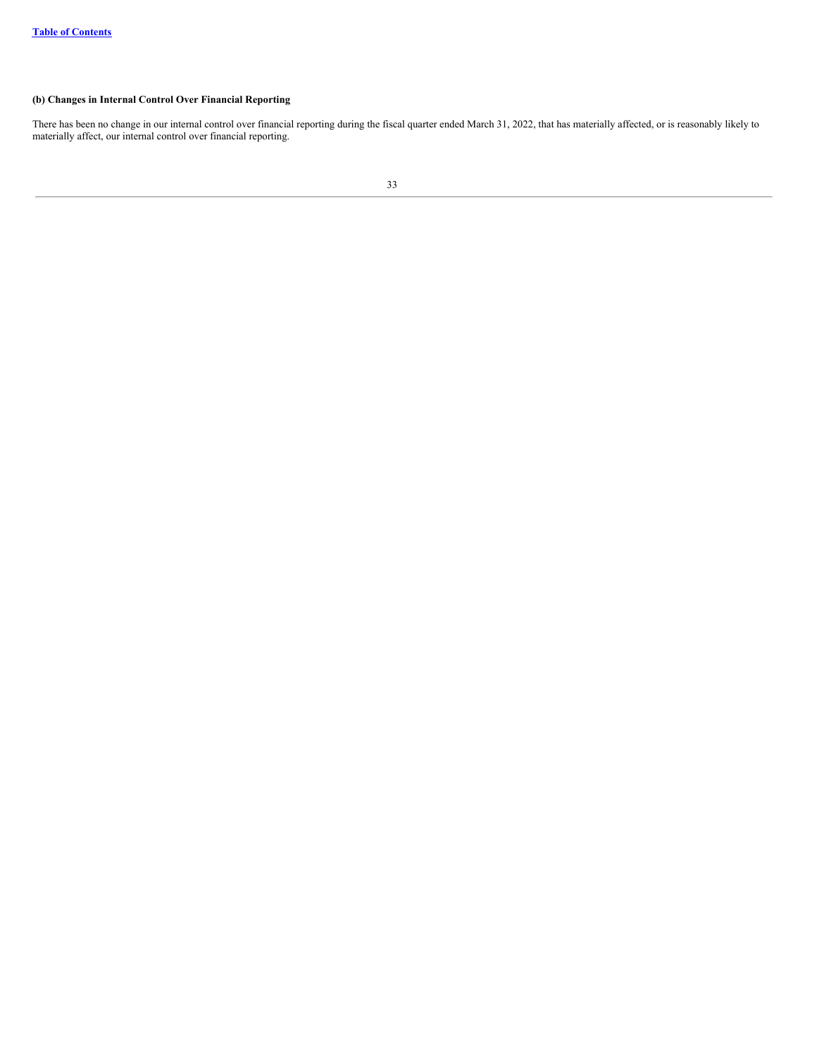**(b) Changes in Internal Control Over Financial Reporting**

There has been no change in our internal control over financial reporting during the fiscal quarter ended March 31, 2022, that has materially affected, or is reasonably likely to materially affect, our internal control over financial reporting.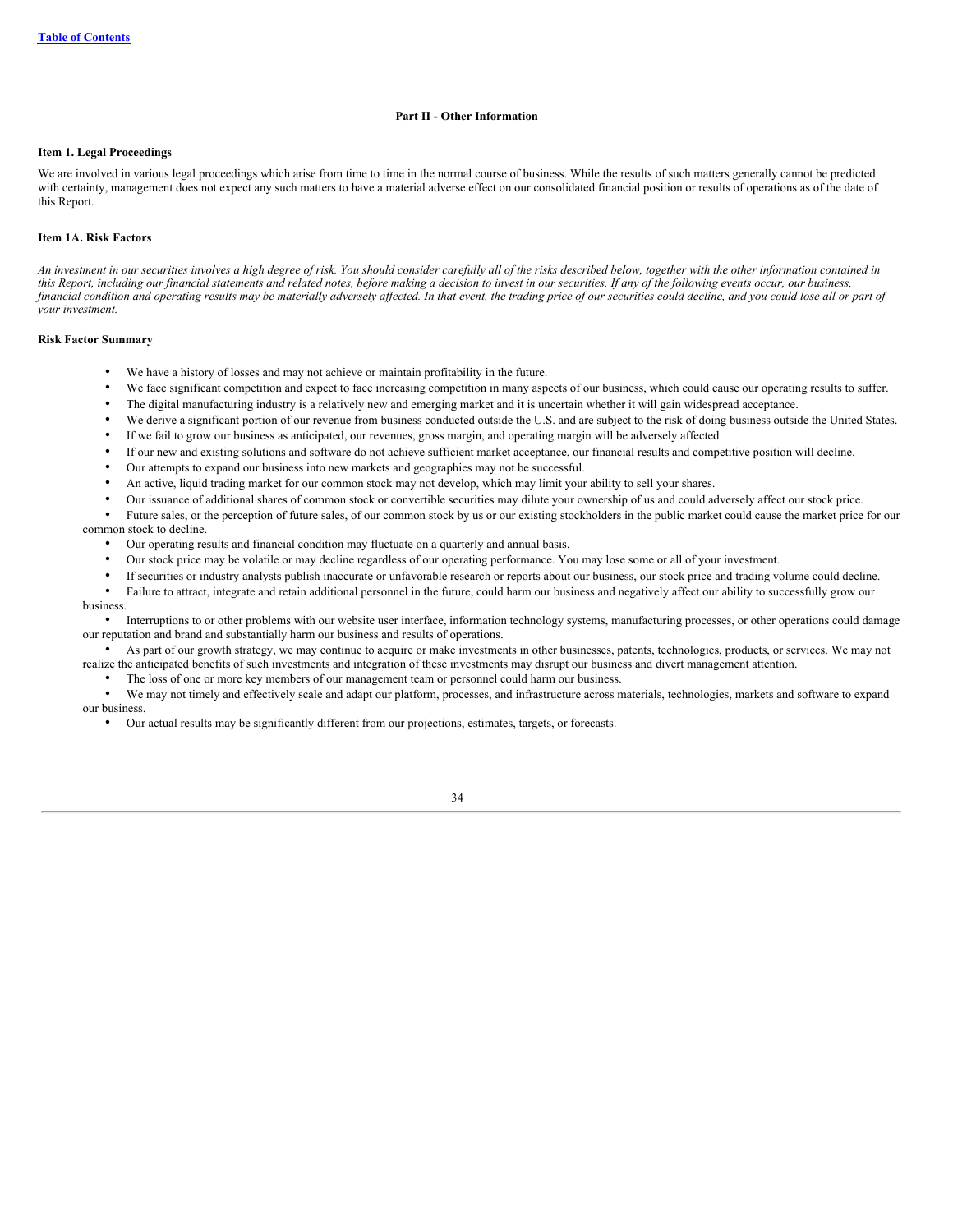## Part II - Other Information

### Item 1. Legal Proceedings

We are involved in various legal proceedings which arise from time to time in the normal course of business. While the results of such matters generally cannot be predicted with certainty, management does not expect any such matters to have a material adverse effect on our consolidated financial position or results of operations as of the date of this Report.

### Item 1A. Risk Factors

*An investment in our securities involves a high degree of risk. You should consider carefully all of the risks described below, together with the other information contained in this Report, including our financial statements and related notes, before making a decision to invest in our securities. If any of the following events occur, our business, financial condition and operating results may be materially adversely affected. In that event, the trading price of our securities could decline, and you could lose all or part of your investment.*

**Risk Factor Summary**

- We have a history of losses and may not achieve or maintain profitability in the future.
- We face significant competition and expect to face increasing competition in many aspects of our business, which could cause our operating results to suffer.
- The digital manufacturing industry is a relatively new and emerging market and it is uncertain whether it will gain widespread acceptance.
- We derive a significant portion of our revenue from business conducted outside the U.S. and are subject to the risk of doing business outside the United States.
- If we fail to grow our business as anticipated, our revenues, gross margin, and operating margin will be adversely affected.
- If our new and existing solutions and software do not achieve sufficient market acceptance, our financial results and competitive position will decline.
- Our attempts to expand our business into new markets and geographies may not be successful.
- An active, liquid trading market for our common stock may not develop, which may limit your ability to sell your shares.
- Our issuance of additional shares of common stock or convertible securities may dilute your ownership of us and could adversely affect our stock price.
- Future sales, or the perception of future sales, of our common stock by us or our existing stockholders in the public market could cause the market price for our common stock to decline.
- Our operating results and financial condition may fluctuate on a quarterly and annual basis.
- Our stock price may be volatile or may decline regardless of our operating performance. You may lose some or all of your investment.
- If securities or industry analysts publish inaccurate or unfavorable research or reports about our business, our stock price and trading volume could decline.
- Failure to attract, integrate and retain additional personnel in the future, could harm our business and negatively affect our ability to successfully grow our business.
- Interruptions to or other problems with our website user interface, information technology systems, manufacturing processes, or other operations could damage our reputation and brand and substantially harm our business and results of operations.
- As part of our growth strategy, we may continue to acquire or make investments in other businesses, patents, technologies, products, or services. We may not realize the anticipated benefits of such investments and integration of these investments may disrupt our business and divert management attention.
- The loss of one or more key members of our management team or personnel could harm our business.
- We may not timely and effectively scale and adapt our platform, processes, and infrastructure across materials, technologies, markets and software to expand our business.
- Our actual results may be significantly different from our projections, estimates, targets, or forecasts.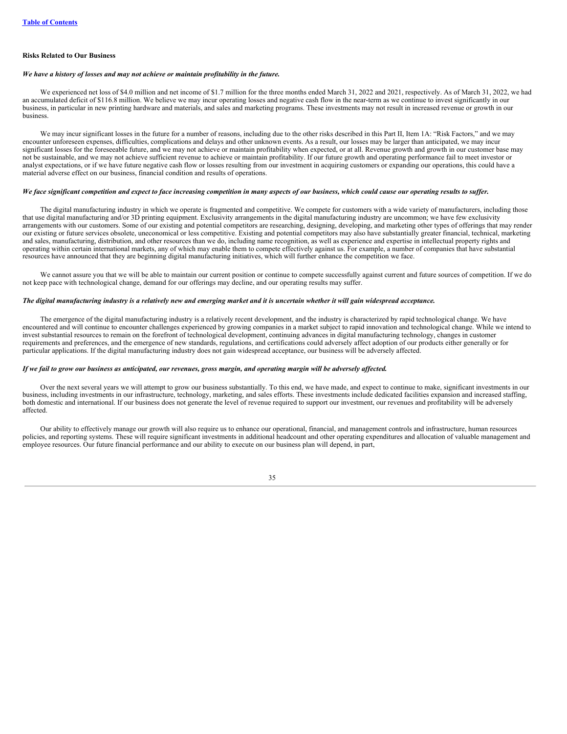**Risks Related to Our Business**

***We have a history of losses and may not achieve or maintain profitability in the future.***

We experienced net loss of $4.0 million and net income of $1.7 million for the three months ended March 31, 2022 and 2021, respectively. As of March 31, 2022, we had an accumulated deficit of $116.8 million. We believe we may incur operating losses and negative cash flow in the near-term as we continue to invest significantly in our business, in particular in new printing hardware and materials, and sales and marketing programs. These investments may not result in increased revenue or growth in our business.

We may incur significant losses in the future for a number of reasons, including due to the other risks described in this Part II, Item 1A: "Risk Factors," and we may encounter unforeseen expenses, difficulties, complications and delays and other unknown events. As a result, our losses may be larger than anticipated, we may incur significant losses for the foreseeable future, and we may not achieve or maintain profitability when expected, or at all. Revenue growth and growth in our customer base may not be sustainable, and we may not achieve sufficient revenue to achieve or maintain profitability. If our future growth and operating performance fail to meet investor or analyst expectations, or if we have future negative cash flow or losses resulting from our investment in acquiring customers or expanding our operations, this could have a material adverse effect on our business, financial condition and results of operations.

***We face significant competition and expect to face increasing competition in many aspects of our business, which could cause our operating results to suffer.***

The digital manufacturing industry in which we operate is fragmented and competitive. We compete for customers with a wide variety of manufacturers, including those that use digital manufacturing and/or 3D printing equipment. Exclusivity arrangements in the digital manufacturing industry are uncommon; we have few exclusivity arrangements with our customers. Some of our existing and potential competitors are researching, designing, developing, and marketing other types of offerings that may render our existing or future services obsolete, uneconomical or less competitive. Existing and potential competitors may also have substantially greater financial, technical, marketing and sales, manufacturing, distribution, and other resources than we do, including name recognition, as well as experience and expertise in intellectual property rights and operating within certain international markets, any of which may enable them to compete effectively against us. For example, a number of companies that have substantial resources have announced that they are beginning digital manufacturing initiatives, which will further enhance the competition we face.

We cannot assure you that we will be able to maintain our current position or continue to compete successfully against current and future sources of competition. If we do not keep pace with technological change, demand for our offerings may decline, and our operating results may suffer.

***The digital manufacturing industry is a relatively new and emerging market and it is uncertain whether it will gain widespread acceptance.***

The emergence of the digital manufacturing industry is a relatively recent development, and the industry is characterized by rapid technological change. We have encountered and will continue to encounter challenges experienced by growing companies in a market subject to rapid innovation and technological change. While we intend to invest substantial resources to remain on the forefront of technological development, continuing advances in digital manufacturing technology, changes in customer requirements and preferences, and the emergence of new standards, regulations, and certifications could adversely affect adoption of our products either generally or for particular applications. If the digital manufacturing industry does not gain widespread acceptance, our business will be adversely affected.

***If we fail to grow our business as anticipated, our revenues, gross margin, and operating margin will be adversely affected.***

Over the next several years we will attempt to grow our business substantially. To this end, we have made, and expect to continue to make, significant investments in our business, including investments in our infrastructure, technology, marketing, and sales efforts. These investments include dedicated facilities expansion and increased staffing, both domestic and international. If our business does not generate the level of revenue required to support our investment, our revenues and profitability will be adversely affected.

Our ability to effectively manage our growth will also require us to enhance our operational, financial, and management controls and infrastructure, human resources policies, and reporting systems. These will require significant investments in additional headcount and other operating expenditures and allocation of valuable management and employee resources. Our future financial performance and our ability to execute on our business plan will depend, in part,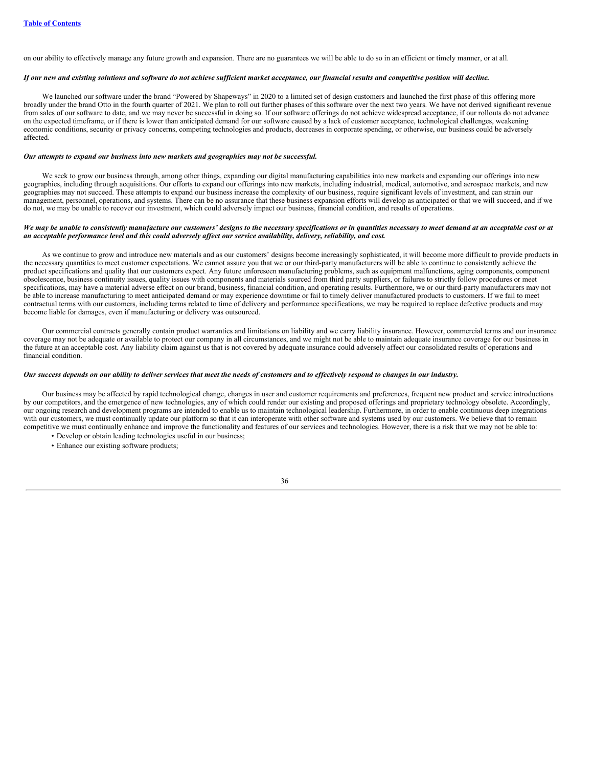on our ability to effectively manage any future growth and expansion. There are no guarantees we will be able to do so in an efficient or timely manner, or at all.

***If our new and existing solutions and software do not achieve sufficient market acceptance, our financial results and competitive position will decline.***

We launched our software under the brand "Powered by Shapeways" in 2020 to a limited set of design customers and launched the first phase of this offering more broadly under the brand Otto in the fourth quarter of 2021. We plan to roll out further phases of this software over the next two years. We have not derived significant revenue from sales of our software to date, and we may never be successful in doing so. If our software offerings do not achieve widespread acceptance, if our rollouts do not advance on the expected timeframe, or if there is lower than anticipated demand for our software caused by a lack of customer acceptance, technological challenges, weakening economic conditions, security or privacy concerns, competing technologies and products, decreases in corporate spending, or otherwise, our business could be adversely affected.

***Our attempts to expand our business into new markets and geographies may not be successful.***

We seek to grow our business through, among other things, expanding our digital manufacturing capabilities into new markets and expanding our offerings into new geographies, including through acquisitions. Our efforts to expand our offerings into new markets, including industrial, medical, automotive, and aerospace markets, and new geographies may not succeed. These attempts to expand our business increase the complexity of our business, require significant levels of investment, and can strain our management, personnel, operations, and systems. There can be no assurance that these business expansion efforts will develop as anticipated or that we will succeed, and if we do not, we may be unable to recover our investment, which could adversely impact our business, financial condition, and results of operations.

***We may be unable to consistently manufacture our customers' designs to the necessary specifications or in quantities necessary to meet demand at an acceptable cost or at an acceptable performance level and this could adversely affect our service availability, delivery, reliability, and cost.***

As we continue to grow and introduce new materials and as our customers' designs become increasingly sophisticated, it will become more difficult to provide products in the necessary quantities to meet customer expectations. We cannot assure you that we or our third-party manufacturers will be able to continue to consistently achieve the product specifications and quality that our customers expect. Any future unforeseen manufacturing problems, such as equipment malfunctions, aging components, component obsolescence, business continuity issues, quality issues with components and materials sourced from third party suppliers, or failures to strictly follow procedures or meet specifications, may have a material adverse effect on our brand, business, financial condition, and operating results. Furthermore, we or our third-party manufacturers may not be able to increase manufacturing to meet anticipated demand or may experience downtime or fail to timely deliver manufactured products to customers. If we fail to meet contractual terms with our customers, including terms related to time of delivery and performance specifications, we may be required to replace defective products and may become liable for damages, even if manufacturing or delivery was outsourced.

Our commercial contracts generally contain product warranties and limitations on liability and we carry liability insurance. However, commercial terms and our insurance coverage may not be adequate or available to protect our company in all circumstances, and we might not be able to maintain adequate insurance coverage for our business in the future at an acceptable cost. Any liability claim against us that is not covered by adequate insurance could adversely affect our consolidated results of operations and financial condition.

***Our success depends on our ability to deliver services that meet the needs of customers and to effectively respond to changes in our industry.***

Our business may be affected by rapid technological change, changes in user and customer requirements and preferences, frequent new product and service introductions by our competitors, and the emergence of new technologies, any of which could render our existing and proposed offerings and proprietary technology obsolete. Accordingly, our ongoing research and development programs are intended to enable us to maintain technological leadership. Furthermore, in order to enable continuous deep integrations with our customers, we must continually update our platform so that it can interoperate with other software and systems used by our customers. We believe that to remain competitive we must continually enhance and improve the functionality and features of our services and technologies. However, there is a risk that we may not be able to:

- Develop or obtain leading technologies useful in our business;
- Enhance our existing software products;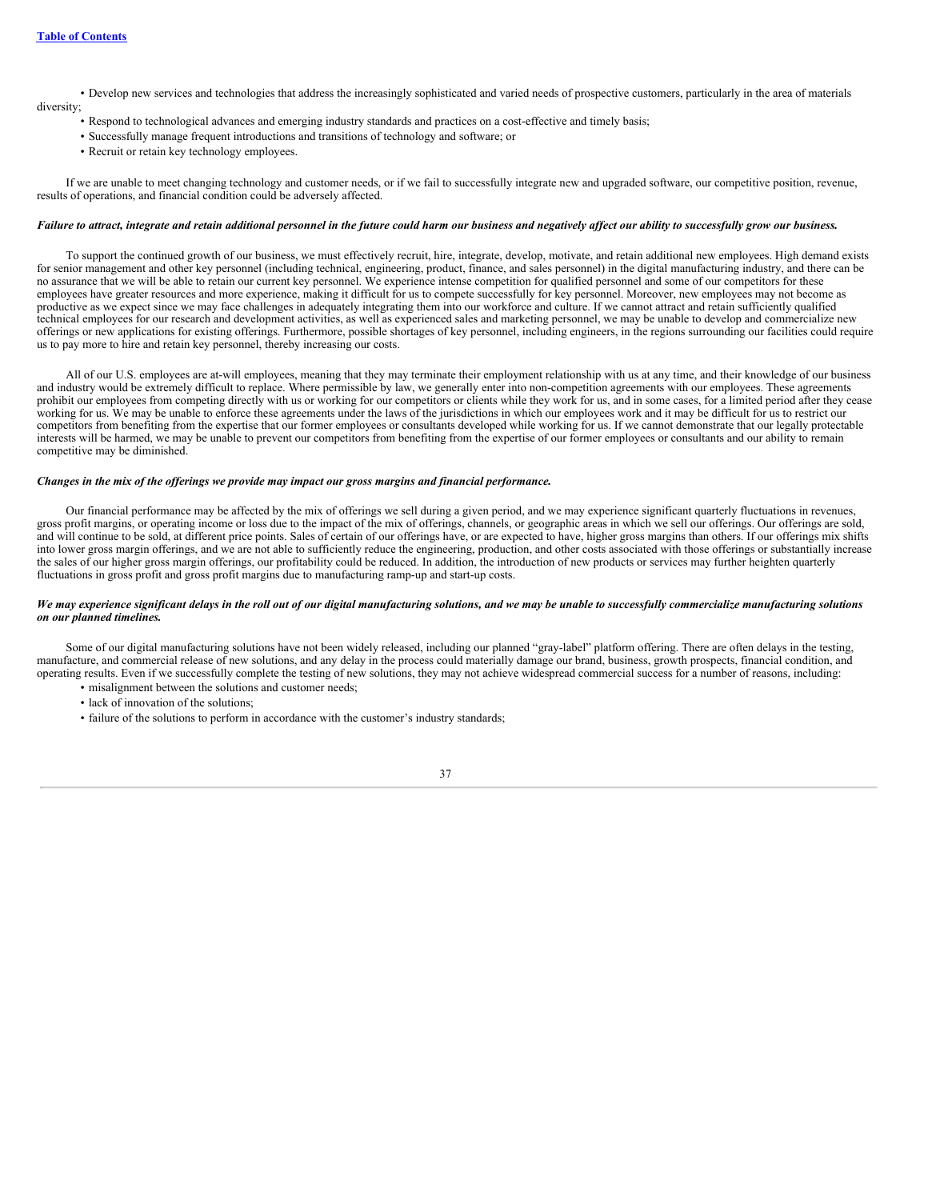- Develop new services and technologies that address the increasingly sophisticated and varied needs of prospective customers, particularly in the area of materials diversity;
- Respond to technological advances and emerging industry standards and practices on a cost-effective and timely basis;
- Successfully manage frequent introductions and transitions of technology and software; or
- Recruit or retain key technology employees.

If we are unable to meet changing technology and customer needs, or if we fail to successfully integrate new and upgraded software, our competitive position, revenue, results of operations, and financial condition could be adversely affected.

***Failure to attract, integrate and retain additional personnel in the future could harm our business and negatively affect our ability to successfully grow our business.***

To support the continued growth of our business, we must effectively recruit, hire, integrate, develop, motivate, and retain additional new employees. High demand exists for senior management and other key personnel (including technical, engineering, product, finance, and sales personnel) in the digital manufacturing industry, and there can be no assurance that we will be able to retain our current key personnel. We experience intense competition for qualified personnel and some of our competitors for these employees have greater resources and more experience, making it difficult for us to compete successfully for key personnel. Moreover, new employees may not become as productive as we expect since we may face challenges in adequately integrating them into our workforce and culture. If we cannot attract and retain sufficiently qualified technical employees for our research and development activities, as well as experienced sales and marketing personnel, we may be unable to develop and commercialize new offerings or new applications for existing offerings. Furthermore, possible shortages of key personnel, including engineers, in the regions surrounding our facilities could require us to pay more to hire and retain key personnel, thereby increasing our costs.

All of our U.S. employees are at-will employees, meaning that they may terminate their employment relationship with us at any time, and their knowledge of our business and industry would be extremely difficult to replace. Where permissible by law, we generally enter into non-competition agreements with our employees. These agreements prohibit our employees from competing directly with us or working for our competitors or clients while they work for us, and in some cases, for a limited period after they cease working for us. We may be unable to enforce these agreements under the laws of the jurisdictions in which our employees work and it may be difficult for us to restrict our competitors from benefiting from the expertise that our former employees or consultants developed while working for us. If we cannot demonstrate that our legally protectable interests will be harmed, we may be unable to prevent our competitors from benefiting from the expertise of our former employees or consultants and our ability to remain competitive may be diminished.

***Changes in the mix of the offerings we provide may impact our gross margins and financial performance.***

Our financial performance may be affected by the mix of offerings we sell during a given period, and we may experience significant quarterly fluctuations in revenues, gross profit margins, or operating income or loss due to the impact of the mix of offerings, channels, or geographic areas in which we sell our offerings. Our offerings are sold, and will continue to be sold, at different price points. Sales of certain of our offerings have, or are expected to have, higher gross margins than others. If our offerings mix shifts into lower gross margin offerings, and we are not able to sufficiently reduce the engineering, production, and other costs associated with those offerings or substantially increase the sales of our higher gross margin offerings, our profitability could be reduced. In addition, the introduction of new products or services may further heighten quarterly fluctuations in gross profit and gross profit margins due to manufacturing ramp-up and start-up costs.

***We may experience significant delays in the roll out of our digital manufacturing solutions, and we may be unable to successfully commercialize manufacturing solutions on our planned timelines.***

Some of our digital manufacturing solutions have not been widely released, including our planned "gray-label" platform offering. There are often delays in the testing, manufacture, and commercial release of new solutions, and any delay in the process could materially damage our brand, business, growth prospects, financial condition, and operating results. Even if we successfully complete the testing of new solutions, they may not achieve widespread commercial success for a number of reasons, including:

- misalignment between the solutions and customer needs;
- lack of innovation of the solutions;
- failure of the solutions to perform in accordance with the customer's industry standards;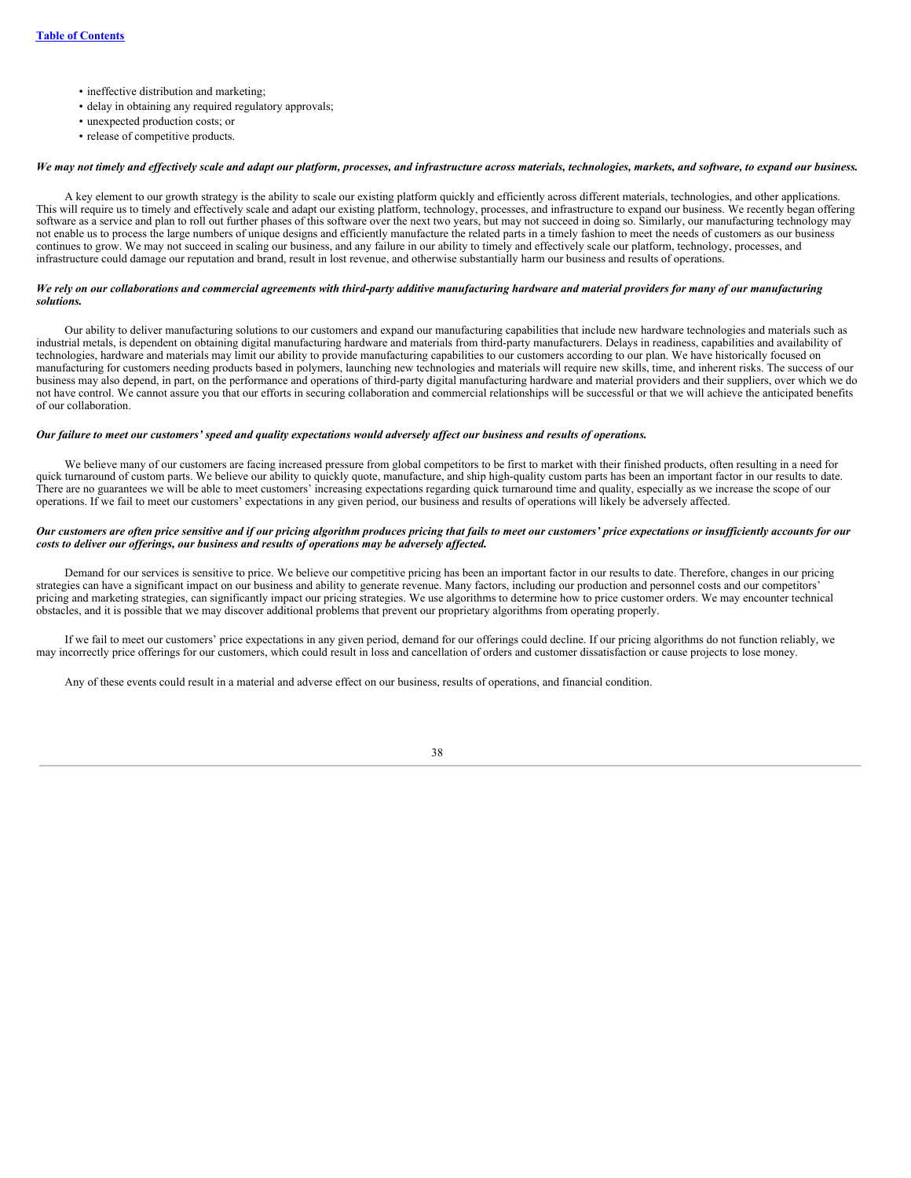- ineffective distribution and marketing;
- delay in obtaining any required regulatory approvals;
- unexpected production costs; or
- release of competitive products.

***We may not timely and effectively scale and adapt our platform, processes, and infrastructure across materials, technologies, markets, and software, to expand our business.***

A key element to our growth strategy is the ability to scale our existing platform quickly and efficiently across different materials, technologies, and other applications. This will require us to timely and effectively scale and adapt our existing platform, technology, processes, and infrastructure to expand our business. We recently began offering software as a service and plan to roll out further phases of this software over the next two years, but may not succeed in doing so. Similarly, our manufacturing technology may not enable us to process the large numbers of unique designs and efficiently manufacture the related parts in a timely fashion to meet the needs of customers as our business continues to grow. We may not succeed in scaling our business, and any failure in our ability to timely and effectively scale our platform, technology, processes, and infrastructure could damage our reputation and brand, result in lost revenue, and otherwise substantially harm our business and results of operations.

***We rely on our collaborations and commercial agreements with third-party additive manufacturing hardware and material providers for many of our manufacturing solutions.***

Our ability to deliver manufacturing solutions to our customers and expand our manufacturing capabilities that include new hardware technologies and materials such as industrial metals, is dependent on obtaining digital manufacturing hardware and materials from third-party manufacturers. Delays in readiness, capabilities and availability of technologies, hardware and materials may limit our ability to provide manufacturing capabilities to our customers according to our plan. We have historically focused on manufacturing for customers needing products based in polymers, launching new technologies and materials will require new skills, time, and inherent risks. The success of our business may also depend, in part, on the performance and operations of third-party digital manufacturing hardware and material providers and their suppliers, over which we do not have control. We cannot assure you that our efforts in securing collaboration and commercial relationships will be successful or that we will achieve the anticipated benefits of our collaboration.

***Our failure to meet our customers' speed and quality expectations would adversely affect our business and results of operations.***

We believe many of our customers are facing increased pressure from global competitors to be first to market with their finished products, often resulting in a need for quick turnaround of custom parts. We believe our ability to quickly quote, manufacture, and ship high-quality custom parts has been an important factor in our results to date. There are no guarantees we will be able to meet customers' increasing expectations regarding quick turnaround time and quality, especially as we increase the scope of our operations. If we fail to meet our customers' expectations in any given period, our business and results of operations will likely be adversely affected.

***Our customers are often price sensitive and if our pricing algorithm produces pricing that fails to meet our customers' price expectations or insufficiently accounts for our costs to deliver our offerings, our business and results of operations may be adversely affected.***

Demand for our services is sensitive to price. We believe our competitive pricing has been an important factor in our results to date. Therefore, changes in our pricing strategies can have a significant impact on our business and ability to generate revenue. Many factors, including our production and personnel costs and our competitors' pricing and marketing strategies, can significantly impact our pricing strategies. We use algorithms to determine how to price customer orders. We may encounter technical obstacles, and it is possible that we may discover additional problems that prevent our proprietary algorithms from operating properly.

If we fail to meet our customers' price expectations in any given period, demand for our offerings could decline. If our pricing algorithms do not function reliably, we may incorrectly price offerings for our customers, which could result in loss and cancellation of orders and customer dissatisfaction or cause projects to lose money.

Any of these events could result in a material and adverse effect on our business, results of operations, and financial condition.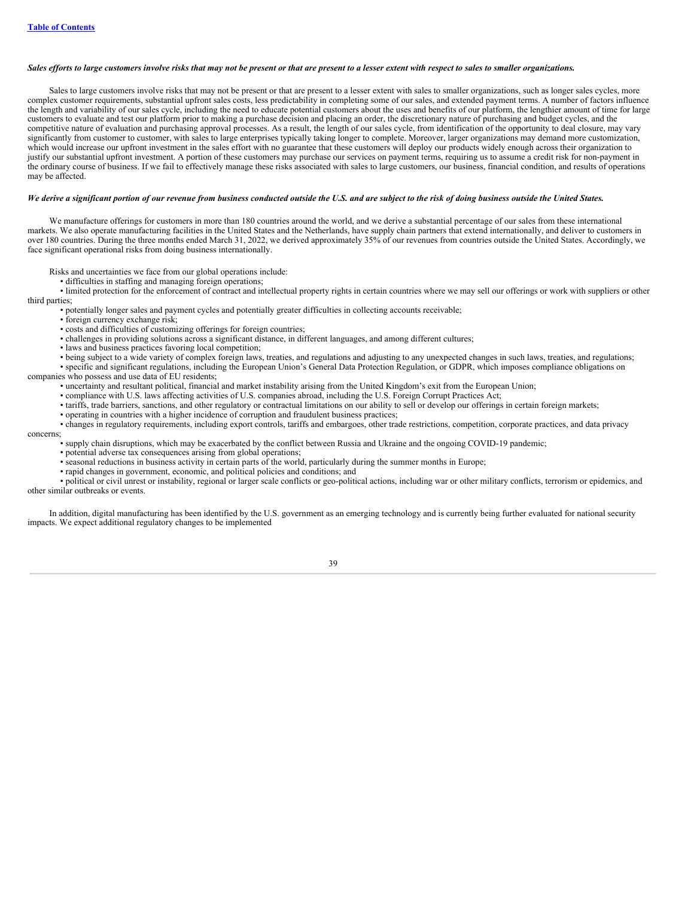***Sales efforts to large customers involve risks that may not be present or that are present to a lesser extent with respect to sales to smaller organizations.***

Sales to large customers involve risks that may not be present or that are present to a lesser extent with sales to smaller organizations, such as longer sales cycles, more complex customer requirements, substantial upfront sales costs, less predictability in completing some of our sales, and extended payment terms. A number of factors influence the length and variability of our sales cycle, including the need to educate potential customers about the uses and benefits of our platform, the lengthier amount of time for large customers to evaluate and test our platform prior to making a purchase decision and placing an order, the discretionary nature of purchasing and budget cycles, and the competitive nature of evaluation and purchasing approval processes. As a result, the length of our sales cycle, from identification of the opportunity to deal closure, may vary significantly from customer to customer, with sales to large enterprises typically taking longer to complete. Moreover, larger organizations may demand more customization, which would increase our upfront investment in the sales effort with no guarantee that these customers will deploy our products widely enough across their organization to justify our substantial upfront investment. A portion of these customers may purchase our services on payment terms, requiring us to assume a credit risk for non-payment in the ordinary course of business. If we fail to effectively manage these risks associated with sales to large customers, our business, financial condition, and results of operations may be affected.

***We derive a significant portion of our revenue from business conducted outside the U.S. and are subject to the risk of doing business outside the United States.***

We manufacture offerings for customers in more than 180 countries around the world, and we derive a substantial percentage of our sales from these international markets. We also operate manufacturing facilities in the United States and the Netherlands, have supply chain partners that extend internationally, and deliver to customers in over 180 countries. During the three months ended March 31, 2022, we derived approximately 35% of our revenues from countries outside the United States. Accordingly, we face significant operational risks from doing business internationally.

Risks and uncertainties we face from our global operations include:

- difficulties in staffing and managing foreign operations;
- limited protection for the enforcement of contract and intellectual property rights in certain countries where we may sell our offerings or work with suppliers or other third parties;
- potentially longer sales and payment cycles and potentially greater difficulties in collecting accounts receivable;
- foreign currency exchange risk;
- costs and difficulties of customizing offerings for foreign countries;
- challenges in providing solutions across a significant distance, in different languages, and among different cultures;
- laws and business practices favoring local competition;
- being subject to a wide variety of complex foreign laws, treaties, and regulations and adjusting to any unexpected changes in such laws, treaties, and regulations;
- specific and significant regulations, including the European Union's General Data Protection Regulation, or GDPR, which imposes compliance obligations on companies who possess and use data of EU residents;
- uncertainty and resultant political, financial and market instability arising from the United Kingdom's exit from the European Union;
- compliance with U.S. laws affecting activities of U.S. companies abroad, including the U.S. Foreign Corrupt Practices Act;
- tariffs, trade barriers, sanctions, and other regulatory or contractual limitations on our ability to sell or develop our offerings in certain foreign markets;
- operating in countries with a higher incidence of corruption and fraudulent business practices;
- changes in regulatory requirements, including export controls, tariffs and embargoes, other trade restrictions, competition, corporate practices, and data privacy concerns;
- supply chain disruptions, which may be exacerbated by the conflict between Russia and Ukraine and the ongoing COVID-19 pandemic;
- potential adverse tax consequences arising from global operations;
- seasonal reductions in business activity in certain parts of the world, particularly during the summer months in Europe;
- rapid changes in government, economic, and political policies and conditions; and
- political or civil unrest or instability, regional or larger scale conflicts or geo-political actions, including war or other military conflicts, terrorism or epidemics, and other similar outbreaks or events.

In addition, digital manufacturing has been identified by the U.S. government as an emerging technology and is currently being further evaluated for national security impacts. We expect additional regulatory changes to be implemented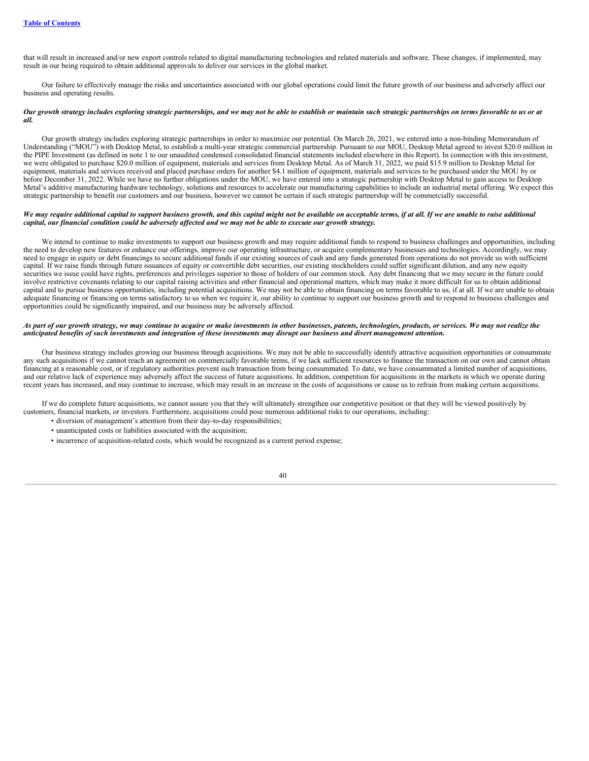that will result in increased and/or new export controls related to digital manufacturing technologies and related materials and software. These changes, if implemented, may result in our being required to obtain additional approvals to deliver our services in the global market.

Our failure to effectively manage the risks and uncertainties associated with our global operations could limit the future growth of our business and adversely affect our business and operating results.

***Our growth strategy includes exploring strategic partnerships, and we may not be able to establish or maintain such strategic partnerships on terms favorable to us or at all.***

Our growth strategy includes exploring strategic partnerships in order to maximize our potential. On March 26, 2021, we entered into a non-binding Memorandum of Understanding ("MOU") with Desktop Metal, to establish a multi-year strategic commercial partnership. Pursuant to our MOU, Desktop Metal agreed to invest $20.0 million in the PIPE Investment (as defined in note 1 to our unaudited condensed consolidated financial statements included elsewhere in this Report). In connection with this investment, we were obligated to purchase $20.0 million of equipment, materials and services from Desktop Metal. As of March 31, 2022, we paid $15.9 million to Desktop Metal for equipment, materials and services received and placed purchase orders for another $4.1 million of equipment, materials and services to be purchased under the MOU by or before December 31, 2022. While we have no further obligations under the MOU, we have entered into a strategic partnership with Desktop Metal to gain access to Desktop Metal's additive manufacturing hardware technology, solutions and resources to accelerate our manufacturing capabilities to include an industrial metal offering. We expect this strategic partnership to benefit our customers and our business, however we cannot be certain if such strategic partnership will be commercially successful.

***We may require additional capital to support business growth, and this capital might not be available on acceptable terms, if at all. If we are unable to raise additional capital, our financial condition could be adversely affected and we may not be able to execute our growth strategy.***

We intend to continue to make investments to support our business growth and may require additional funds to respond to business challenges and opportunities, including the need to develop new features or enhance our offerings, improve our operating infrastructure, or acquire complementary businesses and technologies. Accordingly, we may need to engage in equity or debt financings to secure additional funds if our existing sources of cash and any funds generated from operations do not provide us with sufficient capital. If we raise funds through future issuances of equity or convertible debt securities, our existing stockholders could suffer significant dilution, and any new equity securities we issue could have rights, preferences and privileges superior to those of holders of our common stock. Any debt financing that we may secure in the future could involve restrictive covenants relating to our capital raising activities and other financial and operational matters, which may make it more difficult for us to obtain additional capital and to pursue business opportunities, including potential acquisitions. We may not be able to obtain financing on terms favorable to us, if at all. If we are unable to obtain adequate financing or financing on terms satisfactory to us when we require it, our ability to continue to support our business growth and to respond to business challenges and opportunities could be significantly impaired, and our business may be adversely affected.

***As part of our growth strategy, we may continue to acquire or make investments in other businesses, patents, technologies, products, or services. We may not realize the anticipated benefits of such investments and integration of these investments may disrupt our business and divert management attention.***

Our business strategy includes growing our business through acquisitions. We may not be able to successfully identify attractive acquisition opportunities or consummate any such acquisitions if we cannot reach an agreement on commercially favorable terms, if we lack sufficient resources to finance the transaction on our own and cannot obtain financing at a reasonable cost, or if regulatory authorities prevent such transaction from being consummated. To date, we have consummated a limited number of acquisitions, and our relative lack of experience may adversely affect the success of future acquisitions. In addition, competition for acquisitions in the markets in which we operate during recent years has increased, and may continue to increase, which may result in an increase in the costs of acquisitions or cause us to refrain from making certain acquisitions.

If we do complete future acquisitions, we cannot assure you that they will ultimately strengthen our competitive position or that they will be viewed positively by customers, financial markets, or investors. Furthermore, acquisitions could pose numerous additional risks to our operations, including:

- diversion of management's attention from their day-to-day responsibilities;
- unanticipated costs or liabilities associated with the acquisition;
- incurrence of acquisition-related costs, which would be recognized as a current period expense;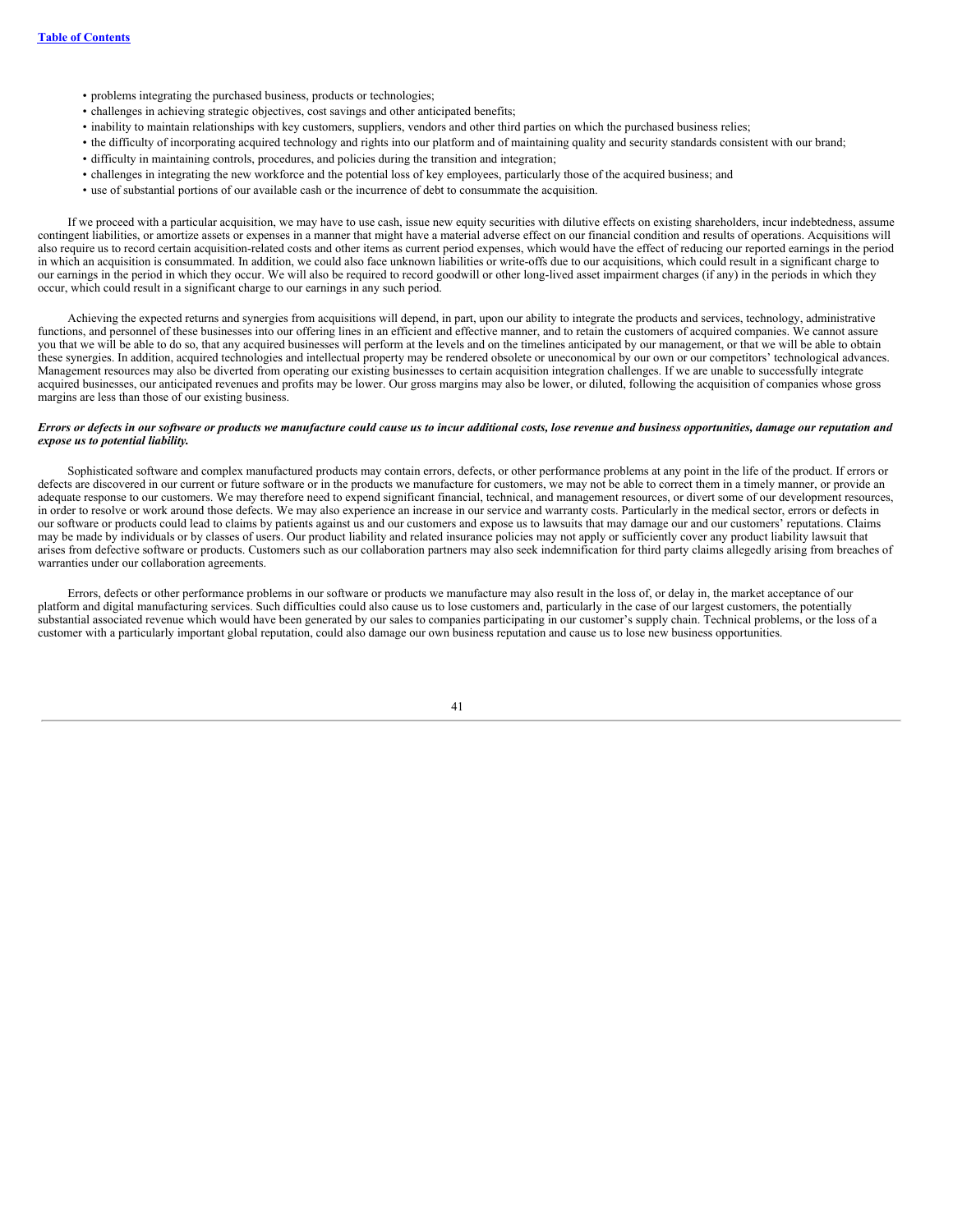- problems integrating the purchased business, products or technologies;
- challenges in achieving strategic objectives, cost savings and other anticipated benefits;
- inability to maintain relationships with key customers, suppliers, vendors and other third parties on which the purchased business relies;
- the difficulty of incorporating acquired technology and rights into our platform and of maintaining quality and security standards consistent with our brand;
- difficulty in maintaining controls, procedures, and policies during the transition and integration;
- challenges in integrating the new workforce and the potential loss of key employees, particularly those of the acquired business; and
- use of substantial portions of our available cash or the incurrence of debt to consummate the acquisition.

If we proceed with a particular acquisition, we may have to use cash, issue new equity securities with dilutive effects on existing shareholders, incur indebtedness, assume contingent liabilities, or amortize assets or expenses in a manner that might have a material adverse effect on our financial condition and results of operations. Acquisitions will also require us to record certain acquisition-related costs and other items as current period expenses, which would have the effect of reducing our reported earnings in the period in which an acquisition is consummated. In addition, we could also face unknown liabilities or write-offs due to our acquisitions, which could result in a significant charge to our earnings in the period in which they occur. We will also be required to record goodwill or other long-lived asset impairment charges (if any) in the periods in which they occur, which could result in a significant charge to our earnings in any such period.

Achieving the expected returns and synergies from acquisitions will depend, in part, upon our ability to integrate the products and services, technology, administrative functions, and personnel of these businesses into our offering lines in an efficient and effective manner, and to retain the customers of acquired companies. We cannot assure you that we will be able to do so, that any acquired businesses will perform at the levels and on the timelines anticipated by our management, or that we will be able to obtain these synergies. In addition, acquired technologies and intellectual property may be rendered obsolete or uneconomical by our own or our competitors' technological advances. Management resources may also be diverted from operating our existing businesses to certain acquisition integration challenges. If we are unable to successfully integrate acquired businesses, our anticipated revenues and profits may be lower. Our gross margins may also be lower, or diluted, following the acquisition of companies whose gross margins are less than those of our existing business.

***Errors or defects in our software or products we manufacture could cause us to incur additional costs, lose revenue and business opportunities, damage our reputation and expose us to potential liability.***

Sophisticated software and complex manufactured products may contain errors, defects, or other performance problems at any point in the life of the product. If errors or defects are discovered in our current or future software or in the products we manufacture for customers, we may not be able to correct them in a timely manner, or provide an adequate response to our customers. We may therefore need to expend significant financial, technical, and management resources, or divert some of our development resources, in order to resolve or work around those defects. We may also experience an increase in our service and warranty costs. Particularly in the medical sector, errors or defects in our software or products could lead to claims by patients against us and our customers and expose us to lawsuits that may damage our and our customers' reputations. Claims may be made by individuals or by classes of users. Our product liability and related insurance policies may not apply or sufficiently cover any product liability lawsuit that arises from defective software or products. Customers such as our collaboration partners may also seek indemnification for third party claims allegedly arising from breaches of warranties under our collaboration agreements.

Errors, defects or other performance problems in our software or products we manufacture may also result in the loss of, or delay in, the market acceptance of our platform and digital manufacturing services. Such difficulties could also cause us to lose customers and, particularly in the case of our largest customers, the potentially substantial associated revenue which would have been generated by our sales to companies participating in our customer's supply chain. Technical problems, or the loss of a customer with a particularly important global reputation, could also damage our own business reputation and cause us to lose new business opportunities.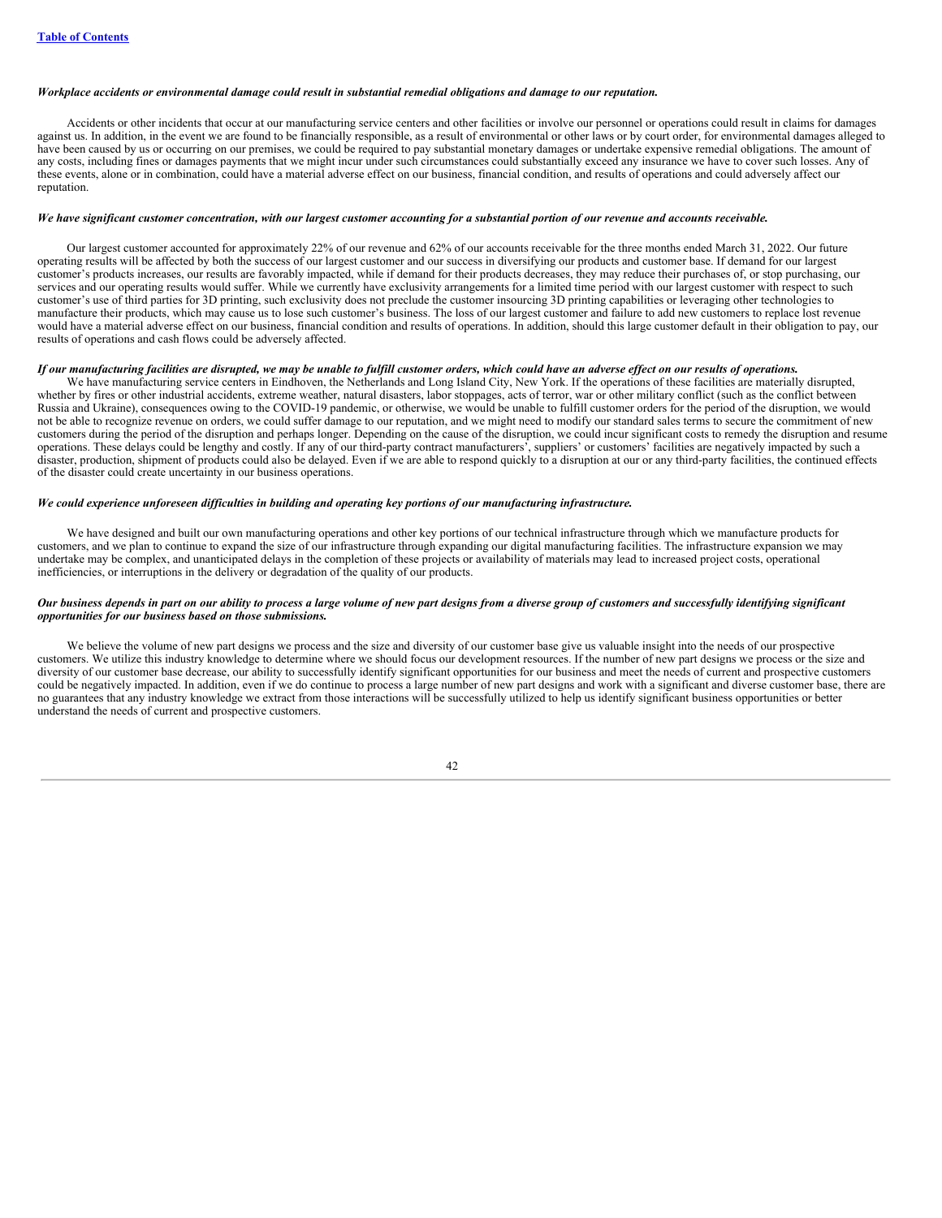*Workplace accidents or environmental damage could result in substantial remedial obligations and damage to our reputation.*

Accidents or other incidents that occur at our manufacturing service centers and other facilities or involve our personnel or operations could result in claims for damages against us. In addition, in the event we are found to be financially responsible, as a result of environmental or other laws or by court order, for environmental damages alleged to have been caused by us or occurring on our premises, we could be required to pay substantial monetary damages or undertake expensive remedial obligations. The amount of any costs, including fines or damages payments that we might incur under such circumstances could substantially exceed any insurance we have to cover such losses. Any of these events, alone or in combination, could have a material adverse effect on our business, financial condition, and results of operations and could adversely affect our reputation.

*We have significant customer concentration, with our largest customer accounting for a substantial portion of our revenue and accounts receivable.*

Our largest customer accounted for approximately 22% of our revenue and 62% of our accounts receivable for the three months ended March 31, 2022. Our future operating results will be affected by both the success of our largest customer and our success in diversifying our products and customer base. If demand for our largest customer's products increases, our results are favorably impacted, while if demand for their products decreases, they may reduce their purchases of, or stop purchasing, our services and our operating results would suffer. While we currently have exclusivity arrangements for a limited time period with our largest customer with respect to such customer's use of third parties for 3D printing, such exclusivity does not preclude the customer insourcing 3D printing capabilities or leveraging other technologies to manufacture their products, which may cause us to lose such customer's business. The loss of our largest customer and failure to add new customers to replace lost revenue would have a material adverse effect on our business, financial condition and results of operations. In addition, should this large customer default in their obligation to pay, our results of operations and cash flows could be adversely affected.

*If our manufacturing facilities are disrupted, we may be unable to fulfill customer orders, which could have an adverse effect on our results of operations.*

We have manufacturing service centers in Eindhoven, the Netherlands and Long Island City, New York. If the operations of these facilities are materially disrupted, whether by fires or other industrial accidents, extreme weather, natural disasters, labor stoppages, acts of terror, war or other military conflict (such as the conflict between Russia and Ukraine), consequences owing to the COVID-19 pandemic, or otherwise, we would be unable to fulfill customer orders for the period of the disruption, we would not be able to recognize revenue on orders, we could suffer damage to our reputation, and we might need to modify our standard sales terms to secure the commitment of new customers during the period of the disruption and perhaps longer. Depending on the cause of the disruption, we could incur significant costs to remedy the disruption and resume operations. These delays could be lengthy and costly. If any of our third-party contract manufacturers', suppliers' or customers' facilities are negatively impacted by such a disaster, production, shipment of products could also be delayed. Even if we are able to respond quickly to a disruption at our or any third-party facilities, the continued effects of the disaster could create uncertainty in our business operations.

*We could experience unforeseen difficulties in building and operating key portions of our manufacturing infrastructure.*

We have designed and built our own manufacturing operations and other key portions of our technical infrastructure through which we manufacture products for customers, and we plan to continue to expand the size of our infrastructure through expanding our digital manufacturing facilities. The infrastructure expansion we may undertake may be complex, and unanticipated delays in the completion of these projects or availability of materials may lead to increased project costs, operational inefficiencies, or interruptions in the delivery or degradation of the quality of our products.

*Our business depends in part on our ability to process a large volume of new part designs from a diverse group of customers and successfully identifying significant opportunities for our business based on those submissions.*

We believe the volume of new part designs we process and the size and diversity of our customer base give us valuable insight into the needs of our prospective customers. We utilize this industry knowledge to determine where we should focus our development resources. If the number of new part designs we process or the size and diversity of our customer base decrease, our ability to successfully identify significant opportunities for our business and meet the needs of current and prospective customers could be negatively impacted. In addition, even if we do continue to process a large number of new part designs and work with a significant and diverse customer base, there are no guarantees that any industry knowledge we extract from those interactions will be successfully utilized to help us identify significant business opportunities or better understand the needs of current and prospective customers.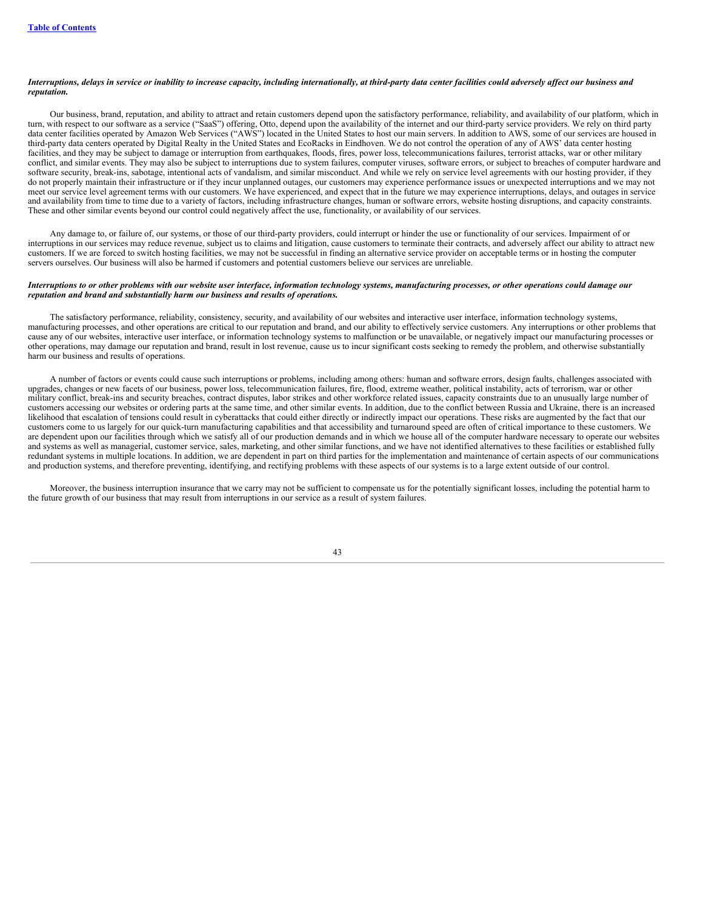***Interruptions, delays in service or inability to increase capacity, including internationally, at third-party data center facilities could adversely affect our business and reputation.***

Our business, brand, reputation, and ability to attract and retain customers depend upon the satisfactory performance, reliability, and availability of our platform, which in turn, with respect to our software as a service ("SaaS") offering, Otto, depend upon the availability of the internet and our third-party service providers. We rely on third party data center facilities operated by Amazon Web Services ("AWS") located in the United States to host our main servers. In addition to AWS, some of our services are housed in third-party data centers operated by Digital Realty in the United States and EcoRacks in Eindhoven. We do not control the operation of any of AWS' data center hosting facilities, and they may be subject to damage or interruption from earthquakes, floods, fires, power loss, telecommunications failures, terrorist attacks, war or other military conflict, and similar events. They may also be subject to interruptions due to system failures, computer viruses, software errors, or subject to breaches of computer hardware and software security, break-ins, sabotage, intentional acts of vandalism, and similar misconduct. And while we rely on service level agreements with our hosting provider, if they do not properly maintain their infrastructure or if they incur unplanned outages, our customers may experience performance issues or unexpected interruptions and we may not meet our service level agreement terms with our customers. We have experienced, and expect that in the future we may experience interruptions, delays, and outages in service and availability from time to time due to a variety of factors, including infrastructure changes, human or software errors, website hosting disruptions, and capacity constraints. These and other similar events beyond our control could negatively affect the use, functionality, or availability of our services.

Any damage to, or failure of, our systems, or those of our third-party providers, could interrupt or hinder the use or functionality of our services. Impairment of or interruptions in our services may reduce revenue, subject us to claims and litigation, cause customers to terminate their contracts, and adversely affect our ability to attract new customers. If we are forced to switch hosting facilities, we may not be successful in finding an alternative service provider on acceptable terms or in hosting the computer servers ourselves. Our business will also be harmed if customers and potential customers believe our services are unreliable.

***Interruptions to or other problems with our website user interface, information technology systems, manufacturing processes, or other operations could damage our reputation and brand and substantially harm our business and results of operations.***

The satisfactory performance, reliability, consistency, security, and availability of our websites and interactive user interface, information technology systems, manufacturing processes, and other operations are critical to our reputation and brand, and our ability to effectively service customers. Any interruptions or other problems that cause any of our websites, interactive user interface, or information technology systems to malfunction or be unavailable, or negatively impact our manufacturing processes or other operations, may damage our reputation and brand, result in lost revenue, cause us to incur significant costs seeking to remedy the problem, and otherwise substantially harm our business and results of operations.

A number of factors or events could cause such interruptions or problems, including among others: human and software errors, design faults, challenges associated with upgrades, changes or new facets of our business, power loss, telecommunication failures, fire, flood, extreme weather, political instability, acts of terrorism, war or other military conflict, break-ins and security breaches, contract disputes, labor strikes and other workforce related issues, capacity constraints due to an unusually large number of customers accessing our websites or ordering parts at the same time, and other similar events. In addition, due to the conflict between Russia and Ukraine, there is an increased likelihood that escalation of tensions could result in cyberattacks that could either directly or indirectly impact our operations. These risks are augmented by the fact that our customers come to us largely for our quick-turn manufacturing capabilities and that accessibility and turnaround speed are often of critical importance to these customers. We are dependent upon our facilities through which we satisfy all of our production demands and in which we house all of the computer hardware necessary to operate our websites and systems as well as managerial, customer service, sales, marketing, and other similar functions, and we have not identified alternatives to these facilities or established fully redundant systems in multiple locations. In addition, we are dependent in part on third parties for the implementation and maintenance of certain aspects of our communications and production systems, and therefore preventing, identifying, and rectifying problems with these aspects of our systems is to a large extent outside of our control.

Moreover, the business interruption insurance that we carry may not be sufficient to compensate us for the potentially significant losses, including the potential harm to the future growth of our business that may result from interruptions in our service as a result of system failures.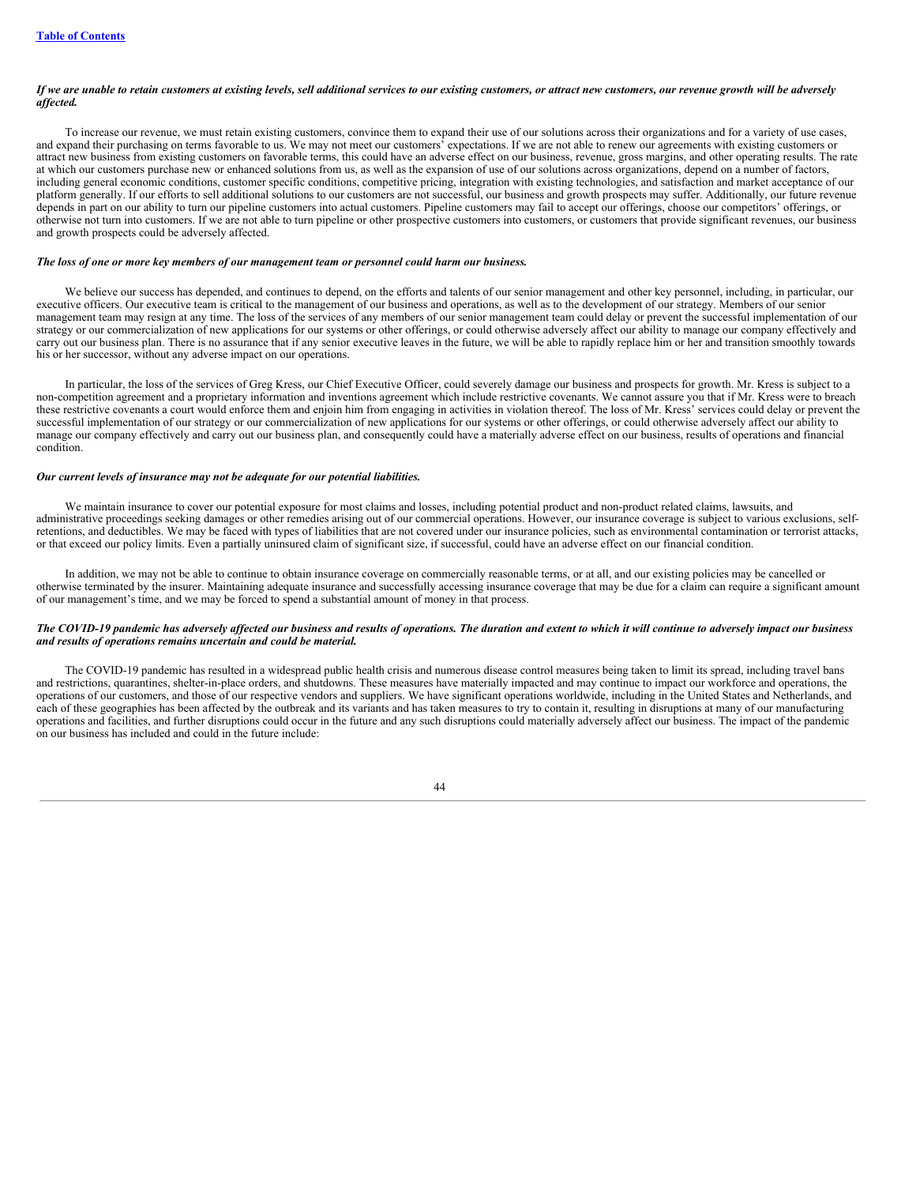***If we are unable to retain customers at existing levels, sell additional services to our existing customers, or attract new customers, our revenue growth will be adversely affected.***

To increase our revenue, we must retain existing customers, convince them to expand their use of our solutions across their organizations and for a variety of use cases, and expand their purchasing on terms favorable to us. We may not meet our customers' expectations. If we are not able to renew our agreements with existing customers or attract new business from existing customers on favorable terms, this could have an adverse effect on our business, revenue, gross margins, and other operating results. The rate at which our customers purchase new or enhanced solutions from us, as well as the expansion of use of our solutions across organizations, depend on a number of factors, including general economic conditions, customer specific conditions, competitive pricing, integration with existing technologies, and satisfaction and market acceptance of our platform generally. If our efforts to sell additional solutions to our customers are not successful, our business and growth prospects may suffer. Additionally, our future revenue depends in part on our ability to turn our pipeline customers into actual customers. Pipeline customers may fail to accept our offerings, choose our competitors' offerings, or otherwise not turn into customers. If we are not able to turn pipeline or other prospective customers into customers, or customers that provide significant revenues, our business and growth prospects could be adversely affected.

***The loss of one or more key members of our management team or personnel could harm our business.***

We believe our success has depended, and continues to depend, on the efforts and talents of our senior management and other key personnel, including, in particular, our executive officers. Our executive team is critical to the management of our business and operations, as well as to the development of our strategy. Members of our senior management team may resign at any time. The loss of the services of any members of our senior management team could delay or prevent the successful implementation of our strategy or our commercialization of new applications for our systems or other offerings, or could otherwise adversely affect our ability to manage our company effectively and carry out our business plan. There is no assurance that if any senior executive leaves in the future, we will be able to rapidly replace him or her and transition smoothly towards his or her successor, without any adverse impact on our operations.

In particular, the loss of the services of Greg Kress, our Chief Executive Officer, could severely damage our business and prospects for growth. Mr. Kress is subject to a non-competition agreement and a proprietary information and inventions agreement which include restrictive covenants. We cannot assure you that if Mr. Kress were to breach these restrictive covenants a court would enforce them and enjoin him from engaging in activities in violation thereof. The loss of Mr. Kress' services could delay or prevent the successful implementation of our strategy or our commercialization of new applications for our systems or other offerings, or could otherwise adversely affect our ability to manage our company effectively and carry out our business plan, and consequently could have a materially adverse effect on our business, results of operations and financial condition.

***Our current levels of insurance may not be adequate for our potential liabilities.***

We maintain insurance to cover our potential exposure for most claims and losses, including potential product and non-product related claims, lawsuits, and administrative proceedings seeking damages or other remedies arising out of our commercial operations. However, our insurance coverage is subject to various exclusions, self-retentions, and deductibles. We may be faced with types of liabilities that are not covered under our insurance policies, such as environmental contamination or terrorist attacks, or that exceed our policy limits. Even a partially uninsured claim of significant size, if successful, could have an adverse effect on our financial condition.

In addition, we may not be able to continue to obtain insurance coverage on commercially reasonable terms, or at all, and our existing policies may be cancelled or otherwise terminated by the insurer. Maintaining adequate insurance and successfully accessing insurance coverage that may be due for a claim can require a significant amount of our management's time, and we may be forced to spend a substantial amount of money in that process.

***The COVID-19 pandemic has adversely affected our business and results of operations. The duration and extent to which it will continue to adversely impact our business and results of operations remains uncertain and could be material.***

The COVID-19 pandemic has resulted in a widespread public health crisis and numerous disease control measures being taken to limit its spread, including travel bans and restrictions, quarantines, shelter-in-place orders, and shutdowns. These measures have materially impacted and may continue to impact our workforce and operations, the operations of our customers, and those of our respective vendors and suppliers. We have significant operations worldwide, including in the United States and Netherlands, and each of these geographies has been affected by the outbreak and its variants and has taken measures to try to contain it, resulting in disruptions at many of our manufacturing operations and facilities, and further disruptions could occur in the future and any such disruptions could materially adversely affect our business. The impact of the pandemic on our business has included and could in the future include: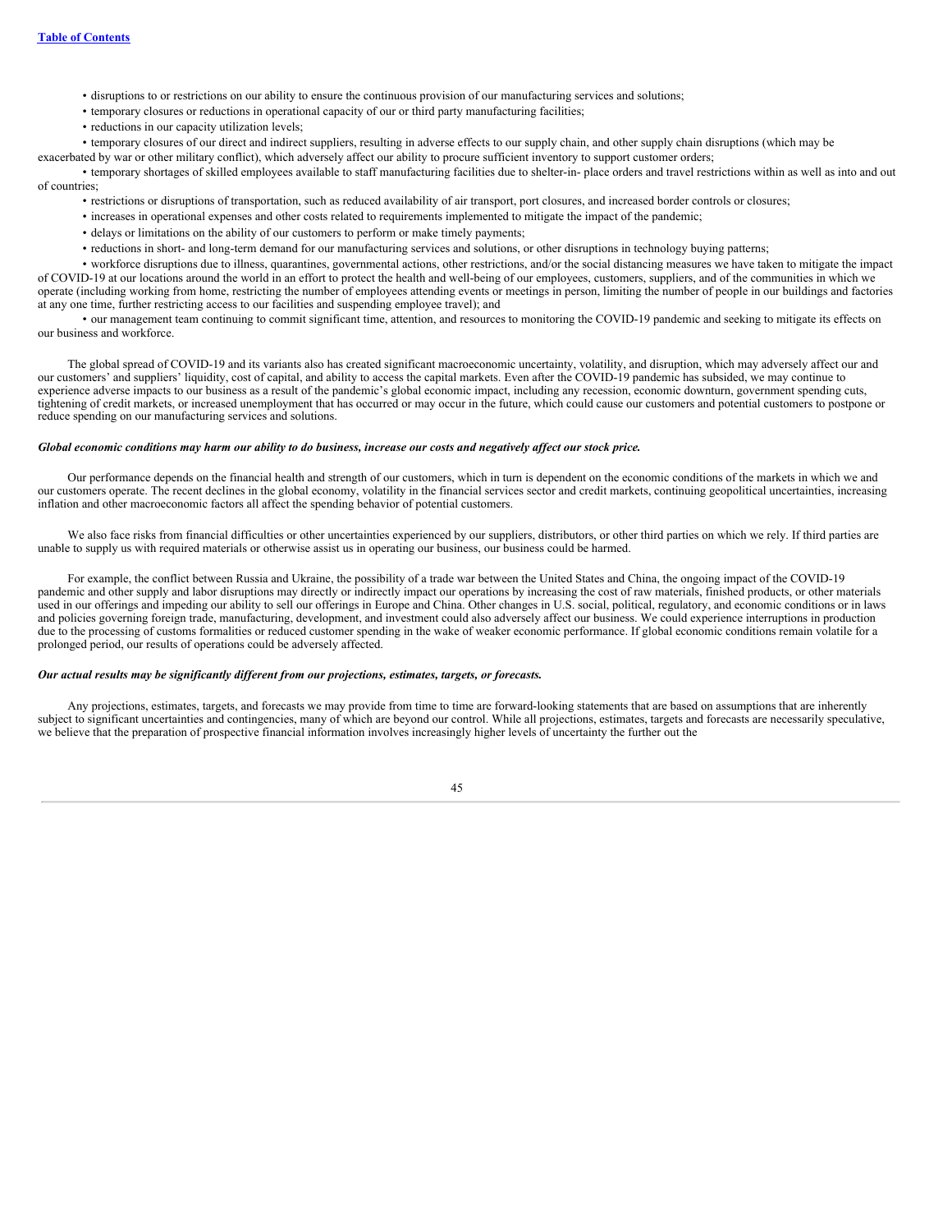- disruptions to or restrictions on our ability to ensure the continuous provision of our manufacturing services and solutions;
- temporary closures or reductions in operational capacity of our or third party manufacturing facilities;
- reductions in our capacity utilization levels;
- temporary closures of our direct and indirect suppliers, resulting in adverse effects to our supply chain, and other supply chain disruptions (which may be exacerbated by war or other military conflict), which adversely affect our ability to procure sufficient inventory to support customer orders;
- temporary shortages of skilled employees available to staff manufacturing facilities due to shelter-in- place orders and travel restrictions within as well as into and out of countries;
- restrictions or disruptions of transportation, such as reduced availability of air transport, port closures, and increased border controls or closures;
- increases in operational expenses and other costs related to requirements implemented to mitigate the impact of the pandemic;
- delays or limitations on the ability of our customers to perform or make timely payments;
- reductions in short- and long-term demand for our manufacturing services and solutions, or other disruptions in technology buying patterns;
- workforce disruptions due to illness, quarantines, governmental actions, other restrictions, and/or the social distancing measures we have taken to mitigate the impact of COVID-19 at our locations around the world in an effort to protect the health and well-being of our employees, customers, suppliers, and of the communities in which we operate (including working from home, restricting the number of employees attending events or meetings in person, limiting the number of people in our buildings and factories at any one time, further restricting access to our facilities and suspending employee travel); and
- our management team continuing to commit significant time, attention, and resources to monitoring the COVID-19 pandemic and seeking to mitigate its effects on our business and workforce.

The global spread of COVID-19 and its variants also has created significant macroeconomic uncertainty, volatility, and disruption, which may adversely affect our and our customers' and suppliers' liquidity, cost of capital, and ability to access the capital markets. Even after the COVID-19 pandemic has subsided, we may continue to experience adverse impacts to our business as a result of the pandemic's global economic impact, including any recession, economic downturn, government spending cuts, tightening of credit markets, or increased unemployment that has occurred or may occur in the future, which could cause our customers and potential customers to postpone or reduce spending on our manufacturing services and solutions.

***Global economic conditions may harm our ability to do business, increase our costs and negatively affect our stock price.***

Our performance depends on the financial health and strength of our customers, which in turn is dependent on the economic conditions of the markets in which we and our customers operate. The recent declines in the global economy, volatility in the financial services sector and credit markets, continuing geopolitical uncertainties, increasing inflation and other macroeconomic factors all affect the spending behavior of potential customers.

We also face risks from financial difficulties or other uncertainties experienced by our suppliers, distributors, or other third parties on which we rely. If third parties are unable to supply us with required materials or otherwise assist us in operating our business, our business could be harmed.

For example, the conflict between Russia and Ukraine, the possibility of a trade war between the United States and China, the ongoing impact of the COVID-19 pandemic and other supply and labor disruptions may directly or indirectly impact our operations by increasing the cost of raw materials, finished products, or other materials used in our offerings and impeding our ability to sell our offerings in Europe and China. Other changes in U.S. social, political, regulatory, and economic conditions or in laws and policies governing foreign trade, manufacturing, development, and investment could also adversely affect our business. We could experience interruptions in production due to the processing of customs formalities or reduced customer spending in the wake of weaker economic performance. If global economic conditions remain volatile for a prolonged period, our results of operations could be adversely affected.

***Our actual results may be significantly different from our projections, estimates, targets, or forecasts.***

Any projections, estimates, targets, and forecasts we may provide from time to time are forward-looking statements that are based on assumptions that are inherently subject to significant uncertainties and contingencies, many of which are beyond our control. While all projections, estimates, targets and forecasts are necessarily speculative, we believe that the preparation of prospective financial information involves increasingly higher levels of uncertainty the further out the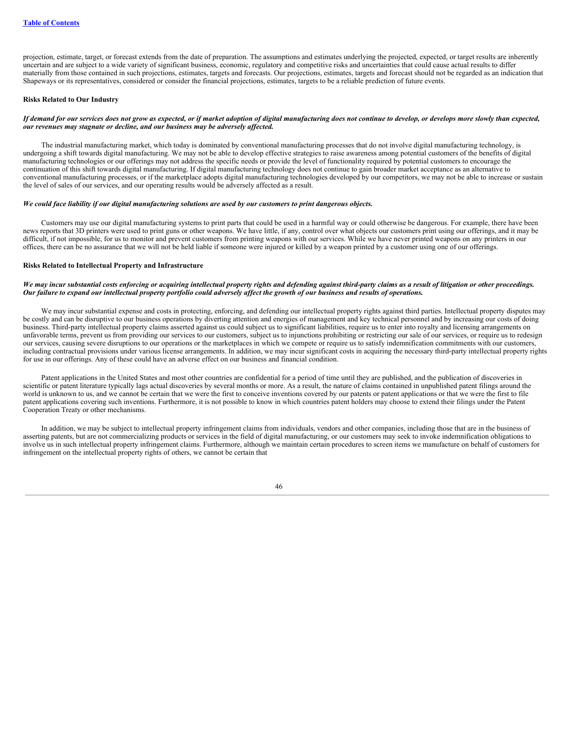projection, estimate, target, or forecast extends from the date of preparation. The assumptions and estimates underlying the projected, expected, or target results are inherently uncertain and are subject to a wide variety of significant business, economic, regulatory and competitive risks and uncertainties that could cause actual results to differ materially from those contained in such projections, estimates, targets and forecasts. Our projections, estimates, targets and forecast should not be regarded as an indication that Shapeways or its representatives, considered or consider the financial projections, estimates, targets to be a reliable prediction of future events.

**Risks Related to Our Industry**

***If demand for our services does not grow as expected, or if market adoption of digital manufacturing does not continue to develop, or develops more slowly than expected, our revenues may stagnate or decline, and our business may be adversely affected.***

The industrial manufacturing market, which today is dominated by conventional manufacturing processes that do not involve digital manufacturing technology, is undergoing a shift towards digital manufacturing. We may not be able to develop effective strategies to raise awareness among potential customers of the benefits of digital manufacturing technologies or our offerings may not address the specific needs or provide the level of functionality required by potential customers to encourage the continuation of this shift towards digital manufacturing. If digital manufacturing technology does not continue to gain broader market acceptance as an alternative to conventional manufacturing processes, or if the marketplace adopts digital manufacturing technologies developed by our competitors, we may not be able to increase or sustain the level of sales of our services, and our operating results would be adversely affected as a result.

***We could face liability if our digital manufacturing solutions are used by our customers to print dangerous objects.***

Customers may use our digital manufacturing systems to print parts that could be used in a harmful way or could otherwise be dangerous. For example, there have been news reports that 3D printers were used to print guns or other weapons. We have little, if any, control over what objects our customers print using our offerings, and it may be difficult, if not impossible, for us to monitor and prevent customers from printing weapons with our services. While we have never printed weapons on any printers in our offices, there can be no assurance that we will not be held liable if someone were injured or killed by a weapon printed by a customer using one of our offerings.

**Risks Related to Intellectual Property and Infrastructure**

***We may incur substantial costs enforcing or acquiring intellectual property rights and defending against third-party claims as a result of litigation or other proceedings. Our failure to expand our intellectual property portfolio could adversely affect the growth of our business and results of operations.***

We may incur substantial expense and costs in protecting, enforcing, and defending our intellectual property rights against third parties. Intellectual property disputes may be costly and can be disruptive to our business operations by diverting attention and energies of management and key technical personnel and by increasing our costs of doing business. Third-party intellectual property claims asserted against us could subject us to significant liabilities, require us to enter into royalty and licensing arrangements on unfavorable terms, prevent us from providing our services to our customers, subject us to injunctions prohibiting or restricting our sale of our services, or require us to redesign our services, causing severe disruptions to our operations or the marketplaces in which we compete or require us to satisfy indemnification commitments with our customers, including contractual provisions under various license arrangements. In addition, we may incur significant costs in acquiring the necessary third-party intellectual property rights for use in our offerings. Any of these could have an adverse effect on our business and financial condition.

Patent applications in the United States and most other countries are confidential for a period of time until they are published, and the publication of discoveries in scientific or patent literature typically lags actual discoveries by several months or more. As a result, the nature of claims contained in unpublished patent filings around the world is unknown to us, and we cannot be certain that we were the first to conceive inventions covered by our patents or patent applications or that we were the first to file patent applications covering such inventions. Furthermore, it is not possible to know in which countries patent holders may choose to extend their filings under the Patent Cooperation Treaty or other mechanisms.

In addition, we may be subject to intellectual property infringement claims from individuals, vendors and other companies, including those that are in the business of asserting patents, but are not commercializing products or services in the field of digital manufacturing, or our customers may seek to invoke indemnification obligations to involve us in such intellectual property infringement claims. Furthermore, although we maintain certain procedures to screen items we manufacture on behalf of customers for infringement on the intellectual property rights of others, we cannot be certain that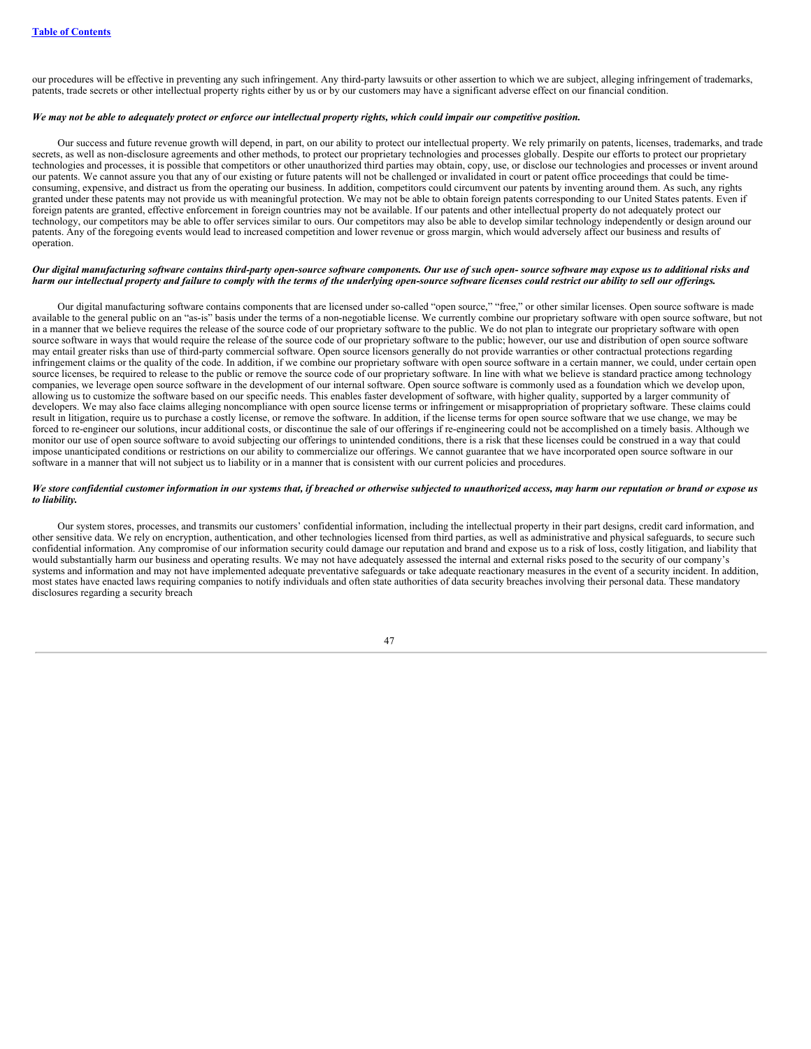our procedures will be effective in preventing any such infringement. Any third-party lawsuits or other assertion to which we are subject, alleging infringement of trademarks, patents, trade secrets or other intellectual property rights either by us or by our customers may have a significant adverse effect on our financial condition.

***We may not be able to adequately protect or enforce our intellectual property rights, which could impair our competitive position.***

Our success and future revenue growth will depend, in part, on our ability to protect our intellectual property. We rely primarily on patents, licenses, trademarks, and trade secrets, as well as non-disclosure agreements and other methods, to protect our proprietary technologies and processes globally. Despite our efforts to protect our proprietary technologies and processes, it is possible that competitors or other unauthorized third parties may obtain, copy, use, or disclose our technologies and processes or invent around our patents. We cannot assure you that any of our existing or future patents will not be challenged or invalidated in court or patent office proceedings that could be time-consuming, expensive, and distract us from the operating our business. In addition, competitors could circumvent our patents by inventing around them. As such, any rights granted under these patents may not provide us with meaningful protection. We may not be able to obtain foreign patents corresponding to our United States patents. Even if foreign patents are granted, effective enforcement in foreign countries may not be available. If our patents and other intellectual property do not adequately protect our technology, our competitors may be able to offer services similar to ours. Our competitors may also be able to develop similar technology independently or design around our patents. Any of the foregoing events would lead to increased competition and lower revenue or gross margin, which would adversely affect our business and results of operation.

***Our digital manufacturing software contains third-party open-source software components. Our use of such open- source software may expose us to additional risks and harm our intellectual property and failure to comply with the terms of the underlying open-source software licenses could restrict our ability to sell our offerings.***

Our digital manufacturing software contains components that are licensed under so-called "open source," "free," or other similar licenses. Open source software is made available to the general public on an "as-is" basis under the terms of a non-negotiable license. We currently combine our proprietary software with open source software, but not in a manner that we believe requires the release of the source code of our proprietary software to the public. We do not plan to integrate our proprietary software with open source software in ways that would require the release of the source code of our proprietary software to the public; however, our use and distribution of open source software may entail greater risks than use of third-party commercial software. Open source licensors generally do not provide warranties or other contractual protections regarding infringement claims or the quality of the code. In addition, if we combine our proprietary software with open source software in a certain manner, we could, under certain open source licenses, be required to release to the public or remove the source code of our proprietary software. In line with what we believe is standard practice among technology companies, we leverage open source software in the development of our internal software. Open source software is commonly used as a foundation which we develop upon, allowing us to customize the software based on our specific needs. This enables faster development of software, with higher quality, supported by a larger community of developers. We may also face claims alleging noncompliance with open source license terms or infringement or misappropriation of proprietary software. These claims could result in litigation, require us to purchase a costly license, or remove the software. In addition, if the license terms for open source software that we use change, we may be forced to re-engineer our solutions, incur additional costs, or discontinue the sale of our offerings if re-engineering could not be accomplished on a timely basis. Although we monitor our use of open source software to avoid subjecting our offerings to unintended conditions, there is a risk that these licenses could be construed in a way that could impose unanticipated conditions or restrictions on our ability to commercialize our offerings. We cannot guarantee that we have incorporated open source software in our software in a manner that will not subject us to liability or in a manner that is consistent with our current policies and procedures.

***We store confidential customer information in our systems that, if breached or otherwise subjected to unauthorized access, may harm our reputation or brand or expose us to liability.***

Our system stores, processes, and transmits our customers' confidential information, including the intellectual property in their part designs, credit card information, and other sensitive data. We rely on encryption, authentication, and other technologies licensed from third parties, as well as administrative and physical safeguards, to secure such confidential information. Any compromise of our information security could damage our reputation and brand and expose us to a risk of loss, costly litigation, and liability that would substantially harm our business and operating results. We may not have adequately assessed the internal and external risks posed to the security of our company's systems and information and may not have implemented adequate preventative safeguards or take adequate reactionary measures in the event of a security incident. In addition, most states have enacted laws requiring companies to notify individuals and often state authorities of data security breaches involving their personal data. These mandatory disclosures regarding a security breach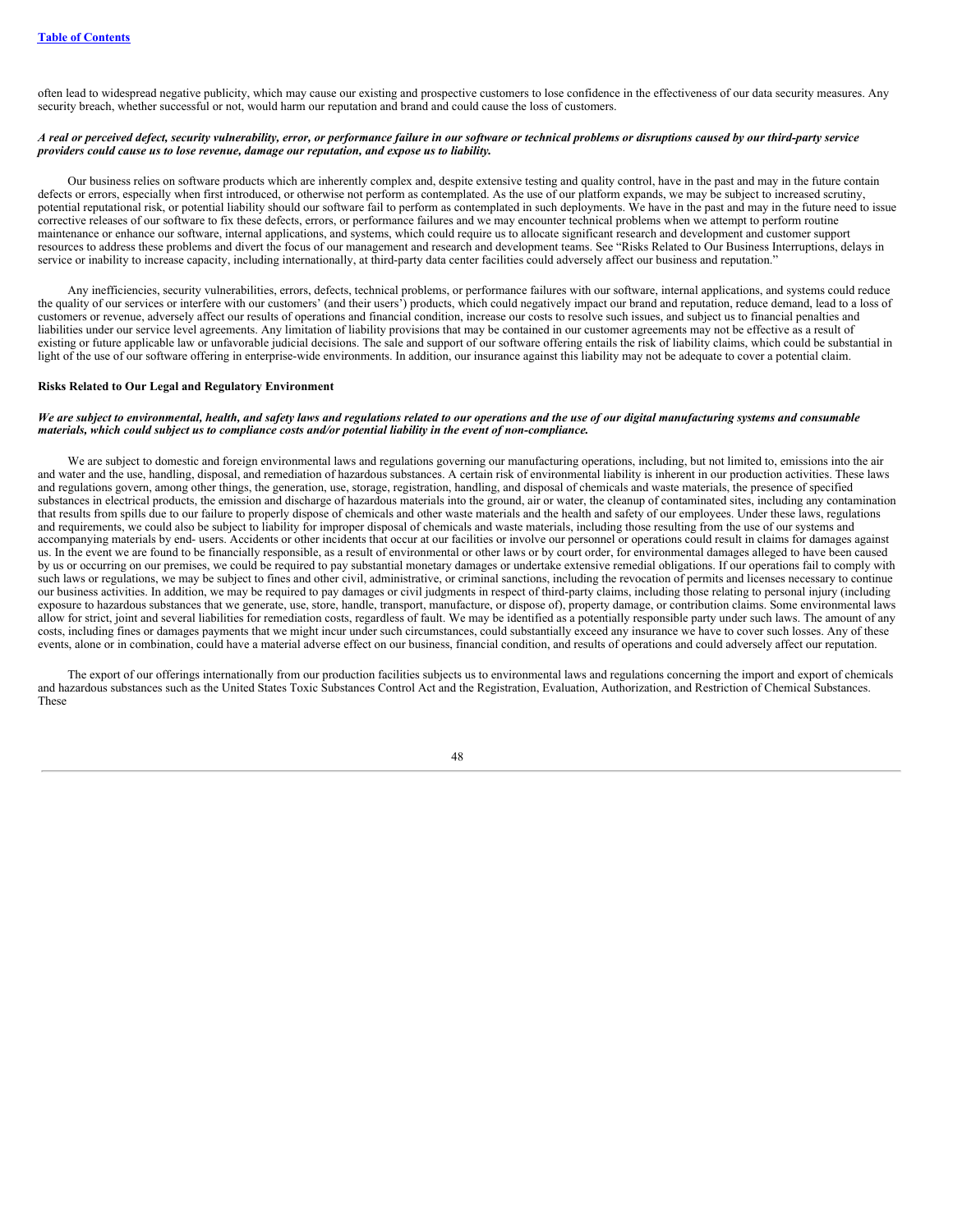often lead to widespread negative publicity, which may cause our existing and prospective customers to lose confidence in the effectiveness of our data security measures. Any security breach, whether successful or not, would harm our reputation and brand and could cause the loss of customers.

***A real or perceived defect, security vulnerability, error, or performance failure in our software or technical problems or disruptions caused by our third-party service providers could cause us to lose revenue, damage our reputation, and expose us to liability.***

Our business relies on software products which are inherently complex and, despite extensive testing and quality control, have in the past and may in the future contain defects or errors, especially when first introduced, or otherwise not perform as contemplated. As the use of our platform expands, we may be subject to increased scrutiny, potential reputational risk, or potential liability should our software fail to perform as contemplated in such deployments. We have in the past and may in the future need to issue corrective releases of our software to fix these defects, errors, or performance failures and we may encounter technical problems when we attempt to perform routine maintenance or enhance our software, internal applications, and systems, which could require us to allocate significant research and development and customer support resources to address these problems and divert the focus of our management and research and development teams. See "Risks Related to Our Business Interruptions, delays in service or inability to increase capacity, including internationally, at third-party data center facilities could adversely affect our business and reputation."

Any inefficiencies, security vulnerabilities, errors, defects, technical problems, or performance failures with our software, internal applications, and systems could reduce the quality of our services or interfere with our customers' (and their users') products, which could negatively impact our brand and reputation, reduce demand, lead to a loss of customers or revenue, adversely affect our results of operations and financial condition, increase our costs to resolve such issues, and subject us to financial penalties and liabilities under our service level agreements. Any limitation of liability provisions that may be contained in our customer agreements may not be effective as a result of existing or future applicable law or unfavorable judicial decisions. The sale and support of our software offering entails the risk of liability claims, which could be substantial in light of the use of our software offering in enterprise-wide environments. In addition, our insurance against this liability may not be adequate to cover a potential claim.

**Risks Related to Our Legal and Regulatory Environment**

***We are subject to environmental, health, and safety laws and regulations related to our operations and the use of our digital manufacturing systems and consumable materials, which could subject us to compliance costs and/or potential liability in the event of non-compliance.***

We are subject to domestic and foreign environmental laws and regulations governing our manufacturing operations, including, but not limited to, emissions into the air and water and the use, handling, disposal, and remediation of hazardous substances. A certain risk of environmental liability is inherent in our production activities. These laws and regulations govern, among other things, the generation, use, storage, registration, handling, and disposal of chemicals and waste materials, the presence of specified substances in electrical products, the emission and discharge of hazardous materials into the ground, air or water, the cleanup of contaminated sites, including any contamination that results from spills due to our failure to properly dispose of chemicals and other waste materials and the health and safety of our employees. Under these laws, regulations and requirements, we could also be subject to liability for improper disposal of chemicals and waste materials, including those resulting from the use of our systems and accompanying materials by end- users. Accidents or other incidents that occur at our facilities or involve our personnel or operations could result in claims for damages against us. In the event we are found to be financially responsible, as a result of environmental or other laws or by court order, for environmental damages alleged to have been caused by us or occurring on our premises, we could be required to pay substantial monetary damages or undertake extensive remedial obligations. If our operations fail to comply with such laws or regulations, we may be subject to fines and other civil, administrative, or criminal sanctions, including the revocation of permits and licenses necessary to continue our business activities. In addition, we may be required to pay damages or civil judgments in respect of third-party claims, including those relating to personal injury (including exposure to hazardous substances that we generate, use, store, handle, transport, manufacture, or dispose of), property damage, or contribution claims. Some environmental laws allow for strict, joint and several liabilities for remediation costs, regardless of fault. We may be identified as a potentially responsible party under such laws. The amount of any costs, including fines or damages payments that we might incur under such circumstances, could substantially exceed any insurance we have to cover such losses. Any of these events, alone or in combination, could have a material adverse effect on our business, financial condition, and results of operations and could adversely affect our reputation.

The export of our offerings internationally from our production facilities subjects us to environmental laws and regulations concerning the import and export of chemicals and hazardous substances such as the United States Toxic Substances Control Act and the Registration, Evaluation, Authorization, and Restriction of Chemical Substances. These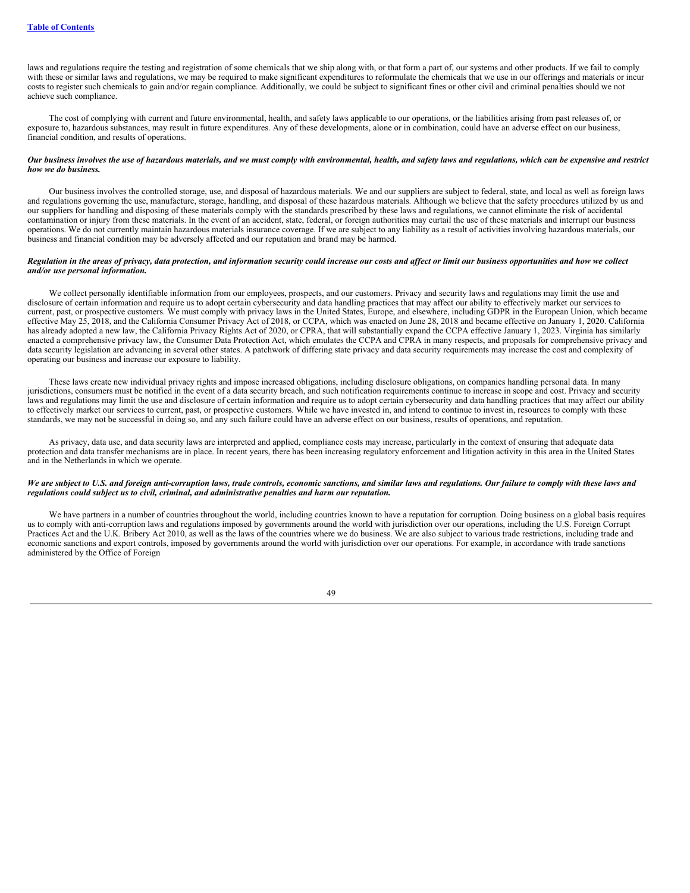laws and regulations require the testing and registration of some chemicals that we ship along with, or that form a part of, our systems and other products. If we fail to comply with these or similar laws and regulations, we may be required to make significant expenditures to reformulate the chemicals that we use in our offerings and materials or incur costs to register such chemicals to gain and/or regain compliance. Additionally, we could be subject to significant fines or other civil and criminal penalties should we not achieve such compliance.

The cost of complying with current and future environmental, health, and safety laws applicable to our operations, or the liabilities arising from past releases of, or exposure to, hazardous substances, may result in future expenditures. Any of these developments, alone or in combination, could have an adverse effect on our business, financial condition, and results of operations.

***Our business involves the use of hazardous materials, and we must comply with environmental, health, and safety laws and regulations, which can be expensive and restrict how we do business.***

Our business involves the controlled storage, use, and disposal of hazardous materials. We and our suppliers are subject to federal, state, and local as well as foreign laws and regulations governing the use, manufacture, storage, handling, and disposal of these hazardous materials. Although we believe that the safety procedures utilized by us and our suppliers for handling and disposing of these materials comply with the standards prescribed by these laws and regulations, we cannot eliminate the risk of accidental contamination or injury from these materials. In the event of an accident, state, federal, or foreign authorities may curtail the use of these materials and interrupt our business operations. We do not currently maintain hazardous materials insurance coverage. If we are subject to any liability as a result of activities involving hazardous materials, our business and financial condition may be adversely affected and our reputation and brand may be harmed.

***Regulation in the areas of privacy, data protection, and information security could increase our costs and affect or limit our business opportunities and how we collect and/or use personal information.***

We collect personally identifiable information from our employees, prospects, and our customers. Privacy and security laws and regulations may limit the use and disclosure of certain information and require us to adopt certain cybersecurity and data handling practices that may affect our ability to effectively market our services to current, past, or prospective customers. We must comply with privacy laws in the United States, Europe, and elsewhere, including GDPR in the European Union, which became effective May 25, 2018, and the California Consumer Privacy Act of 2018, or CCPA, which was enacted on June 28, 2018 and became effective on January 1, 2020. California has already adopted a new law, the California Privacy Rights Act of 2020, or CPRA, that will substantially expand the CCPA effective January 1, 2023. Virginia has similarly enacted a comprehensive privacy law, the Consumer Data Protection Act, which emulates the CCPA and CPRA in many respects, and proposals for comprehensive privacy and data security legislation are advancing in several other states. A patchwork of differing state privacy and data security requirements may increase the cost and complexity of operating our business and increase our exposure to liability.

These laws create new individual privacy rights and impose increased obligations, including disclosure obligations, on companies handling personal data. In many jurisdictions, consumers must be notified in the event of a data security breach, and such notification requirements continue to increase in scope and cost. Privacy and security laws and regulations may limit the use and disclosure of certain information and require us to adopt certain cybersecurity and data handling practices that may affect our ability to effectively market our services to current, past, or prospective customers. While we have invested in, and intend to continue to invest in, resources to comply with these standards, we may not be successful in doing so, and any such failure could have an adverse effect on our business, results of operations, and reputation.

As privacy, data use, and data security laws are interpreted and applied, compliance costs may increase, particularly in the context of ensuring that adequate data protection and data transfer mechanisms are in place. In recent years, there has been increasing regulatory enforcement and litigation activity in this area in the United States and in the Netherlands in which we operate.

***We are subject to U.S. and foreign anti-corruption laws, trade controls, economic sanctions, and similar laws and regulations. Our failure to comply with these laws and regulations could subject us to civil, criminal, and administrative penalties and harm our reputation.***

We have partners in a number of countries throughout the world, including countries known to have a reputation for corruption. Doing business on a global basis requires us to comply with anti-corruption laws and regulations imposed by governments around the world with jurisdiction over our operations, including the U.S. Foreign Corrupt Practices Act and the U.K. Bribery Act 2010, as well as the laws of the countries where we do business. We are also subject to various trade restrictions, including trade and economic sanctions and export controls, imposed by governments around the world with jurisdiction over our operations. For example, in accordance with trade sanctions administered by the Office of Foreign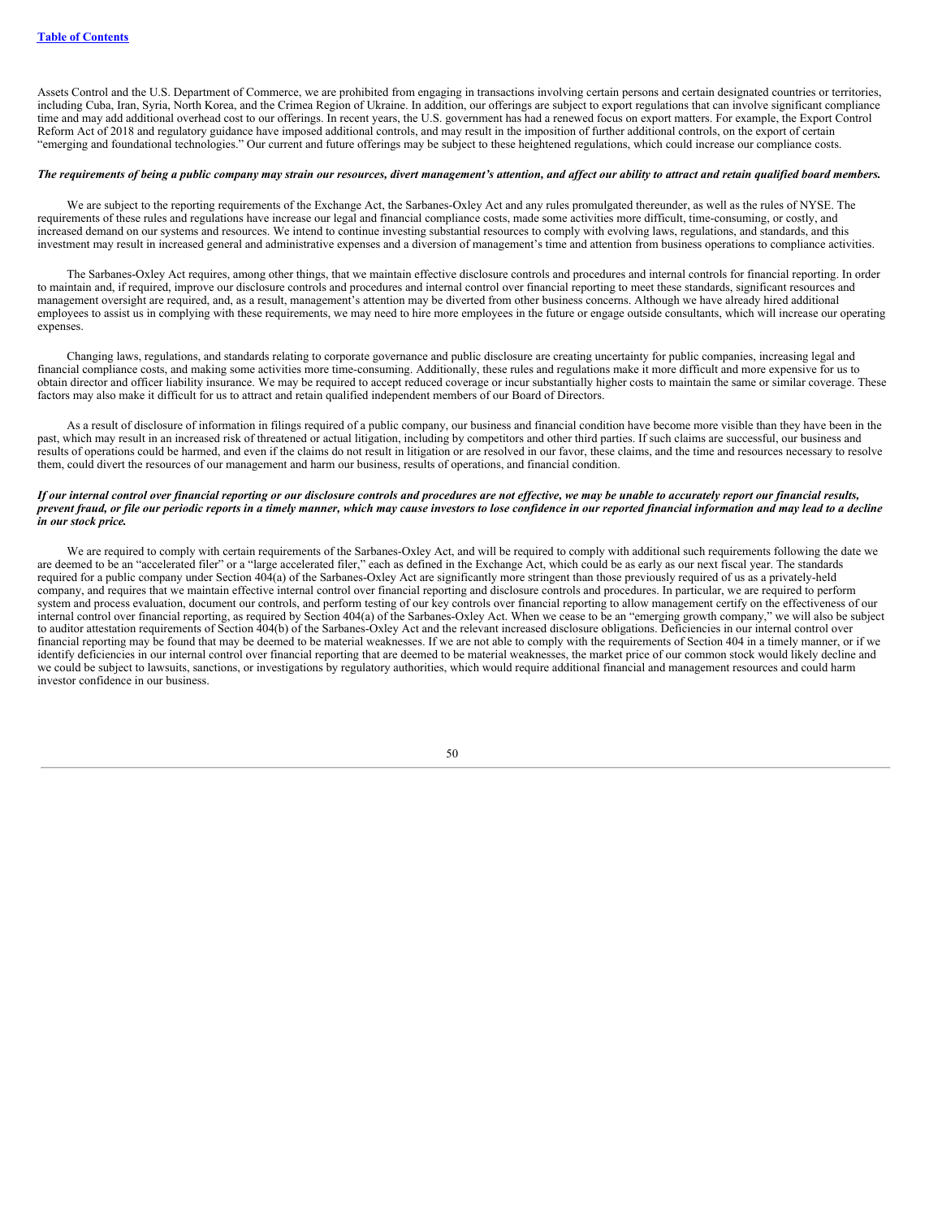Assets Control and the U.S. Department of Commerce, we are prohibited from engaging in transactions involving certain persons and certain designated countries or territories, including Cuba, Iran, Syria, North Korea, and the Crimea Region of Ukraine. In addition, our offerings are subject to export regulations that can involve significant compliance time and may add additional overhead cost to our offerings. In recent years, the U.S. government has had a renewed focus on export matters. For example, the Export Control Reform Act of 2018 and regulatory guidance have imposed additional controls, and may result in the imposition of further additional controls, on the export of certain "emerging and foundational technologies." Our current and future offerings may be subject to these heightened regulations, which could increase our compliance costs.

***The requirements of being a public company may strain our resources, divert management's attention, and affect our ability to attract and retain qualified board members.***

We are subject to the reporting requirements of the Exchange Act, the Sarbanes-Oxley Act and any rules promulgated thereunder, as well as the rules of NYSE. The requirements of these rules and regulations have increase our legal and financial compliance costs, made some activities more difficult, time-consuming, or costly, and increased demand on our systems and resources. We intend to continue investing substantial resources to comply with evolving laws, regulations, and standards, and this investment may result in increased general and administrative expenses and a diversion of management's time and attention from business operations to compliance activities.

The Sarbanes-Oxley Act requires, among other things, that we maintain effective disclosure controls and procedures and internal controls for financial reporting. In order to maintain and, if required, improve our disclosure controls and procedures and internal control over financial reporting to meet these standards, significant resources and management oversight are required, and, as a result, management's attention may be diverted from other business concerns. Although we have already hired additional employees to assist us in complying with these requirements, we may need to hire more employees in the future or engage outside consultants, which will increase our operating expenses.

Changing laws, regulations, and standards relating to corporate governance and public disclosure are creating uncertainty for public companies, increasing legal and financial compliance costs, and making some activities more time-consuming. Additionally, these rules and regulations make it more difficult and more expensive for us to obtain director and officer liability insurance. We may be required to accept reduced coverage or incur substantially higher costs to maintain the same or similar coverage. These factors may also make it difficult for us to attract and retain qualified independent members of our Board of Directors.

As a result of disclosure of information in filings required of a public company, our business and financial condition have become more visible than they have been in the past, which may result in an increased risk of threatened or actual litigation, including by competitors and other third parties. If such claims are successful, our business and results of operations could be harmed, and even if the claims do not result in litigation or are resolved in our favor, these claims, and the time and resources necessary to resolve them, could divert the resources of our management and harm our business, results of operations, and financial condition.

***If our internal control over financial reporting or our disclosure controls and procedures are not effective, we may be unable to accurately report our financial results, prevent fraud, or file our periodic reports in a timely manner, which may cause investors to lose confidence in our reported financial information and may lead to a decline in our stock price.***

We are required to comply with certain requirements of the Sarbanes-Oxley Act, and will be required to comply with additional such requirements following the date we are deemed to be an "accelerated filer" or a "large accelerated filer," each as defined in the Exchange Act, which could be as early as our next fiscal year. The standards required for a public company under Section 404(a) of the Sarbanes-Oxley Act are significantly more stringent than those previously required of us as a privately-held company, and requires that we maintain effective internal control over financial reporting and disclosure controls and procedures. In particular, we are required to perform system and process evaluation, document our controls, and perform testing of our key controls over financial reporting to allow management certify on the effectiveness of our internal control over financial reporting, as required by Section 404(a) of the Sarbanes-Oxley Act. When we cease to be an "emerging growth company," we will also be subject to auditor attestation requirements of Section 404(b) of the Sarbanes-Oxley Act and the relevant increased disclosure obligations. Deficiencies in our internal control over financial reporting may be found that may be deemed to be material weaknesses. If we are not able to comply with the requirements of Section 404 in a timely manner, or if we identify deficiencies in our internal control over financial reporting that are deemed to be material weaknesses, the market price of our common stock would likely decline and we could be subject to lawsuits, sanctions, or investigations by regulatory authorities, which would require additional financial and management resources and could harm investor confidence in our business.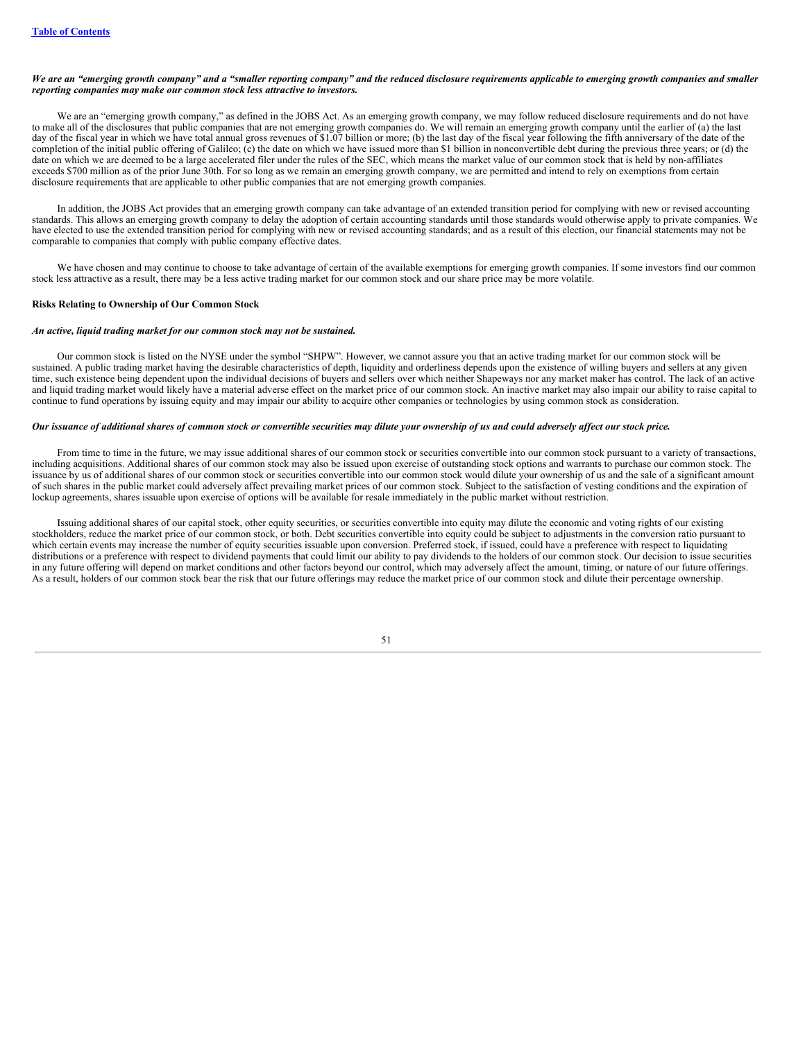***We are an "emerging growth company" and a "smaller reporting company" and the reduced disclosure requirements applicable to emerging growth companies and smaller reporting companies may make our common stock less attractive to investors.***

We are an "emerging growth company," as defined in the JOBS Act. As an emerging growth company, we may follow reduced disclosure requirements and do not have to make all of the disclosures that public companies that are not emerging growth companies do. We will remain an emerging growth company until the earlier of (a) the last day of the fiscal year in which we have total annual gross revenues of $1.07 billion or more; (b) the last day of the fiscal year following the fifth anniversary of the date of the completion of the initial public offering of Galileo; (c) the date on which we have issued more than $1 billion in nonconvertible debt during the previous three years; or (d) the date on which we are deemed to be a large accelerated filer under the rules of the SEC, which means the market value of our common stock that is held by non-affiliates exceeds $700 million as of the prior June 30th. For so long as we remain an emerging growth company, we are permitted and intend to rely on exemptions from certain disclosure requirements that are applicable to other public companies that are not emerging growth companies.

In addition, the JOBS Act provides that an emerging growth company can take advantage of an extended transition period for complying with new or revised accounting standards. This allows an emerging growth company to delay the adoption of certain accounting standards until those standards would otherwise apply to private companies. We have elected to use the extended transition period for complying with new or revised accounting standards; and as a result of this election, our financial statements may not be comparable to companies that comply with public company effective dates.

We have chosen and may continue to choose to take advantage of certain of the available exemptions for emerging growth companies. If some investors find our common stock less attractive as a result, there may be a less active trading market for our common stock and our share price may be more volatile.

**Risks Relating to Ownership of Our Common Stock**

***An active, liquid trading market for our common stock may not be sustained.***

Our common stock is listed on the NYSE under the symbol "SHPW". However, we cannot assure you that an active trading market for our common stock will be sustained. A public trading market having the desirable characteristics of depth, liquidity and orderliness depends upon the existence of willing buyers and sellers at any given time, such existence being dependent upon the individual decisions of buyers and sellers over which neither Shapeways nor any market maker has control. The lack of an active and liquid trading market would likely have a material adverse effect on the market price of our common stock. An inactive market may also impair our ability to raise capital to continue to fund operations by issuing equity and may impair our ability to acquire other companies or technologies by using common stock as consideration.

***Our issuance of additional shares of common stock or convertible securities may dilute your ownership of us and could adversely affect our stock price.***

From time to time in the future, we may issue additional shares of our common stock or securities convertible into our common stock pursuant to a variety of transactions, including acquisitions. Additional shares of our common stock may also be issued upon exercise of outstanding stock options and warrants to purchase our common stock. The issuance by us of additional shares of our common stock or securities convertible into our common stock would dilute your ownership of us and the sale of a significant amount of such shares in the public market could adversely affect prevailing market prices of our common stock. Subject to the satisfaction of vesting conditions and the expiration of lockup agreements, shares issuable upon exercise of options will be available for resale immediately in the public market without restriction.

Issuing additional shares of our capital stock, other equity securities, or securities convertible into equity may dilute the economic and voting rights of our existing stockholders, reduce the market price of our common stock, or both. Debt securities convertible into equity could be subject to adjustments in the conversion ratio pursuant to which certain events may increase the number of equity securities issuable upon conversion. Preferred stock, if issued, could have a preference with respect to liquidating distributions or a preference with respect to dividend payments that could limit our ability to pay dividends to the holders of our common stock. Our decision to issue securities in any future offering will depend on market conditions and other factors beyond our control, which may adversely affect the amount, timing, or nature of our future offerings. As a result, holders of our common stock bear the risk that our future offerings may reduce the market price of our common stock and dilute their percentage ownership.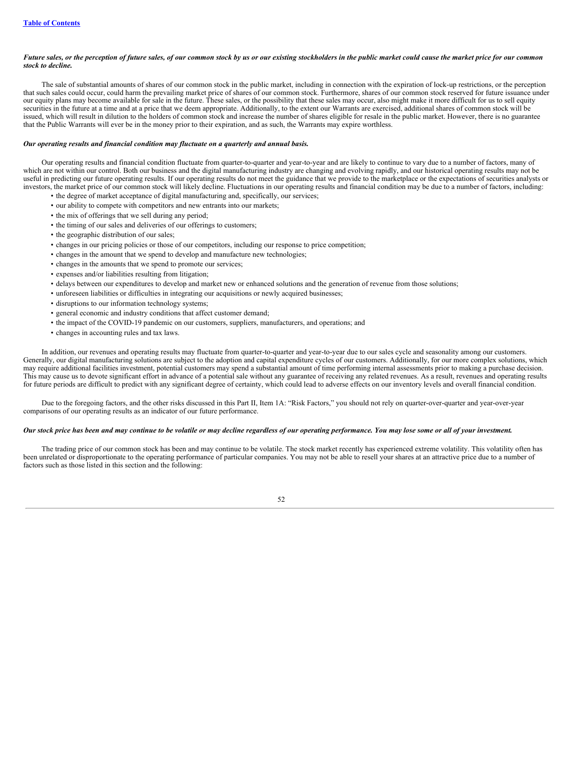***Future sales, or the perception of future sales, of our common stock by us or our existing stockholders in the public market could cause the market price for our common stock to decline.***

The sale of substantial amounts of shares of our common stock in the public market, including in connection with the expiration of lock-up restrictions, or the perception that such sales could occur, could harm the prevailing market price of shares of our common stock. Furthermore, shares of our common stock reserved for future issuance under our equity plans may become available for sale in the future. These sales, or the possibility that these sales may occur, also might make it more difficult for us to sell equity securities in the future at a time and at a price that we deem appropriate. Additionally, to the extent our Warrants are exercised, additional shares of common stock will be issued, which will result in dilution to the holders of common stock and increase the number of shares eligible for resale in the public market. However, there is no guarantee that the Public Warrants will ever be in the money prior to their expiration, and as such, the Warrants may expire worthless.

***Our operating results and financial condition may fluctuate on a quarterly and annual basis.***

Our operating results and financial condition fluctuate from quarter-to-quarter and year-to-year and are likely to continue to vary due to a number of factors, many of which are not within our control. Both our business and the digital manufacturing industry are changing and evolving rapidly, and our historical operating results may not be useful in predicting our future operating results. If our operating results do not meet the guidance that we provide to the marketplace or the expectations of securities analysts or investors, the market price of our common stock will likely decline. Fluctuations in our operating results and financial condition may be due to a number of factors, including:

- the degree of market acceptance of digital manufacturing and, specifically, our services;
- our ability to compete with competitors and new entrants into our markets;
- the mix of offerings that we sell during any period;
- the timing of our sales and deliveries of our offerings to customers;
- the geographic distribution of our sales;
- changes in our pricing policies or those of our competitors, including our response to price competition;
- changes in the amount that we spend to develop and manufacture new technologies;
- changes in the amounts that we spend to promote our services;
- expenses and/or liabilities resulting from litigation;
- delays between our expenditures to develop and market new or enhanced solutions and the generation of revenue from those solutions;
- unforeseen liabilities or difficulties in integrating our acquisitions or newly acquired businesses;
- disruptions to our information technology systems;
- general economic and industry conditions that affect customer demand;
- the impact of the COVID-19 pandemic on our customers, suppliers, manufacturers, and operations; and
- changes in accounting rules and tax laws.

In addition, our revenues and operating results may fluctuate from quarter-to-quarter and year-to-year due to our sales cycle and seasonality among our customers. Generally, our digital manufacturing solutions are subject to the adoption and capital expenditure cycles of our customers. Additionally, for our more complex solutions, which may require additional facilities investment, potential customers may spend a substantial amount of time performing internal assessments prior to making a purchase decision. This may cause us to devote significant effort in advance of a potential sale without any guarantee of receiving any related revenues. As a result, revenues and operating results for future periods are difficult to predict with any significant degree of certainty, which could lead to adverse effects on our inventory levels and overall financial condition.

Due to the foregoing factors, and the other risks discussed in this Part II, Item 1A: "Risk Factors," you should not rely on quarter-over-quarter and year-over-year comparisons of our operating results as an indicator of our future performance.

***Our stock price has been and may continue to be volatile or may decline regardless of our operating performance. You may lose some or all of your investment.***

The trading price of our common stock has been and may continue to be volatile. The stock market recently has experienced extreme volatility. This volatility often has been unrelated or disproportionate to the operating performance of particular companies. You may not be able to resell your shares at an attractive price due to a number of factors such as those listed in this section and the following: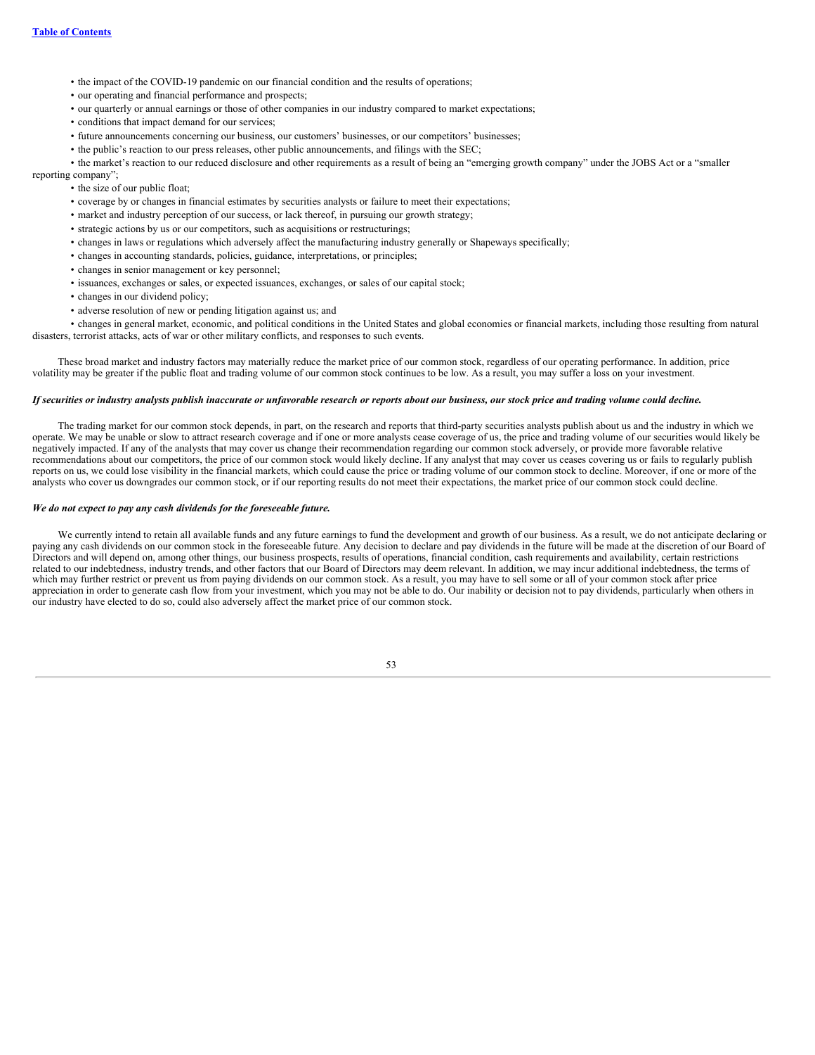- the impact of the COVID-19 pandemic on our financial condition and the results of operations;
- our operating and financial performance and prospects;
- our quarterly or annual earnings or those of other companies in our industry compared to market expectations;
- conditions that impact demand for our services;
- future announcements concerning our business, our customers' businesses, or our competitors' businesses;
- the public's reaction to our press releases, other public announcements, and filings with the SEC;
- the market's reaction to our reduced disclosure and other requirements as a result of being an "emerging growth company" under the JOBS Act or a "smaller reporting company";
- the size of our public float;
- coverage by or changes in financial estimates by securities analysts or failure to meet their expectations;
- market and industry perception of our success, or lack thereof, in pursuing our growth strategy;
- strategic actions by us or our competitors, such as acquisitions or restructurings;
- changes in laws or regulations which adversely affect the manufacturing industry generally or Shapeways specifically;
- changes in accounting standards, policies, guidance, interpretations, or principles;
- changes in senior management or key personnel;
- issuances, exchanges or sales, or expected issuances, exchanges, or sales of our capital stock;
- changes in our dividend policy;
- adverse resolution of new or pending litigation against us; and
- changes in general market, economic, and political conditions in the United States and global economies or financial markets, including those resulting from natural disasters, terrorist attacks, acts of war or other military conflicts, and responses to such events.

These broad market and industry factors may materially reduce the market price of our common stock, regardless of our operating performance. In addition, price volatility may be greater if the public float and trading volume of our common stock continues to be low. As a result, you may suffer a loss on your investment.

***If securities or industry analysts publish inaccurate or unfavorable research or reports about our business, our stock price and trading volume could decline.***

The trading market for our common stock depends, in part, on the research and reports that third-party securities analysts publish about us and the industry in which we operate. We may be unable or slow to attract research coverage and if one or more analysts cease coverage of us, the price and trading volume of our securities would likely be negatively impacted. If any of the analysts that may cover us change their recommendation regarding our common stock adversely, or provide more favorable relative recommendations about our competitors, the price of our common stock would likely decline. If any analyst that may cover us ceases covering us or fails to regularly publish reports on us, we could lose visibility in the financial markets, which could cause the price or trading volume of our common stock to decline. Moreover, if one or more of the analysts who cover us downgrades our common stock, or if our reporting results do not meet their expectations, the market price of our common stock could decline.

***We do not expect to pay any cash dividends for the foreseeable future.***

We currently intend to retain all available funds and any future earnings to fund the development and growth of our business. As a result, we do not anticipate declaring or paying any cash dividends on our common stock in the foreseeable future. Any decision to declare and pay dividends in the future will be made at the discretion of our Board of Directors and will depend on, among other things, our business prospects, results of operations, financial condition, cash requirements and availability, certain restrictions related to our indebtedness, industry trends, and other factors that our Board of Directors may deem relevant. In addition, we may incur additional indebtedness, the terms of which may further restrict or prevent us from paying dividends on our common stock. As a result, you may have to sell some or all of your common stock after price appreciation in order to generate cash flow from your investment, which you may not be able to do. Our inability or decision not to pay dividends, particularly when others in our industry have elected to do so, could also adversely affect the market price of our common stock.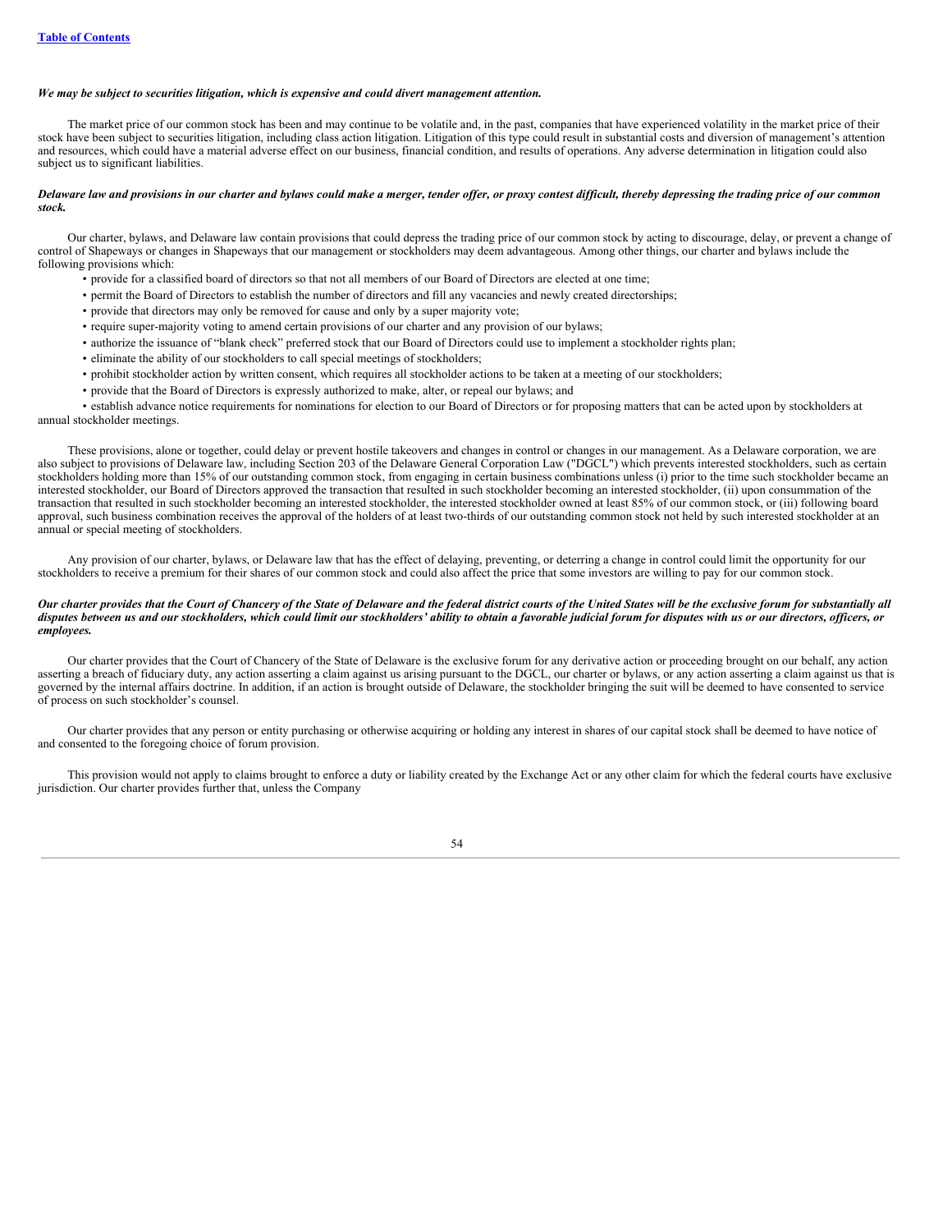*We may be subject to securities litigation, which is expensive and could divert management attention.*

The market price of our common stock has been and may continue to be volatile and, in the past, companies that have experienced volatility in the market price of their stock have been subject to securities litigation, including class action litigation. Litigation of this type could result in substantial costs and diversion of management's attention and resources, which could have a material adverse effect on our business, financial condition, and results of operations. Any adverse determination in litigation could also subject us to significant liabilities.

***Delaware law and provisions in our charter and bylaws could make a merger, tender offer, or proxy contest difficult, thereby depressing the trading price of our common stock.***

Our charter, bylaws, and Delaware law contain provisions that could depress the trading price of our common stock by acting to discourage, delay, or prevent a change of control of Shapeways or changes in Shapeways that our management or stockholders may deem advantageous. Among other things, our charter and bylaws include the following provisions which:

- provide for a classified board of directors so that not all members of our Board of Directors are elected at one time;
- permit the Board of Directors to establish the number of directors and fill any vacancies and newly created directorships;
- provide that directors may only be removed for cause and only by a super majority vote;
- require super-majority voting to amend certain provisions of our charter and any provision of our bylaws;
- authorize the issuance of "blank check" preferred stock that our Board of Directors could use to implement a stockholder rights plan;
- eliminate the ability of our stockholders to call special meetings of stockholders;
- prohibit stockholder action by written consent, which requires all stockholder actions to be taken at a meeting of our stockholders;
- provide that the Board of Directors is expressly authorized to make, alter, or repeal our bylaws; and
- establish advance notice requirements for nominations for election to our Board of Directors or for proposing matters that can be acted upon by stockholders at annual stockholder meetings.

These provisions, alone or together, could delay or prevent hostile takeovers and changes in control or changes in our management. As a Delaware corporation, we are also subject to provisions of Delaware law, including Section 203 of the Delaware General Corporation Law ("DGCL") which prevents interested stockholders, such as certain stockholders holding more than 15% of our outstanding common stock, from engaging in certain business combinations unless (i) prior to the time such stockholder became an interested stockholder, our Board of Directors approved the transaction that resulted in such stockholder becoming an interested stockholder, (ii) upon consummation of the transaction that resulted in such stockholder becoming an interested stockholder, the interested stockholder owned at least 85% of our common stock, or (iii) following board approval, such business combination receives the approval of the holders of at least two-thirds of our outstanding common stock not held by such interested stockholder at an annual or special meeting of stockholders.

Any provision of our charter, bylaws, or Delaware law that has the effect of delaying, preventing, or deterring a change in control could limit the opportunity for our stockholders to receive a premium for their shares of our common stock and could also affect the price that some investors are willing to pay for our common stock.

***Our charter provides that the Court of Chancery of the State of Delaware and the federal district courts of the United States will be the exclusive forum for substantially all disputes between us and our stockholders, which could limit our stockholders' ability to obtain a favorable judicial forum for disputes with us or our directors, officers, or employees.***

Our charter provides that the Court of Chancery of the State of Delaware is the exclusive forum for any derivative action or proceeding brought on our behalf, any action asserting a breach of fiduciary duty, any action asserting a claim against us arising pursuant to the DGCL, our charter or bylaws, or any action asserting a claim against us that is governed by the internal affairs doctrine. In addition, if an action is brought outside of Delaware, the stockholder bringing the suit will be deemed to have consented to service of process on such stockholder's counsel.

Our charter provides that any person or entity purchasing or otherwise acquiring or holding any interest in shares of our capital stock shall be deemed to have notice of and consented to the foregoing choice of forum provision.

This provision would not apply to claims brought to enforce a duty or liability created by the Exchange Act or any other claim for which the federal courts have exclusive jurisdiction. Our charter provides further that, unless the Company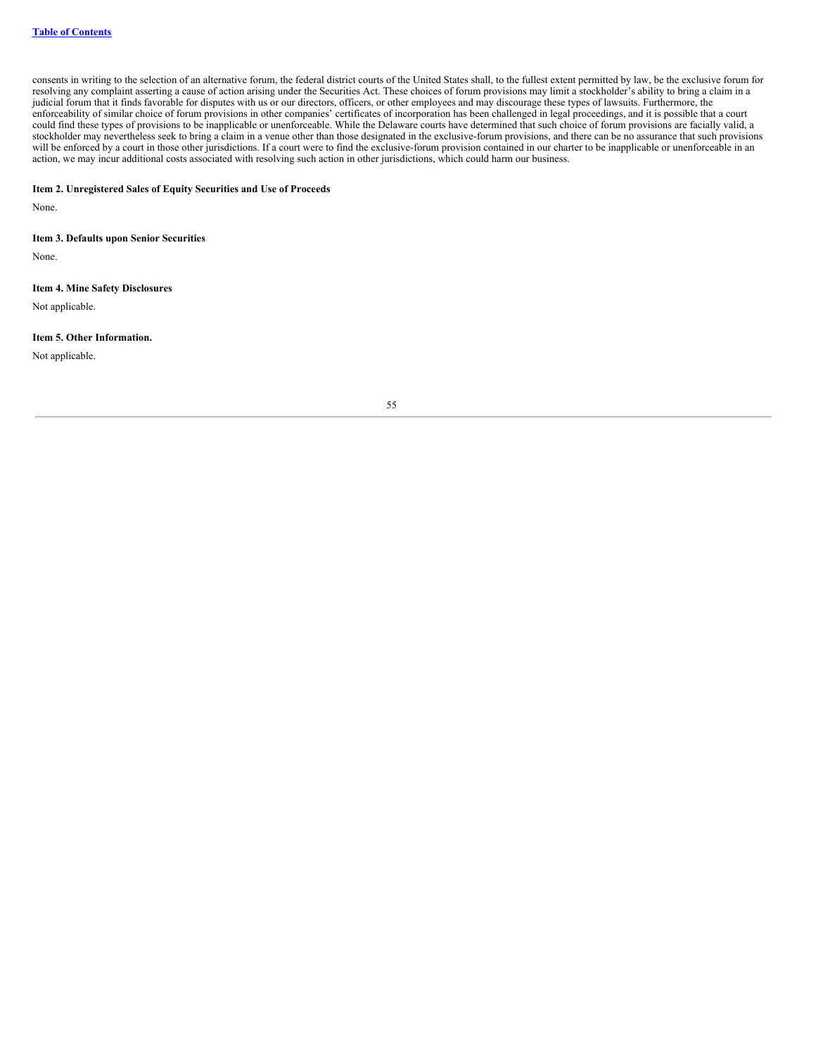consents in writing to the selection of an alternative forum, the federal district courts of the United States shall, to the fullest extent permitted by law, be the exclusive forum for resolving any complaint asserting a cause of action arising under the Securities Act. These choices of forum provisions may limit a stockholder's ability to bring a claim in a judicial forum that it finds favorable for disputes with us or our directors, officers, or other employees and may discourage these types of lawsuits. Furthermore, the enforceability of similar choice of forum provisions in other companies' certificates of incorporation has been challenged in legal proceedings, and it is possible that a court could find these types of provisions to be inapplicable or unenforceable. While the Delaware courts have determined that such choice of forum provisions are facially valid, a stockholder may nevertheless seek to bring a claim in a venue other than those designated in the exclusive-forum provisions, and there can be no assurance that such provisions will be enforced by a court in those other jurisdictions. If a court were to find the exclusive-forum provision contained in our charter to be inapplicable or unenforceable in an action, we may incur additional costs associated with resolving such action in other jurisdictions, which could harm our business.

**Item 2. Unregistered Sales of Equity Securities and Use of Proceeds**

None.

**Item 3. Defaults upon Senior Securities**

None.

**Item 4. Mine Safety Disclosures**

Not applicable.

**Item 5. Other Information.**

Not applicable.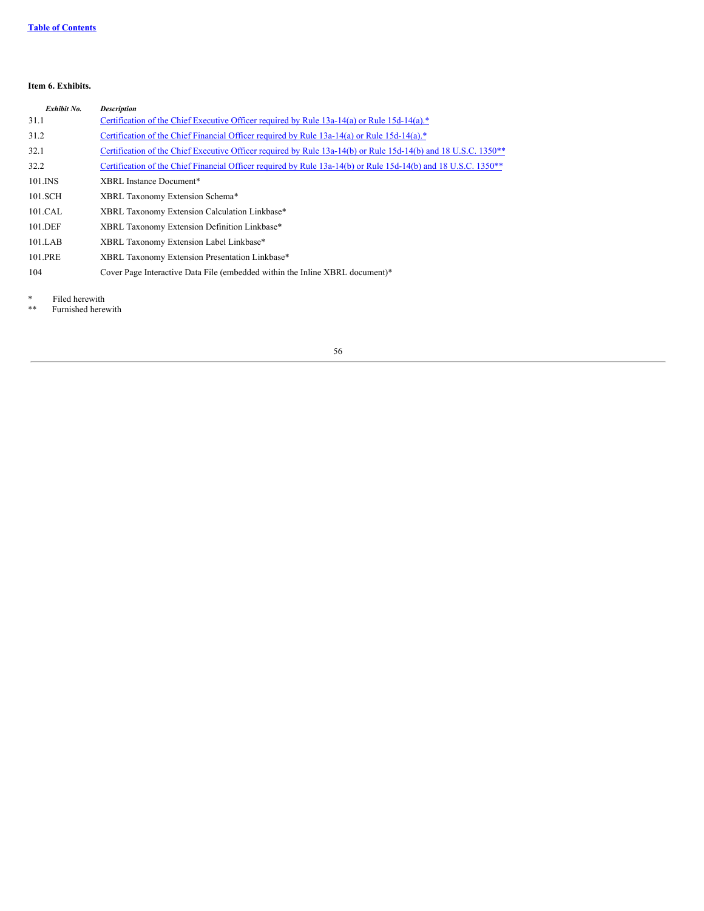**Item 6. Exhibits.**

| *Exhibit No.* | *Description* |
| --- | --- |
| 31.1 | Certification of the Chief Executive Officer required by Rule 13a-14(a) or Rule 15d-14(a).* |
| 31.2 | Certification of the Chief Financial Officer required by Rule 13a-14(a) or Rule 15d-14(a).* |
| 32.1 | Certification of the Chief Executive Officer required by Rule 13a-14(b) or Rule 15d-14(b) and 18 U.S.C. 1350** |
| 32.2 | Certification of the Chief Financial Officer required by Rule 13a-14(b) or Rule 15d-14(b) and 18 U.S.C. 1350** |
| 101.INS | XBRL Instance Document* |
| 101.SCH | XBRL Taxonomy Extension Schema* |
| 101.CAL | XBRL Taxonomy Extension Calculation Linkbase* |
| 101.DEF | XBRL Taxonomy Extension Definition Linkbase* |
| 101.LAB | XBRL Taxonomy Extension Label Linkbase* |
| 101.PRE | XBRL Taxonomy Extension Presentation Linkbase* |
| 104 | Cover Page Interactive Data File (embedded within the Inline XBRL document)* |

\* Filed herewith

\*\* Furnished herewith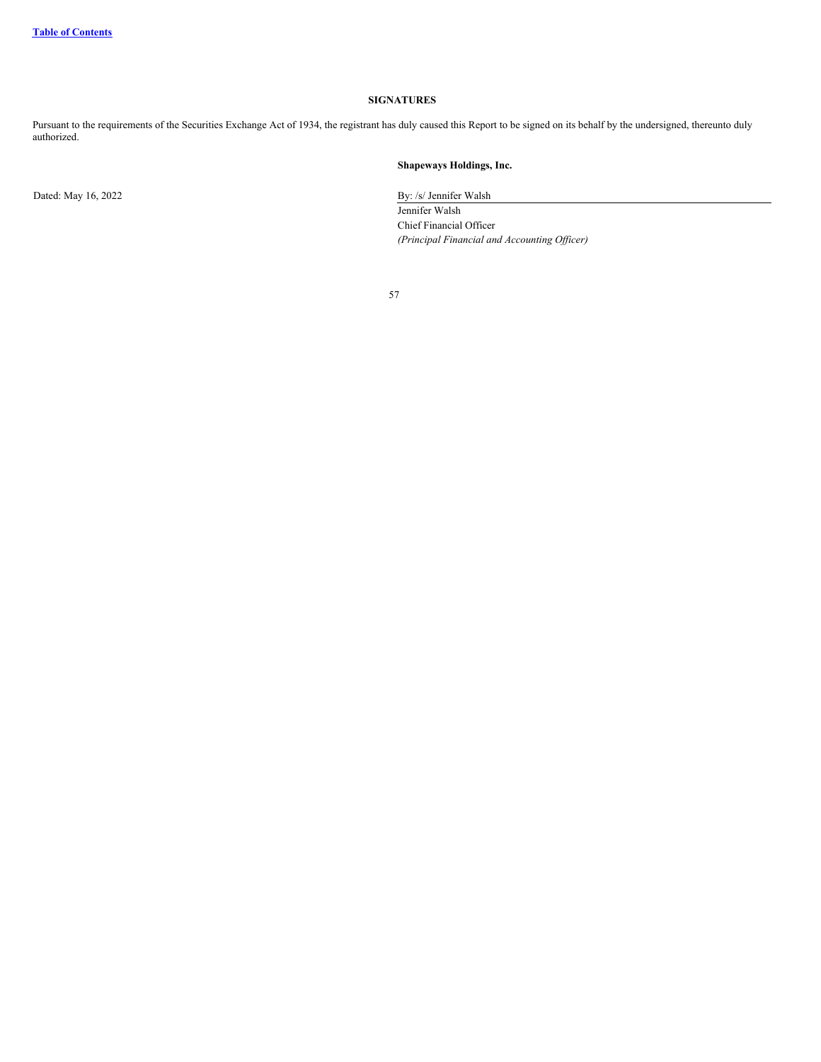## SIGNATURES

Pursuant to the requirements of the Securities Exchange Act of 1934, the registrant has duly caused this Report to be signed on its behalf by the undersigned, thereunto duly authorized.

**Shapeways Holdings, Inc.**

Dated: May 16, 2022

By: /s/ Jennifer Walsh
Jennifer Walsh
Chief Financial Officer
*(Principal Financial and Accounting Officer)*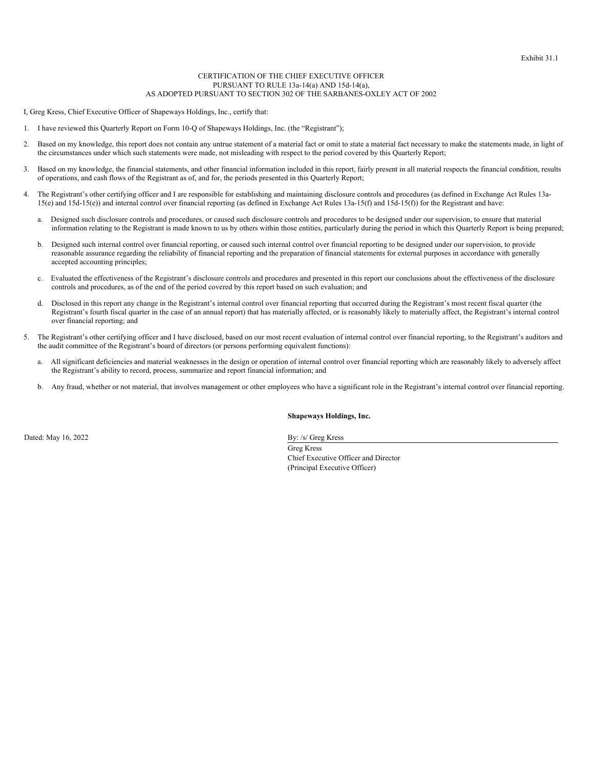Exhibit 31.1

CERTIFICATION OF THE CHIEF EXECUTIVE OFFICER
PURSUANT TO RULE 13a-14(a) AND 15d-14(a),
AS ADOPTED PURSUANT TO SECTION 302 OF THE SARBANES-OXLEY ACT OF 2002

I, Greg Kress, Chief Executive Officer of Shapeways Holdings, Inc., certify that:

1. I have reviewed this Quarterly Report on Form 10-Q of Shapeways Holdings, Inc. (the "Registrant");

2. Based on my knowledge, this report does not contain any untrue statement of a material fact or omit to state a material fact necessary to make the statements made, in light of the circumstances under which such statements were made, not misleading with respect to the period covered by this Quarterly Report;

3. Based on my knowledge, the financial statements, and other financial information included in this report, fairly present in all material respects the financial condition, results of operations, and cash flows of the Registrant as of, and for, the periods presented in this Quarterly Report;

4. The Registrant's other certifying officer and I are responsible for establishing and maintaining disclosure controls and procedures (as defined in Exchange Act Rules 13a-15(e) and 15d-15(e)) and internal control over financial reporting (as defined in Exchange Act Rules 13a-15(f) and 15d-15(f)) for the Registrant and have:

   a. Designed such disclosure controls and procedures, or caused such disclosure controls and procedures to be designed under our supervision, to ensure that material information relating to the Registrant is made known to us by others within those entities, particularly during the period in which this Quarterly Report is being prepared;

   b. Designed such internal control over financial reporting, or caused such internal control over financial reporting to be designed under our supervision, to provide reasonable assurance regarding the reliability of financial reporting and the preparation of financial statements for external purposes in accordance with generally accepted accounting principles;

   c. Evaluated the effectiveness of the Registrant's disclosure controls and procedures and presented in this report our conclusions about the effectiveness of the disclosure controls and procedures, as of the end of the period covered by this report based on such evaluation; and

   d. Disclosed in this report any change in the Registrant's internal control over financial reporting that occurred during the Registrant's most recent fiscal quarter (the Registrant's fourth fiscal quarter in the case of an annual report) that has materially affected, or is reasonably likely to materially affect, the Registrant's internal control over financial reporting; and

5. The Registrant's other certifying officer and I have disclosed, based on our most recent evaluation of internal control over financial reporting, to the Registrant's auditors and the audit committee of the Registrant's board of directors (or persons performing equivalent functions):

   a. All significant deficiencies and material weaknesses in the design or operation of internal control over financial reporting which are reasonably likely to adversely affect the Registrant's ability to record, process, summarize and report financial information; and

   b. Any fraud, whether or not material, that involves management or other employees who have a significant role in the Registrant's internal control over financial reporting.

**Shapeways Holdings, Inc.**

Dated: May 16, 2022

By: /s/ Greg Kress
Greg Kress
Chief Executive Officer and Director
(Principal Executive Officer)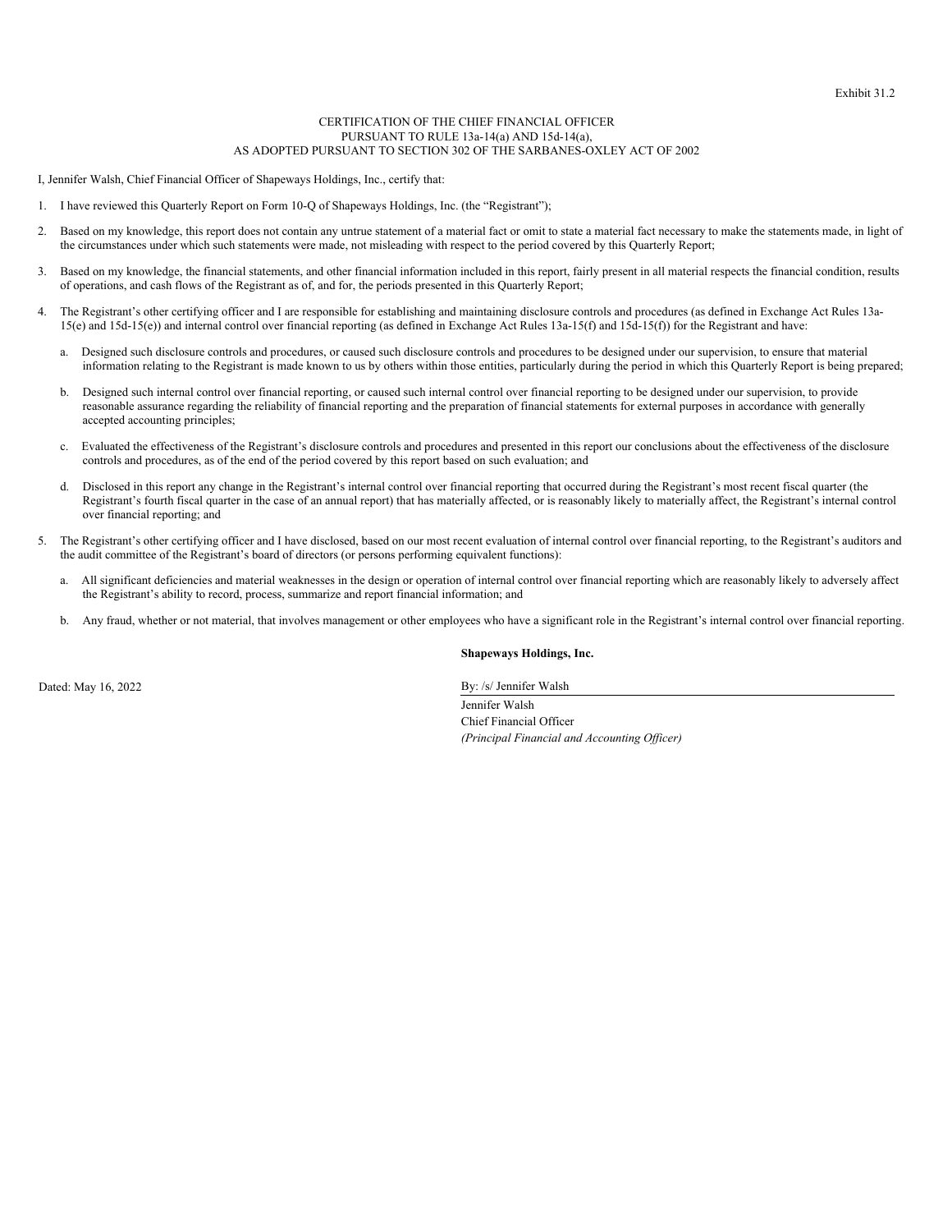Exhibit 31.2

CERTIFICATION OF THE CHIEF FINANCIAL OFFICER
PURSUANT TO RULE 13a-14(a) AND 15d-14(a),
AS ADOPTED PURSUANT TO SECTION 302 OF THE SARBANES-OXLEY ACT OF 2002

I, Jennifer Walsh, Chief Financial Officer of Shapeways Holdings, Inc., certify that:

1. I have reviewed this Quarterly Report on Form 10-Q of Shapeways Holdings, Inc. (the "Registrant");
2. Based on my knowledge, this report does not contain any untrue statement of a material fact or omit to state a material fact necessary to make the statements made, in light of the circumstances under which such statements were made, not misleading with respect to the period covered by this Quarterly Report;
3. Based on my knowledge, the financial statements, and other financial information included in this report, fairly present in all material respects the financial condition, results of operations, and cash flows of the Registrant as of, and for, the periods presented in this Quarterly Report;
4. The Registrant's other certifying officer and I are responsible for establishing and maintaining disclosure controls and procedures (as defined in Exchange Act Rules 13a-15(e) and 15d-15(e)) and internal control over financial reporting (as defined in Exchange Act Rules 13a-15(f) and 15d-15(f)) for the Registrant and have:
   a. Designed such disclosure controls and procedures, or caused such disclosure controls and procedures to be designed under our supervision, to ensure that material information relating to the Registrant is made known to us by others within those entities, particularly during the period in which this Quarterly Report is being prepared;
   b. Designed such internal control over financial reporting, or caused such internal control over financial reporting to be designed under our supervision, to provide reasonable assurance regarding the reliability of financial reporting and the preparation of financial statements for external purposes in accordance with generally accepted accounting principles;
   c. Evaluated the effectiveness of the Registrant's disclosure controls and procedures and presented in this report our conclusions about the effectiveness of the disclosure controls and procedures, as of the end of the period covered by this report based on such evaluation; and
   d. Disclosed in this report any change in the Registrant's internal control over financial reporting that occurred during the Registrant's most recent fiscal quarter (the Registrant's fourth fiscal quarter in the case of an annual report) that has materially affected, or is reasonably likely to materially affect, the Registrant's internal control over financial reporting; and
5. The Registrant's other certifying officer and I have disclosed, based on our most recent evaluation of internal control over financial reporting, to the Registrant's auditors and the audit committee of the Registrant's board of directors (or persons performing equivalent functions):
   a. All significant deficiencies and material weaknesses in the design or operation of internal control over financial reporting which are reasonably likely to adversely affect the Registrant's ability to record, process, summarize and report financial information; and
   b. Any fraud, whether or not material, that involves management or other employees who have a significant role in the Registrant's internal control over financial reporting.

**Shapeways Holdings, Inc.**

Dated: May 16, 2022

By: /s/ Jennifer Walsh
Jennifer Walsh
Chief Financial Officer
*(Principal Financial and Accounting Officer)*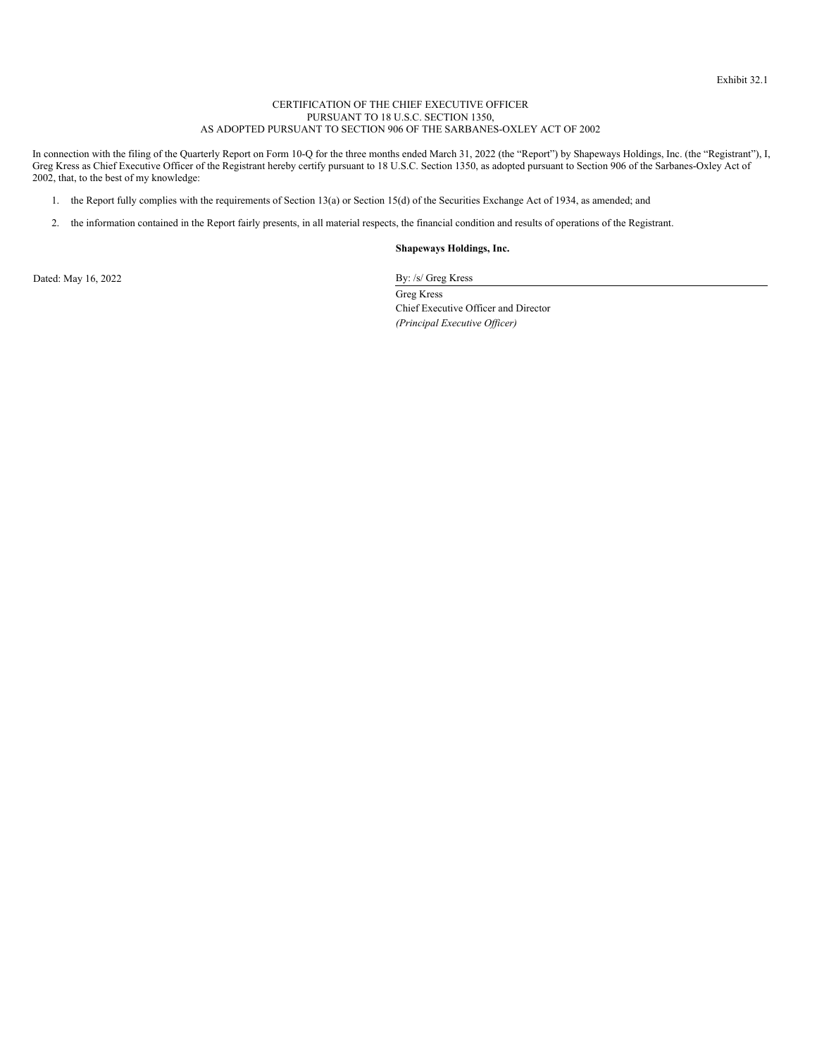Exhibit 32.1

CERTIFICATION OF THE CHIEF EXECUTIVE OFFICER
PURSUANT TO 18 U.S.C. SECTION 1350,
AS ADOPTED PURSUANT TO SECTION 906 OF THE SARBANES-OXLEY ACT OF 2002

In connection with the filing of the Quarterly Report on Form 10-Q for the three months ended March 31, 2022 (the "Report") by Shapeways Holdings, Inc. (the "Registrant"), I, Greg Kress as Chief Executive Officer of the Registrant hereby certify pursuant to 18 U.S.C. Section 1350, as adopted pursuant to Section 906 of the Sarbanes-Oxley Act of 2002, that, to the best of my knowledge:

1. the Report fully complies with the requirements of Section 13(a) or Section 15(d) of the Securities Exchange Act of 1934, as amended; and

2. the information contained in the Report fairly presents, in all material respects, the financial condition and results of operations of the Registrant.

**Shapeways Holdings, Inc.**

Dated: May 16, 2022

By: /s/ Greg Kress

Greg Kress
Chief Executive Officer and Director
*(Principal Executive Officer)*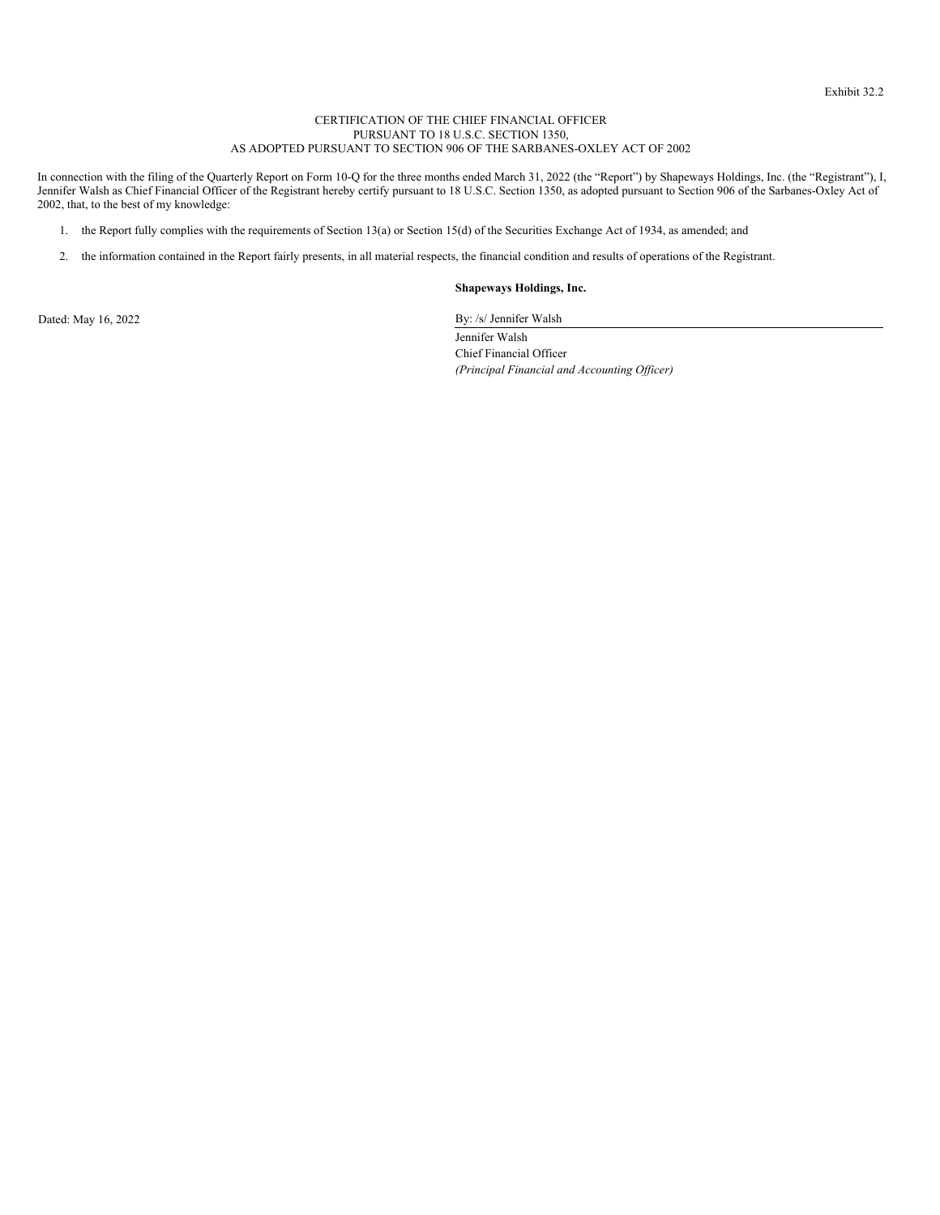Exhibit 32.2

CERTIFICATION OF THE CHIEF FINANCIAL OFFICER
PURSUANT TO 18 U.S.C. SECTION 1350,
AS ADOPTED PURSUANT TO SECTION 906 OF THE SARBANES-OXLEY ACT OF 2002

In connection with the filing of the Quarterly Report on Form 10-Q for the three months ended March 31, 2022 (the "Report") by Shapeways Holdings, Inc. (the "Registrant"), I, Jennifer Walsh as Chief Financial Officer of the Registrant hereby certify pursuant to 18 U.S.C. Section 1350, as adopted pursuant to Section 906 of the Sarbanes-Oxley Act of 2002, that, to the best of my knowledge:

1. the Report fully complies with the requirements of Section 13(a) or Section 15(d) of the Securities Exchange Act of 1934, as amended; and

2. the information contained in the Report fairly presents, in all material respects, the financial condition and results of operations of the Registrant.

**Shapeways Holdings, Inc.**

Dated: May 16, 2022

By: /s/ Jennifer Walsh

Jennifer Walsh
Chief Financial Officer
*(Principal Financial and Accounting Officer)*